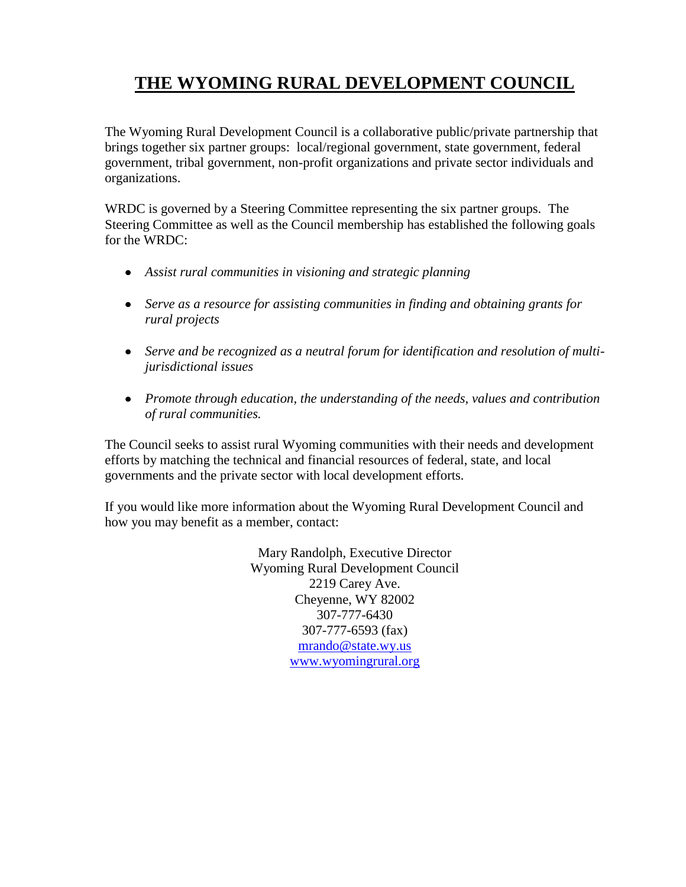# THE WYOMING RURAL DEVELOPMENT COUNCIL

The Wyoming Rural Development Council is a collaborative public/private partnership that brings together six partner groups: local/regional government, state government, federal government, tribal government, non-profit organizations and private sector individuals and organizations.

WRDC is governed by a Steering Committee representing the six partner groups. The Steering Committee as well as the Council membership has established the following goals for the WRDC:

- *Assist rural communities in visioning and strategic planning*
- *Serve as a resource for assisting communities in finding and obtaining grants for rural projects*
- *Serve and be recognized as a neutral forum for identification and resolution of multi-jurisdictional issues*
- *Promote through education, the understanding of the needs, values and contribution of rural communities.*

The Council seeks to assist rural Wyoming communities with their needs and development efforts by matching the technical and financial resources of federal, state, and local governments and the private sector with local development efforts.

If you would like more information about the Wyoming Rural Development Council and how you may benefit as a member, contact:

Mary Randolph, Executive Director
Wyoming Rural Development Council
2219 Carey Ave.
Cheyenne, WY 82002
307-777-6430
307-777-6593 (fax)
mrando@state.wy.us
www.wyomingrural.org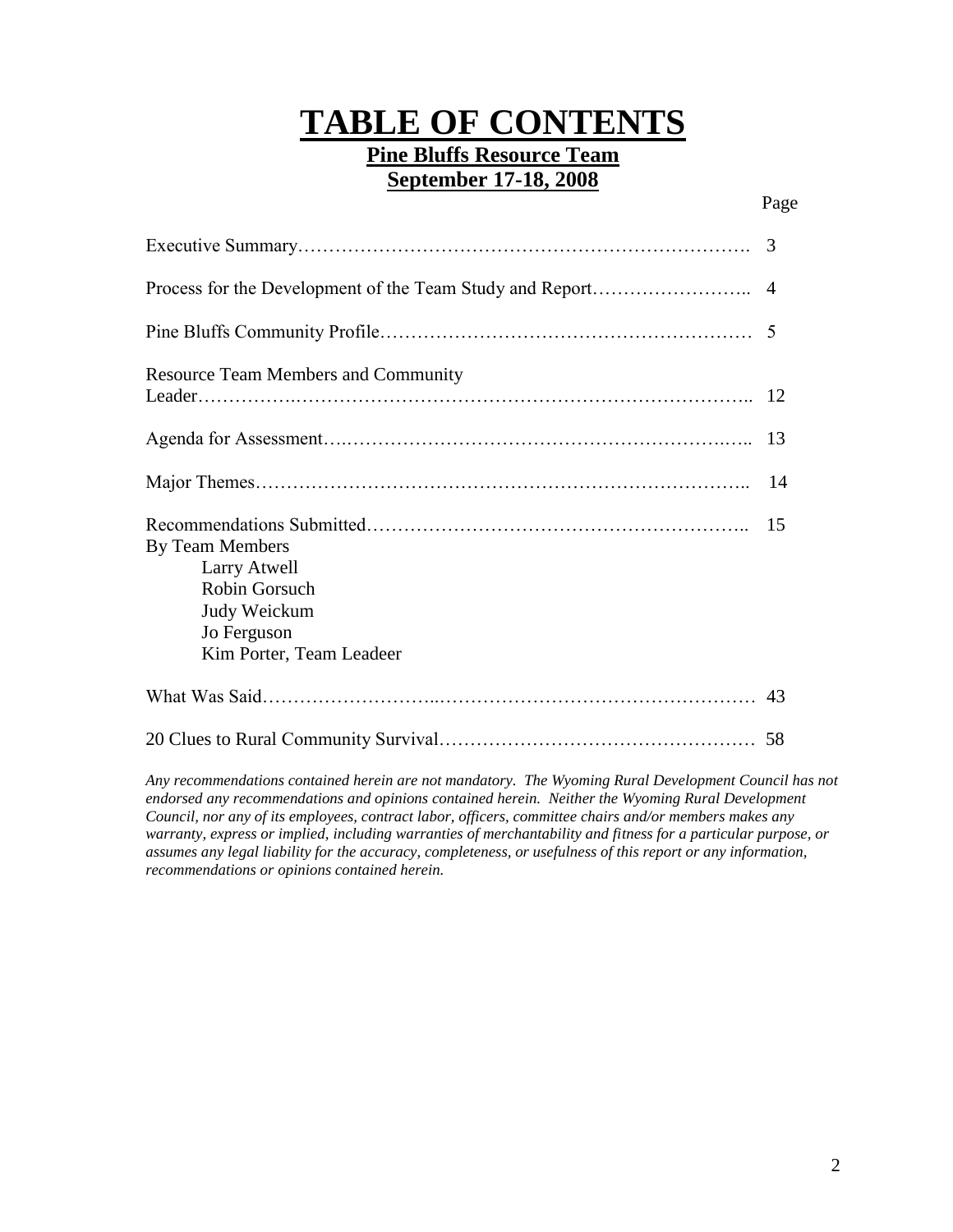# TABLE OF CONTENTS

## Pine Bluffs Resource Team

## September 17-18, 2008

| | Page |
|---|---|
| Executive Summary | 3 |
| Process for the Development of the Team Study and Report | 4 |
| Pine Bluffs Community Profile | 5 |
| Resource Team Members and Community Leader | 12 |
| Agenda for Assessment | 13 |
| Major Themes | 14 |
| Recommendations Submitted By Team Members | 15 |
| Larry Atwell | |
| Robin Gorsuch | |
| Judy Weickum | |
| Jo Ferguson | |
| Kim Porter, Team Leadeer | |
| What Was Said | 43 |
| 20 Clues to Rural Community Survival | 58 |

*Any recommendations contained herein are not mandatory. The Wyoming Rural Development Council has not endorsed any recommendations and opinions contained herein. Neither the Wyoming Rural Development Council, nor any of its employees, contract labor, officers, committee chairs and/or members makes any warranty, express or implied, including warranties of merchantability and fitness for a particular purpose, or assumes any legal liability for the accuracy, completeness, or usefulness of this report or any information, recommendations or opinions contained herein.*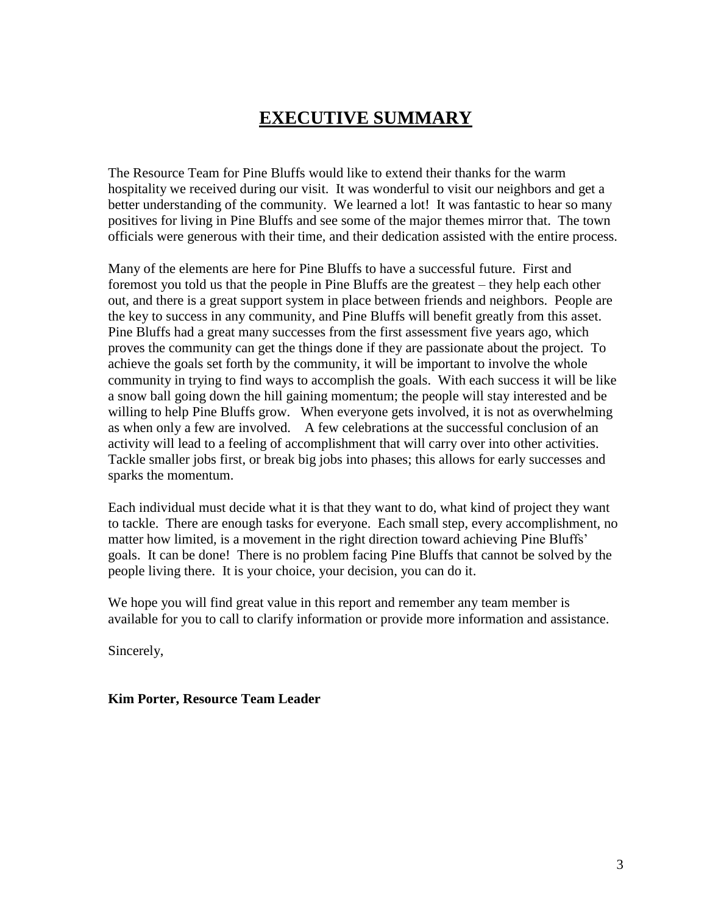# EXECUTIVE SUMMARY

The Resource Team for Pine Bluffs would like to extend their thanks for the warm hospitality we received during our visit. It was wonderful to visit our neighbors and get a better understanding of the community. We learned a lot! It was fantastic to hear so many positives for living in Pine Bluffs and see some of the major themes mirror that. The town officials were generous with their time, and their dedication assisted with the entire process.

Many of the elements are here for Pine Bluffs to have a successful future. First and foremost you told us that the people in Pine Bluffs are the greatest – they help each other out, and there is a great support system in place between friends and neighbors. People are the key to success in any community, and Pine Bluffs will benefit greatly from this asset. Pine Bluffs had a great many successes from the first assessment five years ago, which proves the community can get the things done if they are passionate about the project. To achieve the goals set forth by the community, it will be important to involve the whole community in trying to find ways to accomplish the goals. With each success it will be like a snow ball going down the hill gaining momentum; the people will stay interested and be willing to help Pine Bluffs grow. When everyone gets involved, it is not as overwhelming as when only a few are involved. A few celebrations at the successful conclusion of an activity will lead to a feeling of accomplishment that will carry over into other activities. Tackle smaller jobs first, or break big jobs into phases; this allows for early successes and sparks the momentum.

Each individual must decide what it is that they want to do, what kind of project they want to tackle. There are enough tasks for everyone. Each small step, every accomplishment, no matter how limited, is a movement in the right direction toward achieving Pine Bluffs' goals. It can be done! There is no problem facing Pine Bluffs that cannot be solved by the people living there. It is your choice, your decision, you can do it.

We hope you will find great value in this report and remember any team member is available for you to call to clarify information or provide more information and assistance.

Sincerely,

**Kim Porter, Resource Team Leader**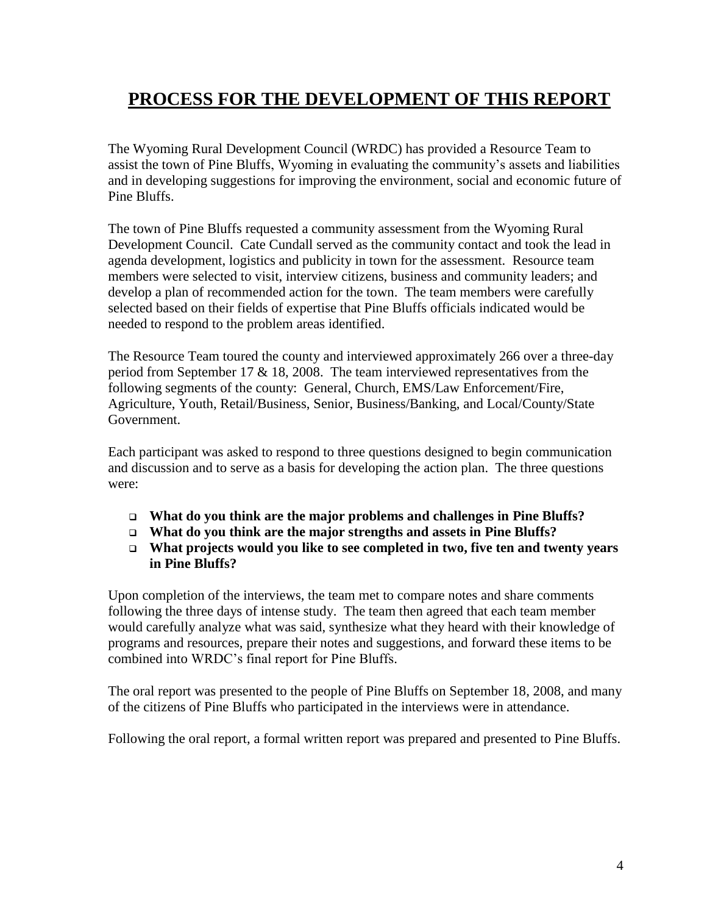# PROCESS FOR THE DEVELOPMENT OF THIS REPORT

The Wyoming Rural Development Council (WRDC) has provided a Resource Team to assist the town of Pine Bluffs, Wyoming in evaluating the community's assets and liabilities and in developing suggestions for improving the environment, social and economic future of Pine Bluffs.

The town of Pine Bluffs requested a community assessment from the Wyoming Rural Development Council. Cate Cundall served as the community contact and took the lead in agenda development, logistics and publicity in town for the assessment. Resource team members were selected to visit, interview citizens, business and community leaders; and develop a plan of recommended action for the town. The team members were carefully selected based on their fields of expertise that Pine Bluffs officials indicated would be needed to respond to the problem areas identified.

The Resource Team toured the county and interviewed approximately 266 over a three-day period from September 17 & 18, 2008. The team interviewed representatives from the following segments of the county: General, Church, EMS/Law Enforcement/Fire, Agriculture, Youth, Retail/Business, Senior, Business/Banking, and Local/County/State Government.

Each participant was asked to respond to three questions designed to begin communication and discussion and to serve as a basis for developing the action plan. The three questions were:

- **What do you think are the major problems and challenges in Pine Bluffs?**
- **What do you think are the major strengths and assets in Pine Bluffs?**
- **What projects would you like to see completed in two, five ten and twenty years in Pine Bluffs?**

Upon completion of the interviews, the team met to compare notes and share comments following the three days of intense study. The team then agreed that each team member would carefully analyze what was said, synthesize what they heard with their knowledge of programs and resources, prepare their notes and suggestions, and forward these items to be combined into WRDC's final report for Pine Bluffs.

The oral report was presented to the people of Pine Bluffs on September 18, 2008, and many of the citizens of Pine Bluffs who participated in the interviews were in attendance.

Following the oral report, a formal written report was prepared and presented to Pine Bluffs.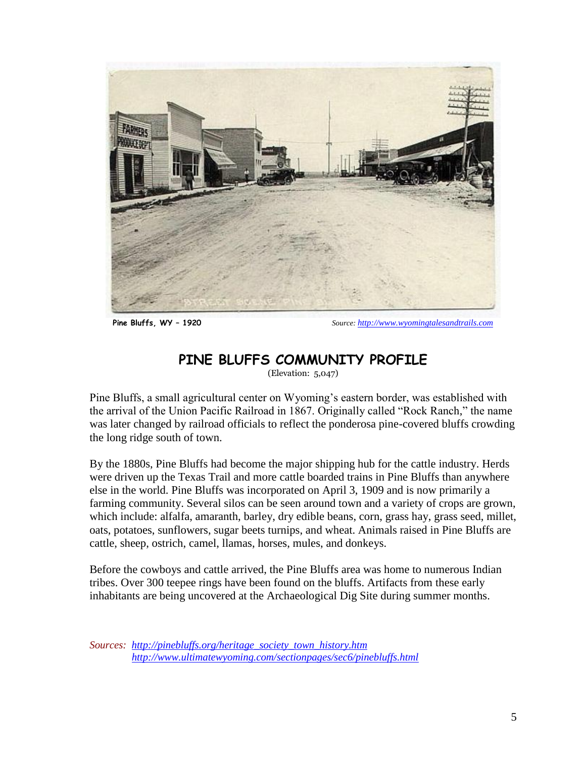Pine Bluffs, WY – 1920 *Source: [http://www.wyomingtalesandtrails.com](http://www.wyomingtalesandtrails.com)*

## PINE BLUFFS COMMUNITY PROFILE

(Elevation: 5,047)

Pine Bluffs, a small agricultural center on Wyoming's eastern border, was established with the arrival of the Union Pacific Railroad in 1867. Originally called "Rock Ranch," the name was later changed by railroad officials to reflect the ponderosa pine-covered bluffs crowding the long ridge south of town.

By the 1880s, Pine Bluffs had become the major shipping hub for the cattle industry. Herds were driven up the Texas Trail and more cattle boarded trains in Pine Bluffs than anywhere else in the world. Pine Bluffs was incorporated on April 3, 1909 and is now primarily a farming community. Several silos can be seen around town and a variety of crops are grown, which include: alfalfa, amaranth, barley, dry edible beans, corn, grass hay, grass seed, millet, oats, potatoes, sunflowers, sugar beets turnips, and wheat. Animals raised in Pine Bluffs are cattle, sheep, ostrich, camel, llamas, horses, mules, and donkeys.

Before the cowboys and cattle arrived, the Pine Bluffs area was home to numerous Indian tribes. Over 300 teepee rings have been found on the bluffs. Artifacts from these early inhabitants are being uncovered at the Archaeological Dig Site during summer months.

*Sources:* [http://pinebluffs.org/heritage_society_town_history.htm](http://pinebluffs.org/heritage_society_town_history.htm)
[http://www.ultimatewyoming.com/sectionpages/sec6/pinebluffs.html](http://www.ultimatewyoming.com/sectionpages/sec6/pinebluffs.html)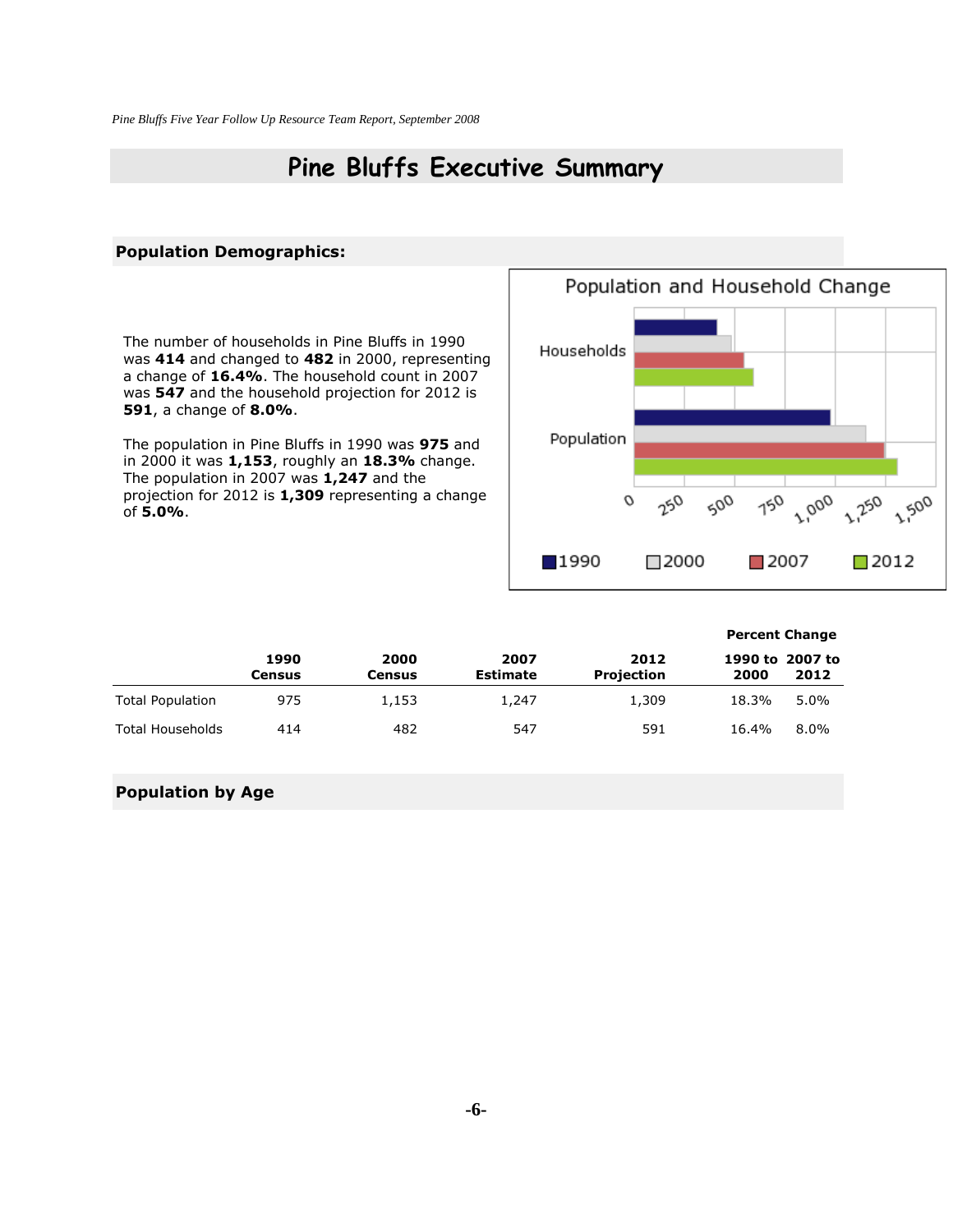# Pine Bluffs Executive Summary

## Population Demographics:

The number of households in Pine Bluffs in 1990 was **414** and changed to **482** in 2000, representing a change of **16.4%**. The household count in 2007 was **547** and the household projection for 2012 is **591**, a change of **8.0%**.

The population in Pine Bluffs in 1990 was **975** and in 2000 it was **1,153**, roughly an **18.3%** change. The population in 2007 was **1,247** and the projection for 2012 is **1,309** representing a change of **5.0%**.

| | 1990 Census | 2000 Census | 2007 Estimate | 2012 Projection | Percent Change 1990 to 2000 | Percent Change 2007 to 2012 |
|---|---|---|---|---|---|---|
| Total Population | 975 | 1,153 | 1,247 | 1,309 | 18.3% | 5.0% |
| Total Households | 414 | 482 | 547 | 591 | 16.4% | 8.0% |

## Population by Age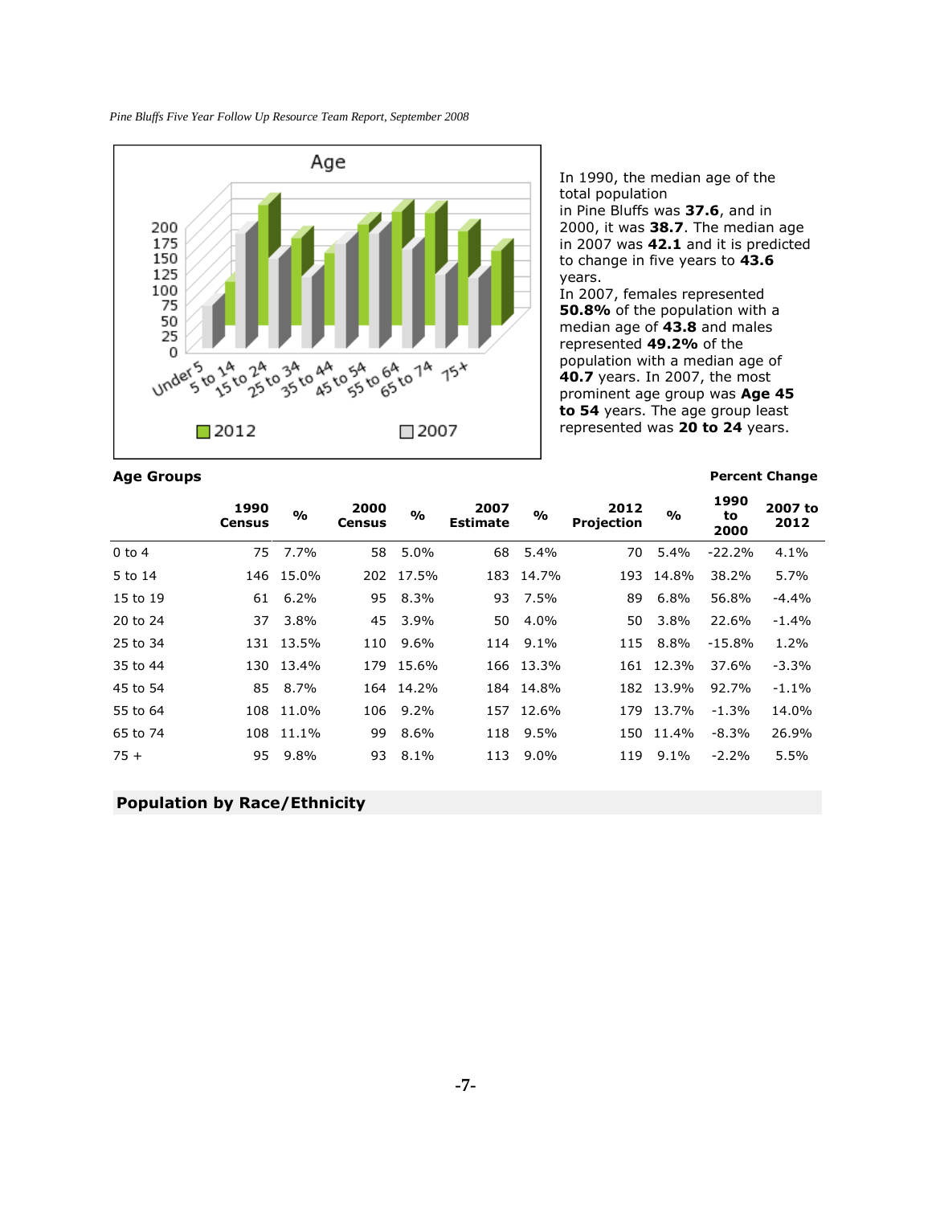In 1990, the median age of the total population in Pine Bluffs was **37.6**, and in 2000, it was **38.7**. The median age in 2007 was **42.1** and it is predicted to change in five years to **43.6** years.

In 2007, females represented **50.8%** of the population with a median age of **43.8** and males represented **49.2%** of the population with a median age of **40.7** years. In 2007, the most prominent age group was **Age 45 to 54** years. The age group least represented was **20 to 24** years.

### Age Groups

| | 1990 Census | % | 2000 Census | % | 2007 Estimate | % | 2012 Projection | % | Percent Change 1990 to 2000 | Percent Change 2007 to 2012 |
|---|---|---|---|---|---|---|---|---|---|---|
| 0 to 4 | 75 | 7.7% | 58 | 5.0% | 68 | 5.4% | 70 | 5.4% | -22.2% | 4.1% |
| 5 to 14 | 146 | 15.0% | 202 | 17.5% | 183 | 14.7% | 193 | 14.8% | 38.2% | 5.7% |
| 15 to 19 | 61 | 6.2% | 95 | 8.3% | 93 | 7.5% | 89 | 6.8% | 56.8% | -4.4% |
| 20 to 24 | 37 | 3.8% | 45 | 3.9% | 50 | 4.0% | 50 | 3.8% | 22.6% | -1.4% |
| 25 to 34 | 131 | 13.5% | 110 | 9.6% | 114 | 9.1% | 115 | 8.8% | -15.8% | 1.2% |
| 35 to 44 | 130 | 13.4% | 179 | 15.6% | 166 | 13.3% | 161 | 12.3% | 37.6% | -3.3% |
| 45 to 54 | 85 | 8.7% | 164 | 14.2% | 184 | 14.8% | 182 | 13.9% | 92.7% | -1.1% |
| 55 to 64 | 108 | 11.0% | 106 | 9.2% | 157 | 12.6% | 179 | 13.7% | -1.3% | 14.0% |
| 65 to 74 | 108 | 11.1% | 99 | 8.6% | 118 | 9.5% | 150 | 11.4% | -8.3% | 26.9% |
| 75 + | 95 | 9.8% | 93 | 8.1% | 113 | 9.0% | 119 | 9.1% | -2.2% | 5.5% |

## Population by Race/Ethnicity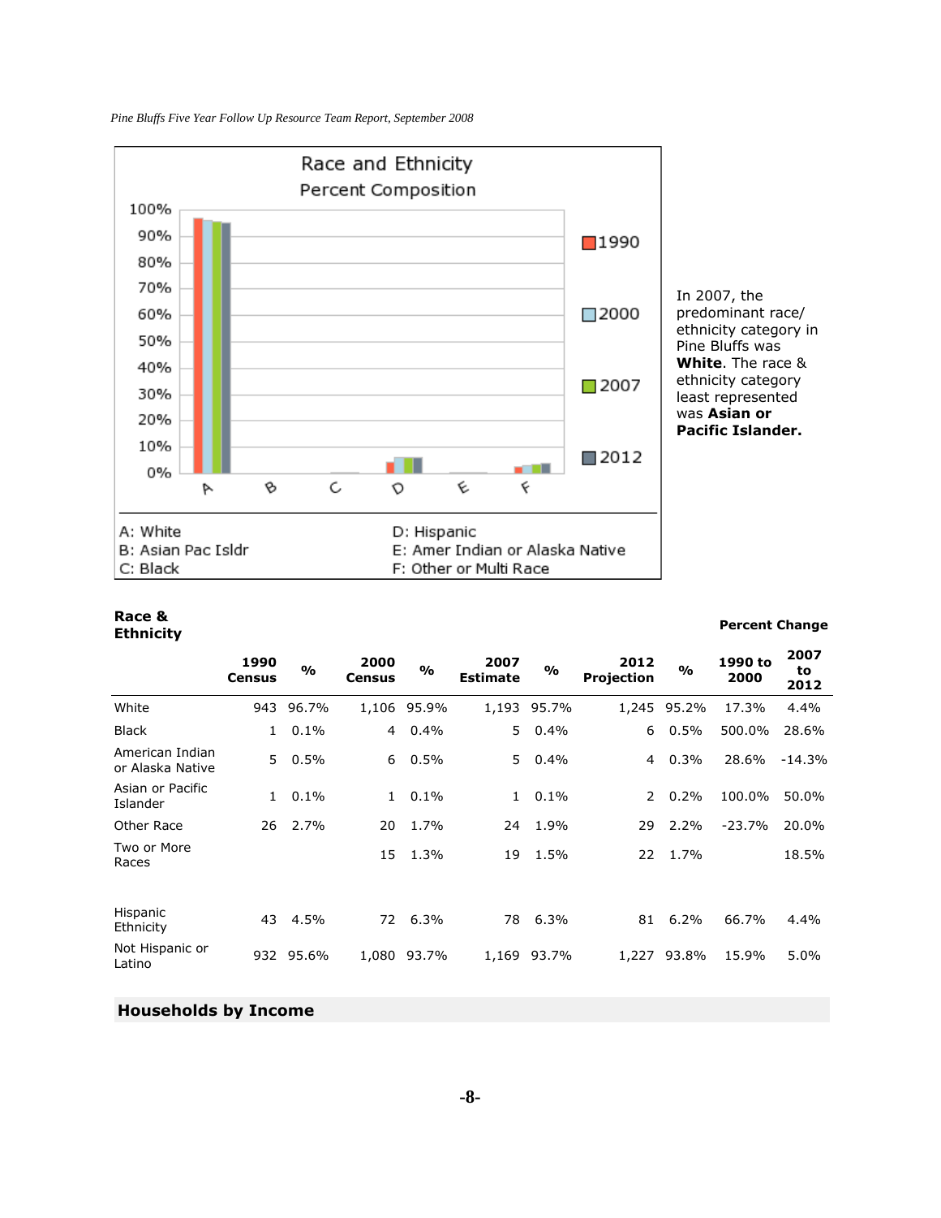Race and Ethnicity

Percent Composition

A: White
B: Asian Pac Isldr
C: Black
D: Hispanic
E: Amer Indian or Alaska Native
F: Other or Multi Race

In 2007, the predominant race/ ethnicity category in Pine Bluffs was **White**. The race & ethnicity category least represented was **Asian or Pacific Islander.**

**Race & Ethnicity**

| | 1990 Census | % | 2000 Census | % | 2007 Estimate | % | 2012 Projection | % | Percent Change 1990 to 2000 | Percent Change 2007 to 2012 |
|---|---|---|---|---|---|---|---|---|---|---|
| White | 943 | 96.7% | 1,106 | 95.9% | 1,193 | 95.7% | 1,245 | 95.2% | 17.3% | 4.4% |
| Black | 1 | 0.1% | 4 | 0.4% | 5 | 0.4% | 6 | 0.5% | 500.0% | 28.6% |
| American Indian or Alaska Native | 5 | 0.5% | 6 | 0.5% | 5 | 0.4% | 4 | 0.3% | 28.6% | -14.3% |
| Asian or Pacific Islander | 1 | 0.1% | 1 | 0.1% | 1 | 0.1% | 2 | 0.2% | 100.0% | 50.0% |
| Other Race | 26 | 2.7% | 20 | 1.7% | 24 | 1.9% | 29 | 2.2% | -23.7% | 20.0% |
| Two or More Races | | | 15 | 1.3% | 19 | 1.5% | 22 | 1.7% | | 18.5% |
| | | | | | | | | | | |
| Hispanic Ethnicity | 43 | 4.5% | 72 | 6.3% | 78 | 6.3% | 81 | 6.2% | 66.7% | 4.4% |
| Not Hispanic or Latino | 932 | 95.6% | 1,080 | 93.7% | 1,169 | 93.7% | 1,227 | 93.8% | 15.9% | 5.0% |

## Households by Income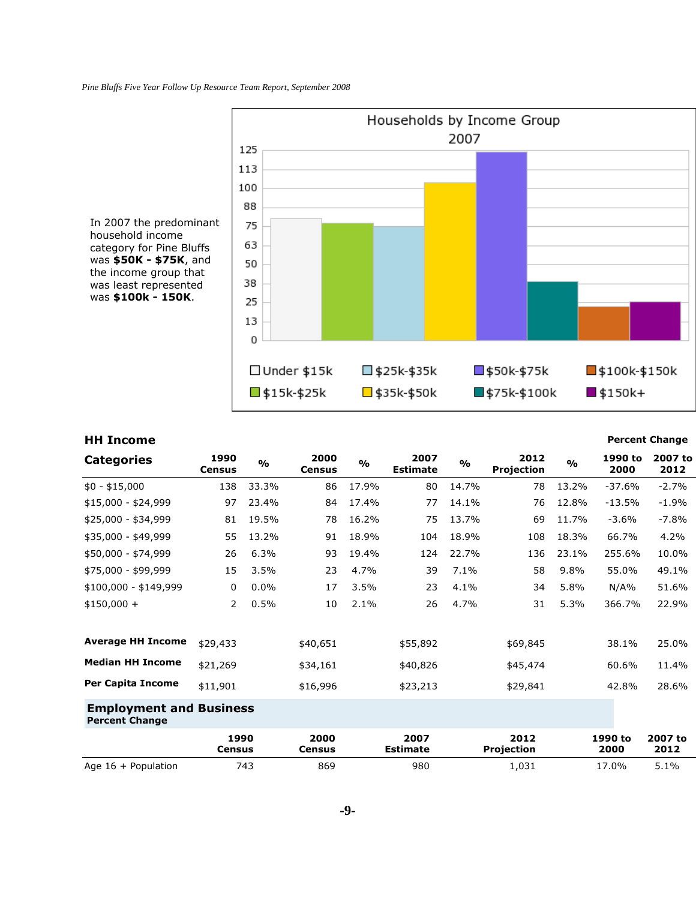In 2007 the predominant household income category for Pine Bluffs was **$50K - $75K**, and the income group that was least represented was **$100k - 150K**.

Households by Income Group
2007

| HH Income Categories | 1990 Census | % | 2000 Census | % | 2007 Estimate | % | 2012 Projection | % | Percent Change 1990 to 2000 | Percent Change 2007 to 2012 |
|---|---|---|---|---|---|---|---|---|---|---|
| $0 - $15,000 | 138 | 33.3% | 86 | 17.9% | 80 | 14.7% | 78 | 13.2% | -37.6% | -2.7% |
| $15,000 - $24,999 | 97 | 23.4% | 84 | 17.4% | 77 | 14.1% | 76 | 12.8% | -13.5% | -1.9% |
| $25,000 - $34,999 | 81 | 19.5% | 78 | 16.2% | 75 | 13.7% | 69 | 11.7% | -3.6% | -7.8% |
| $35,000 - $49,999 | 55 | 13.2% | 91 | 18.9% | 104 | 18.9% | 108 | 18.3% | 66.7% | 4.2% |
| $50,000 - $74,999 | 26 | 6.3% | 93 | 19.4% | 124 | 22.7% | 136 | 23.1% | 255.6% | 10.0% |
| $75,000 - $99,999 | 15 | 3.5% | 23 | 4.7% | 39 | 7.1% | 58 | 9.8% | 55.0% | 49.1% |
| $100,000 - $149,999 | 0 | 0.0% | 17 | 3.5% | 23 | 4.1% | 34 | 5.8% | N/A% | 51.6% |
| $150,000 + | 2 | 0.5% | 10 | 2.1% | 26 | 4.7% | 31 | 5.3% | 366.7% | 22.9% |
| | | | | | | | | | | |
| **Average HH Income** | $29,433 | | $40,651 | | $55,892 | | $69,845 | | 38.1% | 25.0% |
| **Median HH Income** | $21,269 | | $34,161 | | $40,826 | | $45,474 | | 60.6% | 11.4% |
| **Per Capita Income** | $11,901 | | $16,996 | | $23,213 | | $29,841 | | 42.8% | 28.6% |

## Employment and Business
**Percent Change**

| | 1990 Census | 2000 Census | 2007 Estimate | 2012 Projection | 1990 to 2000 | 2007 to 2012 |
|---|---|---|---|---|---|---|
| Age 16 + Population | 743 | 869 | 980 | 1,031 | 17.0% | 5.1% |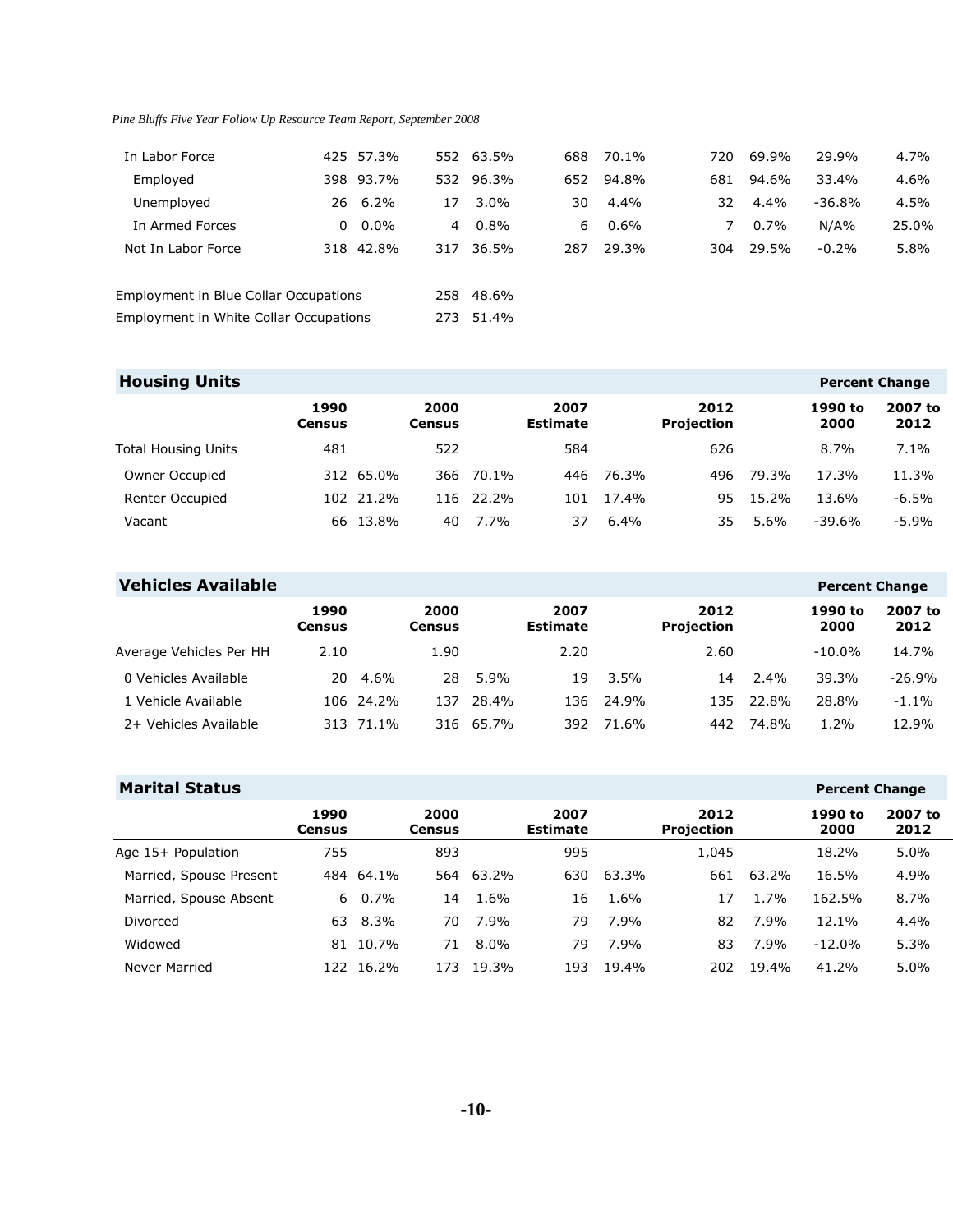| | 1990 Census | | 2000 Census | | 2007 Estimate | | 2012 Projection | | 1990 to 2000 | 2007 to 2012 |
|---|---|---|---|---|---|---|---|---|---|---|
| In Labor Force | 425 | 57.3% | 552 | 63.5% | 688 | 70.1% | 720 | 69.9% | 29.9% | 4.7% |
| Employed | 398 | 93.7% | 532 | 96.3% | 652 | 94.8% | 681 | 94.6% | 33.4% | 4.6% |
| Unemployed | 26 | 6.2% | 17 | 3.0% | 30 | 4.4% | 32 | 4.4% | -36.8% | 4.5% |
| In Armed Forces | 0 | 0.0% | 4 | 0.8% | 6 | 0.6% | 7 | 0.7% | N/A% | 25.0% |
| Not In Labor Force | 318 | 42.8% | 317 | 36.5% | 287 | 29.3% | 304 | 29.5% | -0.2% | 5.8% |

| | | |
|---|---|---|
| Employment in Blue Collar Occupations | 258 | 48.6% |
| Employment in White Collar Occupations | 273 | 51.4% |

## Housing Units

| | 1990 Census | | 2000 Census | | 2007 Estimate | | 2012 Projection | | Percent Change 1990 to 2000 | Percent Change 2007 to 2012 |
|---|---|---|---|---|---|---|---|---|---|---|
| Total Housing Units | 481 | | 522 | | 584 | | 626 | | 8.7% | 7.1% |
| Owner Occupied | 312 | 65.0% | 366 | 70.1% | 446 | 76.3% | 496 | 79.3% | 17.3% | 11.3% |
| Renter Occupied | 102 | 21.2% | 116 | 22.2% | 101 | 17.4% | 95 | 15.2% | 13.6% | -6.5% |
| Vacant | 66 | 13.8% | 40 | 7.7% | 37 | 6.4% | 35 | 5.6% | -39.6% | -5.9% |

## Vehicles Available

| | 1990 Census | | 2000 Census | | 2007 Estimate | | 2012 Projection | | Percent Change 1990 to 2000 | Percent Change 2007 to 2012 |
|---|---|---|---|---|---|---|---|---|---|---|
| Average Vehicles Per HH | 2.10 | | 1.90 | | 2.20 | | 2.60 | | -10.0% | 14.7% |
| 0 Vehicles Available | 20 | 4.6% | 28 | 5.9% | 19 | 3.5% | 14 | 2.4% | 39.3% | -26.9% |
| 1 Vehicle Available | 106 | 24.2% | 137 | 28.4% | 136 | 24.9% | 135 | 22.8% | 28.8% | -1.1% |
| 2+ Vehicles Available | 313 | 71.1% | 316 | 65.7% | 392 | 71.6% | 442 | 74.8% | 1.2% | 12.9% |

## Marital Status

| | 1990 Census | | 2000 Census | | 2007 Estimate | | 2012 Projection | | Percent Change 1990 to 2000 | Percent Change 2007 to 2012 |
|---|---|---|---|---|---|---|---|---|---|---|
| Age 15+ Population | 755 | | 893 | | 995 | | 1,045 | | 18.2% | 5.0% |
| Married, Spouse Present | 484 | 64.1% | 564 | 63.2% | 630 | 63.3% | 661 | 63.2% | 16.5% | 4.9% |
| Married, Spouse Absent | 6 | 0.7% | 14 | 1.6% | 16 | 1.6% | 17 | 1.7% | 162.5% | 8.7% |
| Divorced | 63 | 8.3% | 70 | 7.9% | 79 | 7.9% | 82 | 7.9% | 12.1% | 4.4% |
| Widowed | 81 | 10.7% | 71 | 8.0% | 79 | 7.9% | 83 | 7.9% | -12.0% | 5.3% |
| Never Married | 122 | 16.2% | 173 | 19.3% | 193 | 19.4% | 202 | 19.4% | 41.2% | 5.0% |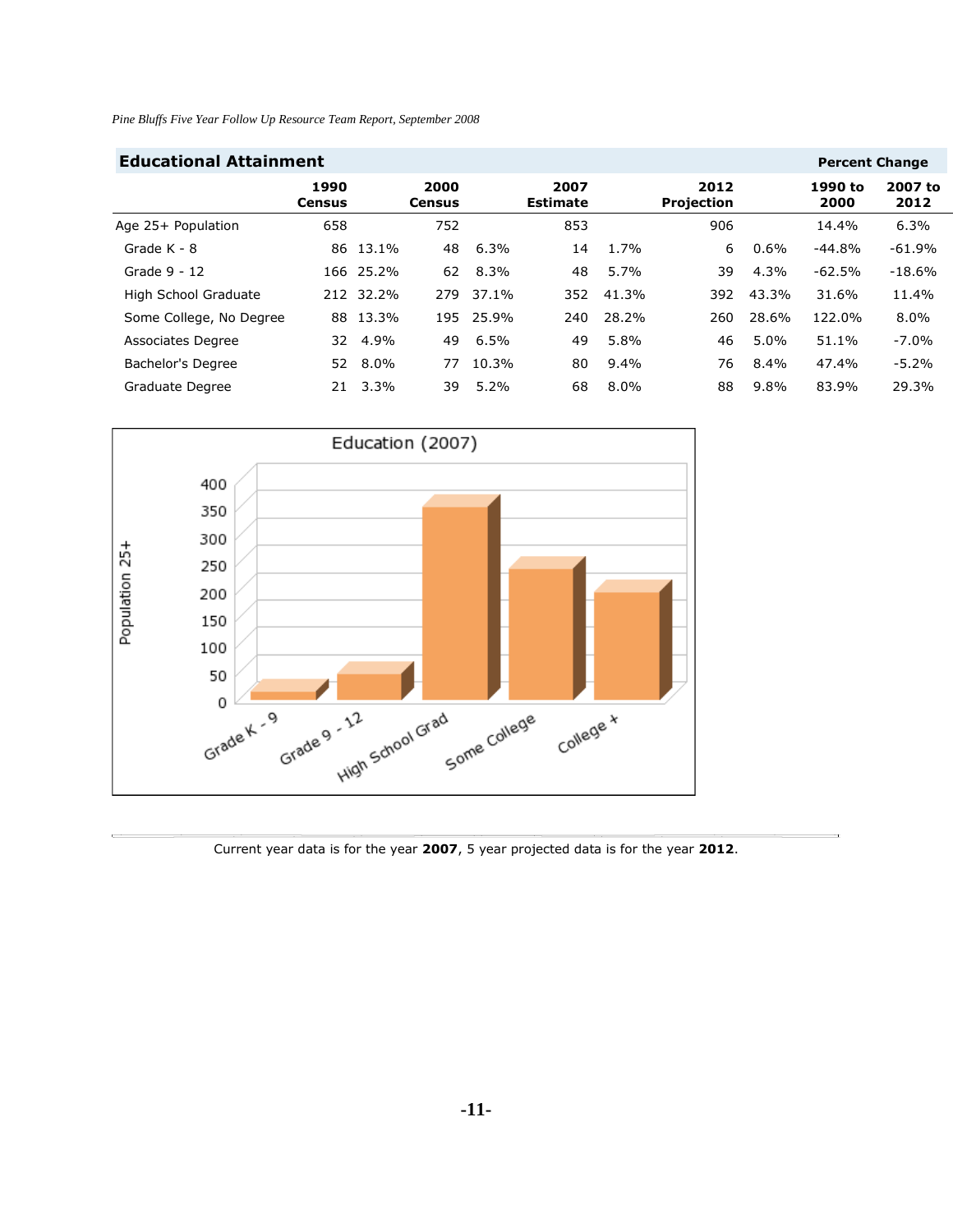## Educational Attainment

| | 1990 Census | | 2000 Census | | 2007 Estimate | | 2012 Projection | | Percent Change 1990 to 2000 | Percent Change 2007 to 2012 |
|---|---|---|---|---|---|---|---|---|---|---|
| Age 25+ Population | 658 | | 752 | | 853 | | 906 | | 14.4% | 6.3% |
| Grade K - 8 | 86 | 13.1% | 48 | 6.3% | 14 | 1.7% | 6 | 0.6% | -44.8% | -61.9% |
| Grade 9 - 12 | 166 | 25.2% | 62 | 8.3% | 48 | 5.7% | 39 | 4.3% | -62.5% | -18.6% |
| High School Graduate | 212 | 32.2% | 279 | 37.1% | 352 | 41.3% | 392 | 43.3% | 31.6% | 11.4% |
| Some College, No Degree | 88 | 13.3% | 195 | 25.9% | 240 | 28.2% | 260 | 28.6% | 122.0% | 8.0% |
| Associates Degree | 32 | 4.9% | 49 | 6.5% | 49 | 5.8% | 46 | 5.0% | 51.1% | -7.0% |
| Bachelor's Degree | 52 | 8.0% | 77 | 10.3% | 80 | 9.4% | 76 | 8.4% | 47.4% | -5.2% |
| Graduate Degree | 21 | 3.3% | 39 | 5.2% | 68 | 8.0% | 88 | 9.8% | 83.9% | 29.3% |

Current year data is for the year **2007**, 5 year projected data is for the year **2012**.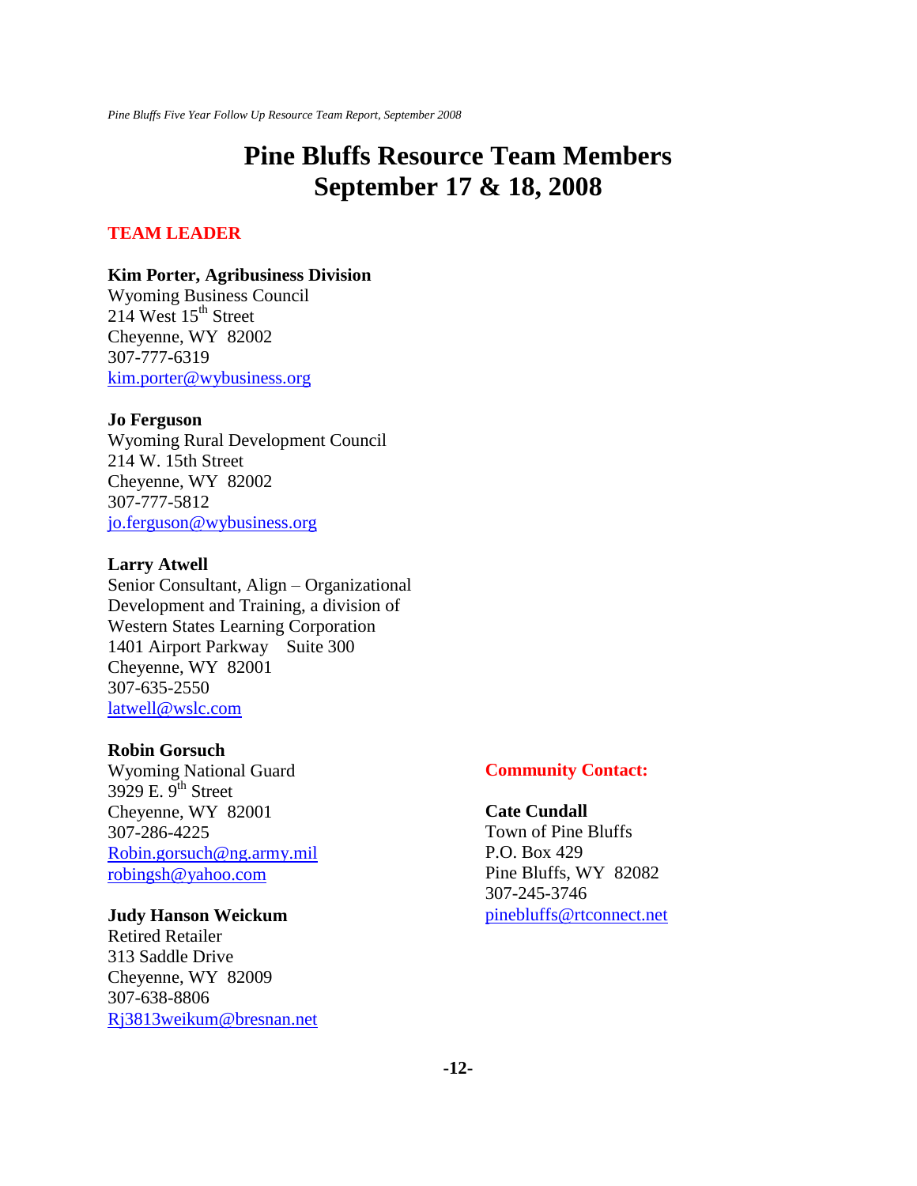# Pine Bluffs Resource Team Members
# September 17 & 18, 2008

**TEAM LEADER**

**Kim Porter, Agribusiness Division**
Wyoming Business Council
214 West 15th Street
Cheyenne, WY 82002
307-777-6319
kim.porter@wybusiness.org

**Jo Ferguson**
Wyoming Rural Development Council
214 W. 15th Street
Cheyenne, WY 82002
307-777-5812
jo.ferguson@wybusiness.org

**Larry Atwell**
Senior Consultant, Align – Organizational Development and Training, a division of Western States Learning Corporation
1401 Airport Parkway Suite 300
Cheyenne, WY 82001
307-635-2550
latwell@wslc.com

**Robin Gorsuch**
Wyoming National Guard
3929 E. 9th Street
Cheyenne, WY 82001
307-286-4225
Robin.gorsuch@ng.army.mil
robingsh@yahoo.com

**Judy Hanson Weickum**
Retired Retailer
313 Saddle Drive
Cheyenne, WY 82009
307-638-8806
Rj3813weikum@bresnan.net

**Community Contact:**

**Cate Cundall**
Town of Pine Bluffs
P.O. Box 429
Pine Bluffs, WY 82082
307-245-3746
pinebluffs@rtconnect.net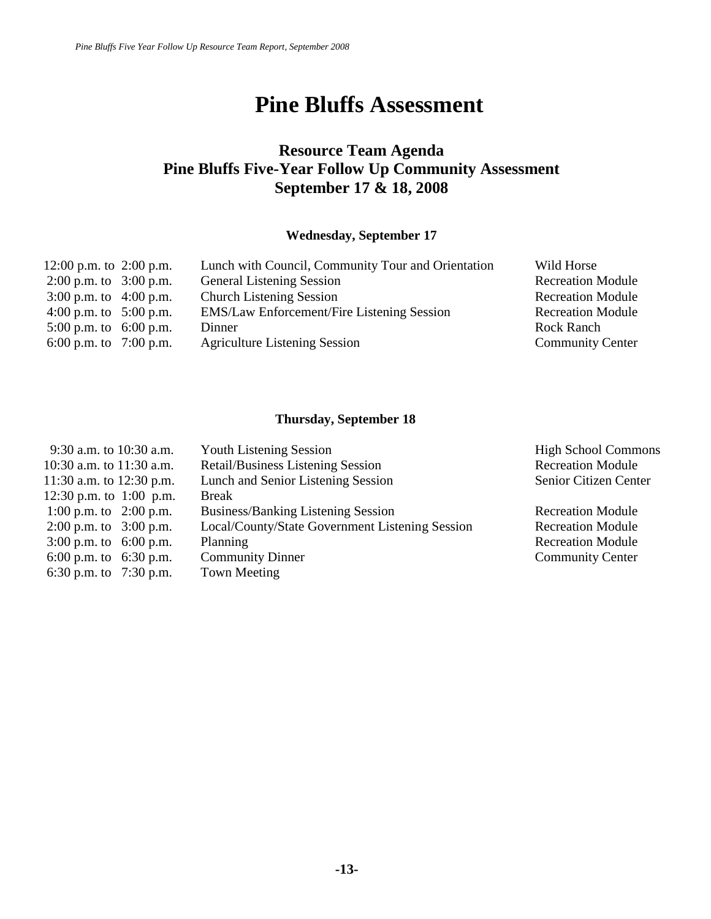# Pine Bluffs Assessment

## Resource Team Agenda
## Pine Bluffs Five-Year Follow Up Community Assessment
## September 17 & 18, 2008

### Wednesday, September 17

| | | |
|---|---|---|
| 12:00 p.m. to 2:00 p.m. | Lunch with Council, Community Tour and Orientation | Wild Horse |
| 2:00 p.m. to 3:00 p.m. | General Listening Session | Recreation Module |
| 3:00 p.m. to 4:00 p.m. | Church Listening Session | Recreation Module |
| 4:00 p.m. to 5:00 p.m. | EMS/Law Enforcement/Fire Listening Session | Recreation Module |
| 5:00 p.m. to 6:00 p.m. | Dinner | Rock Ranch |
| 6:00 p.m. to 7:00 p.m. | Agriculture Listening Session | Community Center |

### Thursday, September 18

| | | |
|---|---|---|
| 9:30 a.m. to 10:30 a.m. | Youth Listening Session | High School Commons |
| 10:30 a.m. to 11:30 a.m. | Retail/Business Listening Session | Recreation Module |
| 11:30 a.m. to 12:30 p.m. | Lunch and Senior Listening Session | Senior Citizen Center |
| 12:30 p.m. to 1:00 p.m. | Break | |
| 1:00 p.m. to 2:00 p.m. | Business/Banking Listening Session | Recreation Module |
| 2:00 p.m. to 3:00 p.m. | Local/County/State Government Listening Session | Recreation Module |
| 3:00 p.m. to 6:00 p.m. | Planning | Recreation Module |
| 6:00 p.m. to 6:30 p.m. | Community Dinner | Community Center |
| 6:30 p.m. to 7:30 p.m. | Town Meeting | |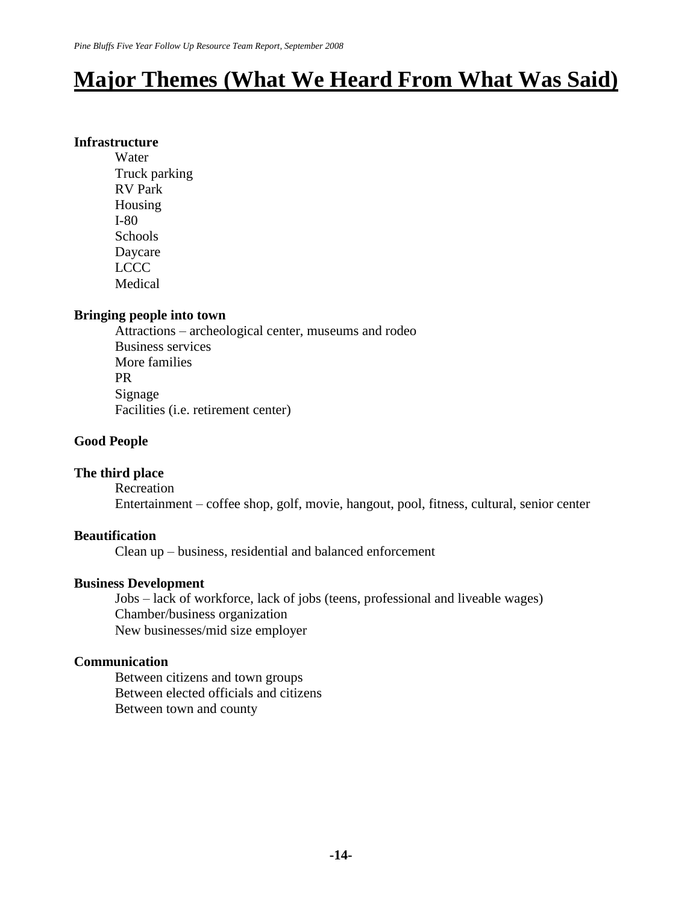# Major Themes (What We Heard From What Was Said)

**Infrastructure**

- Water
- Truck parking
- RV Park
- Housing
- I-80
- Schools
- Daycare
- LCCC
- Medical

**Bringing people into town**

- Attractions – archeological center, museums and rodeo
- Business services
- More families
- PR
- Signage
- Facilities (i.e. retirement center)

**Good People**

**The third place**

- Recreation
- Entertainment – coffee shop, golf, movie, hangout, pool, fitness, cultural, senior center

**Beautification**

- Clean up – business, residential and balanced enforcement

**Business Development**

- Jobs – lack of workforce, lack of jobs (teens, professional and liveable wages)
- Chamber/business organization
- New businesses/mid size employer

**Communication**

- Between citizens and town groups
- Between elected officials and citizens
- Between town and county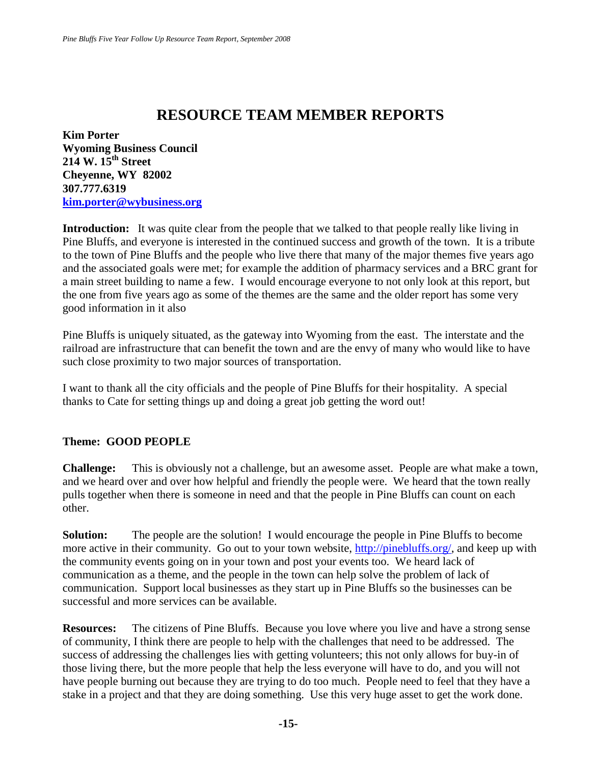# RESOURCE TEAM MEMBER REPORTS

**Kim Porter**
**Wyoming Business Council**
**214 W. 15th Street**
**Cheyenne, WY 82002**
**307.777.6319**
**[kim.porter@wybusiness.org](mailto:kim.porter@wybusiness.org)**

**Introduction:** It was quite clear from the people that we talked to that people really like living in Pine Bluffs, and everyone is interested in the continued success and growth of the town. It is a tribute to the town of Pine Bluffs and the people who live there that many of the major themes five years ago and the associated goals were met; for example the addition of pharmacy services and a BRC grant for a main street building to name a few. I would encourage everyone to not only look at this report, but the one from five years ago as some of the themes are the same and the older report has some very good information in it also

Pine Bluffs is uniquely situated, as the gateway into Wyoming from the east. The interstate and the railroad are infrastructure that can benefit the town and are the envy of many who would like to have such close proximity to two major sources of transportation.

I want to thank all the city officials and the people of Pine Bluffs for their hospitality. A special thanks to Cate for setting things up and doing a great job getting the word out!

**Theme: GOOD PEOPLE**

**Challenge:** This is obviously not a challenge, but an awesome asset. People are what make a town, and we heard over and over how helpful and friendly the people were. We heard that the town really pulls together when there is someone in need and that the people in Pine Bluffs can count on each other.

**Solution:** The people are the solution! I would encourage the people in Pine Bluffs to become more active in their community. Go out to your town website, [http://pinebluffs.org/](http://pinebluffs.org/), and keep up with the community events going on in your town and post your events too. We heard lack of communication as a theme, and the people in the town can help solve the problem of lack of communication. Support local businesses as they start up in Pine Bluffs so the businesses can be successful and more services can be available.

**Resources:** The citizens of Pine Bluffs. Because you love where you live and have a strong sense of community, I think there are people to help with the challenges that need to be addressed. The success of addressing the challenges lies with getting volunteers; this not only allows for buy-in of those living there, but the more people that help the less everyone will have to do, and you will not have people burning out because they are trying to do too much. People need to feel that they have a stake in a project and that they are doing something. Use this very huge asset to get the work done.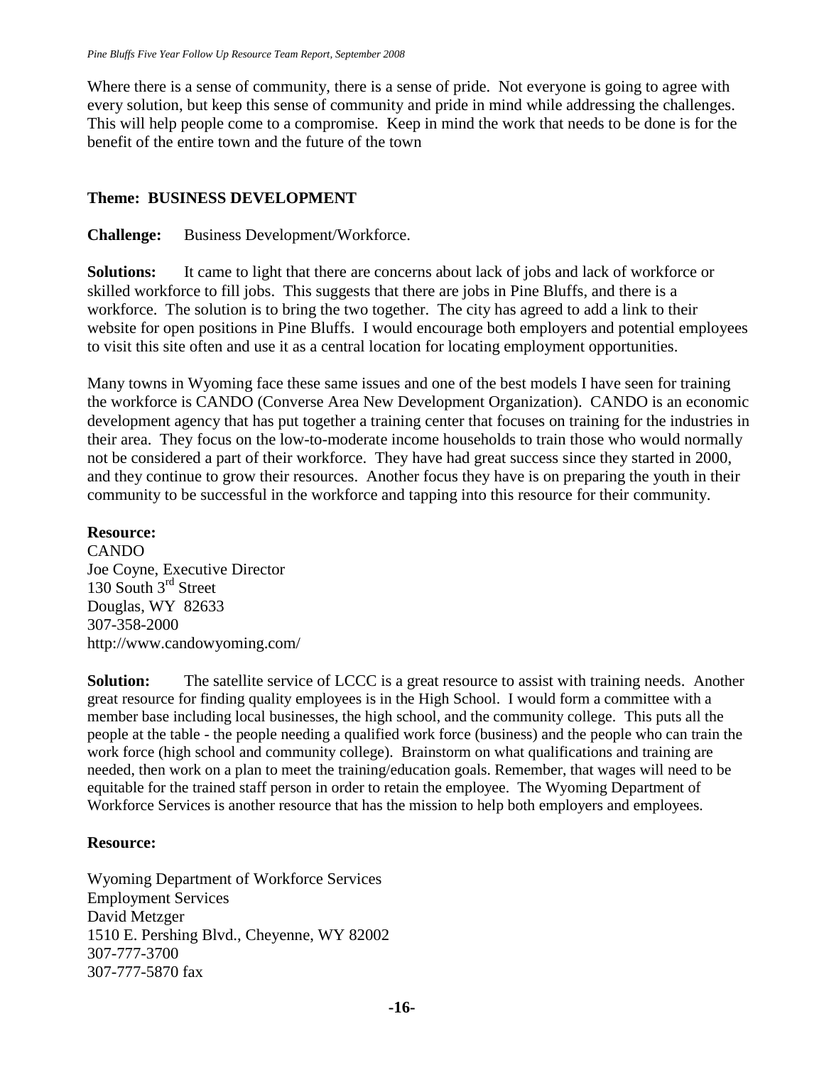Where there is a sense of community, there is a sense of pride. Not everyone is going to agree with every solution, but keep this sense of community and pride in mind while addressing the challenges. This will help people come to a compromise. Keep in mind the work that needs to be done is for the benefit of the entire town and the future of the town

**Theme: BUSINESS DEVELOPMENT**

**Challenge:** Business Development/Workforce.

**Solutions:** It came to light that there are concerns about lack of jobs and lack of workforce or skilled workforce to fill jobs. This suggests that there are jobs in Pine Bluffs, and there is a workforce. The solution is to bring the two together. The city has agreed to add a link to their website for open positions in Pine Bluffs. I would encourage both employers and potential employees to visit this site often and use it as a central location for locating employment opportunities.

Many towns in Wyoming face these same issues and one of the best models I have seen for training the workforce is CANDO (Converse Area New Development Organization). CANDO is an economic development agency that has put together a training center that focuses on training for the industries in their area. They focus on the low-to-moderate income households to train those who would normally not be considered a part of their workforce. They have had great success since they started in 2000, and they continue to grow their resources. Another focus they have is on preparing the youth in their community to be successful in the workforce and tapping into this resource for their community.

**Resource:**
CANDO
Joe Coyne, Executive Director
130 South 3rd Street
Douglas, WY 82633
307-358-2000
http://www.candowyoming.com/

**Solution:** The satellite service of LCCC is a great resource to assist with training needs. Another great resource for finding quality employees is in the High School. I would form a committee with a member base including local businesses, the high school, and the community college. This puts all the people at the table - the people needing a qualified work force (business) and the people who can train the work force (high school and community college). Brainstorm on what qualifications and training are needed, then work on a plan to meet the training/education goals. Remember, that wages will need to be equitable for the trained staff person in order to retain the employee. The Wyoming Department of Workforce Services is another resource that has the mission to help both employers and employees.

**Resource:**

Wyoming Department of Workforce Services
Employment Services
David Metzger
1510 E. Pershing Blvd., Cheyenne, WY 82002
307-777-3700
307-777-5870 fax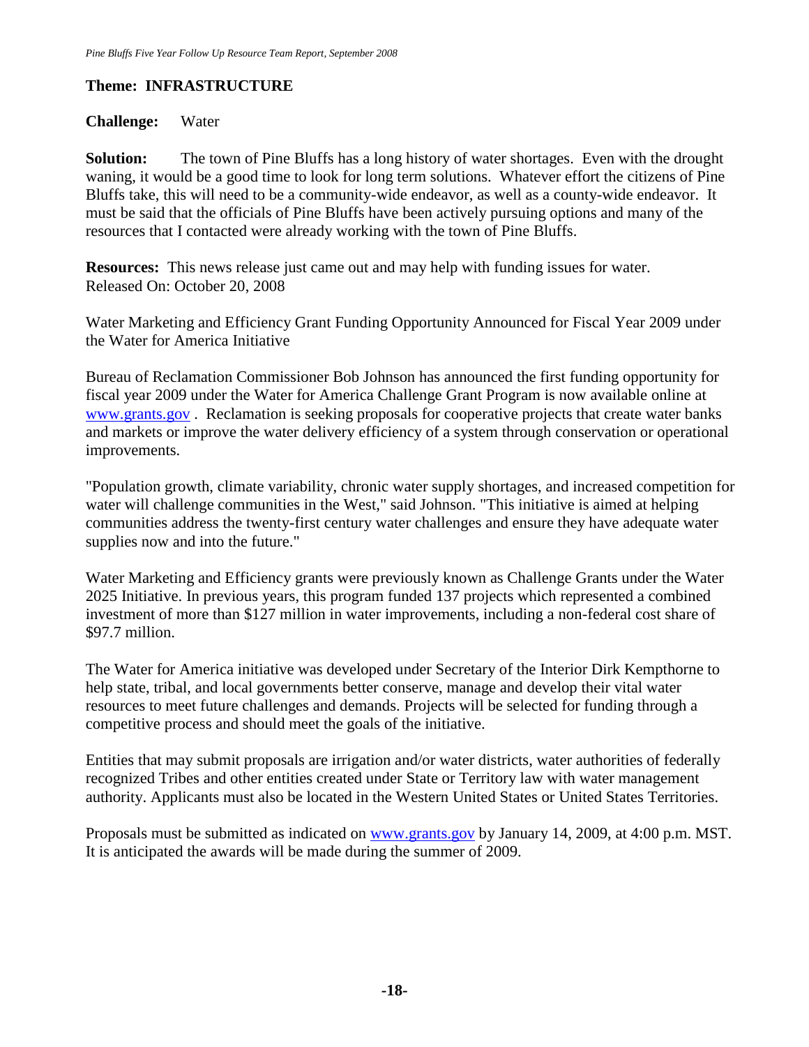**Theme: INFRASTRUCTURE**

**Challenge:** Water

**Solution:** The town of Pine Bluffs has a long history of water shortages. Even with the drought waning, it would be a good time to look for long term solutions. Whatever effort the citizens of Pine Bluffs take, this will need to be a community-wide endeavor, as well as a county-wide endeavor. It must be said that the officials of Pine Bluffs have been actively pursuing options and many of the resources that I contacted were already working with the town of Pine Bluffs.

**Resources:** This news release just came out and may help with funding issues for water.
Released On: October 20, 2008

Water Marketing and Efficiency Grant Funding Opportunity Announced for Fiscal Year 2009 under the Water for America Initiative

Bureau of Reclamation Commissioner Bob Johnson has announced the first funding opportunity for fiscal year 2009 under the Water for America Challenge Grant Program is now available online at www.grants.gov . Reclamation is seeking proposals for cooperative projects that create water banks and markets or improve the water delivery efficiency of a system through conservation or operational improvements.

"Population growth, climate variability, chronic water supply shortages, and increased competition for water will challenge communities in the West," said Johnson. "This initiative is aimed at helping communities address the twenty-first century water challenges and ensure they have adequate water supplies now and into the future."

Water Marketing and Efficiency grants were previously known as Challenge Grants under the Water 2025 Initiative. In previous years, this program funded 137 projects which represented a combined investment of more than $127 million in water improvements, including a non-federal cost share of $97.7 million.

The Water for America initiative was developed under Secretary of the Interior Dirk Kempthorne to help state, tribal, and local governments better conserve, manage and develop their vital water resources to meet future challenges and demands. Projects will be selected for funding through a competitive process and should meet the goals of the initiative.

Entities that may submit proposals are irrigation and/or water districts, water authorities of federally recognized Tribes and other entities created under State or Territory law with water management authority. Applicants must also be located in the Western United States or United States Territories.

Proposals must be submitted as indicated on www.grants.gov by January 14, 2009, at 4:00 p.m. MST. It is anticipated the awards will be made during the summer of 2009.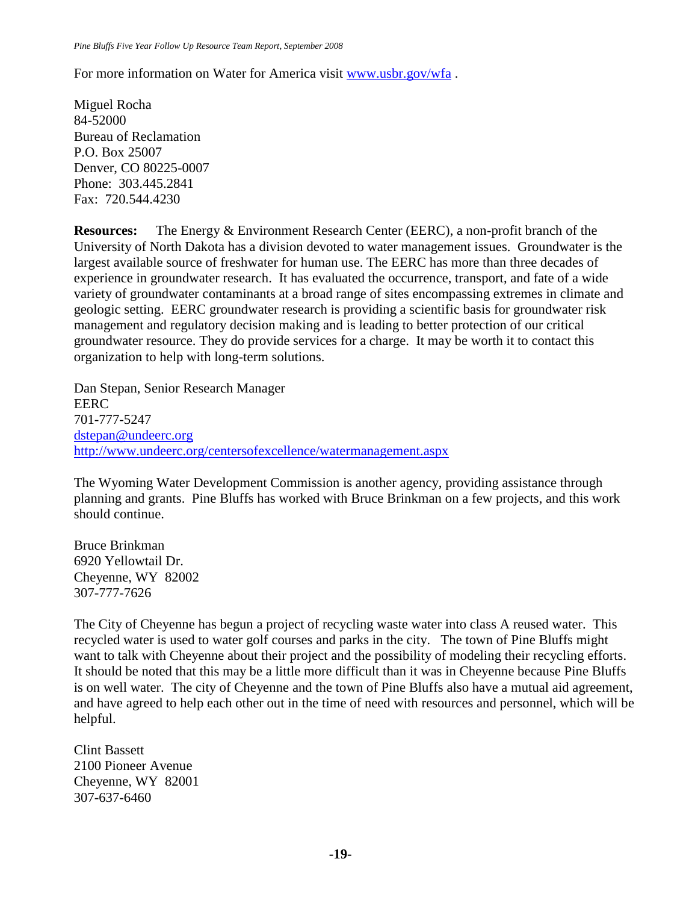For more information on Water for America visit [www.usbr.gov/wfa](http://www.usbr.gov/wfa) .

Miguel Rocha  
84-52000  
Bureau of Reclamation  
P.O. Box 25007  
Denver, CO 80225-0007  
Phone: 303.445.2841  
Fax: 720.544.4230

**Resources:** The Energy & Environment Research Center (EERC), a non-profit branch of the University of North Dakota has a division devoted to water management issues. Groundwater is the largest available source of freshwater for human use. The EERC has more than three decades of experience in groundwater research. It has evaluated the occurrence, transport, and fate of a wide variety of groundwater contaminants at a broad range of sites encompassing extremes in climate and geologic setting. EERC groundwater research is providing a scientific basis for groundwater risk management and regulatory decision making and is leading to better protection of our critical groundwater resource. They do provide services for a charge. It may be worth it to contact this organization to help with long-term solutions.

Dan Stepan, Senior Research Manager  
EERC  
701-777-5247  
[dstepan@undeerc.org](mailto:dstepan@undeerc.org)  
<http://www.undeerc.org/centersofexcellence/watermanagement.aspx>

The Wyoming Water Development Commission is another agency, providing assistance through planning and grants. Pine Bluffs has worked with Bruce Brinkman on a few projects, and this work should continue.

Bruce Brinkman  
6920 Yellowtail Dr.  
Cheyenne, WY 82002  
307-777-7626

The City of Cheyenne has begun a project of recycling waste water into class A reused water. This recycled water is used to water golf courses and parks in the city. The town of Pine Bluffs might want to talk with Cheyenne about their project and the possibility of modeling their recycling efforts. It should be noted that this may be a little more difficult than it was in Cheyenne because Pine Bluffs is on well water. The city of Cheyenne and the town of Pine Bluffs also have a mutual aid agreement, and have agreed to help each other out in the time of need with resources and personnel, which will be helpful.

Clint Bassett  
2100 Pioneer Avenue  
Cheyenne, WY 82001  
307-637-6460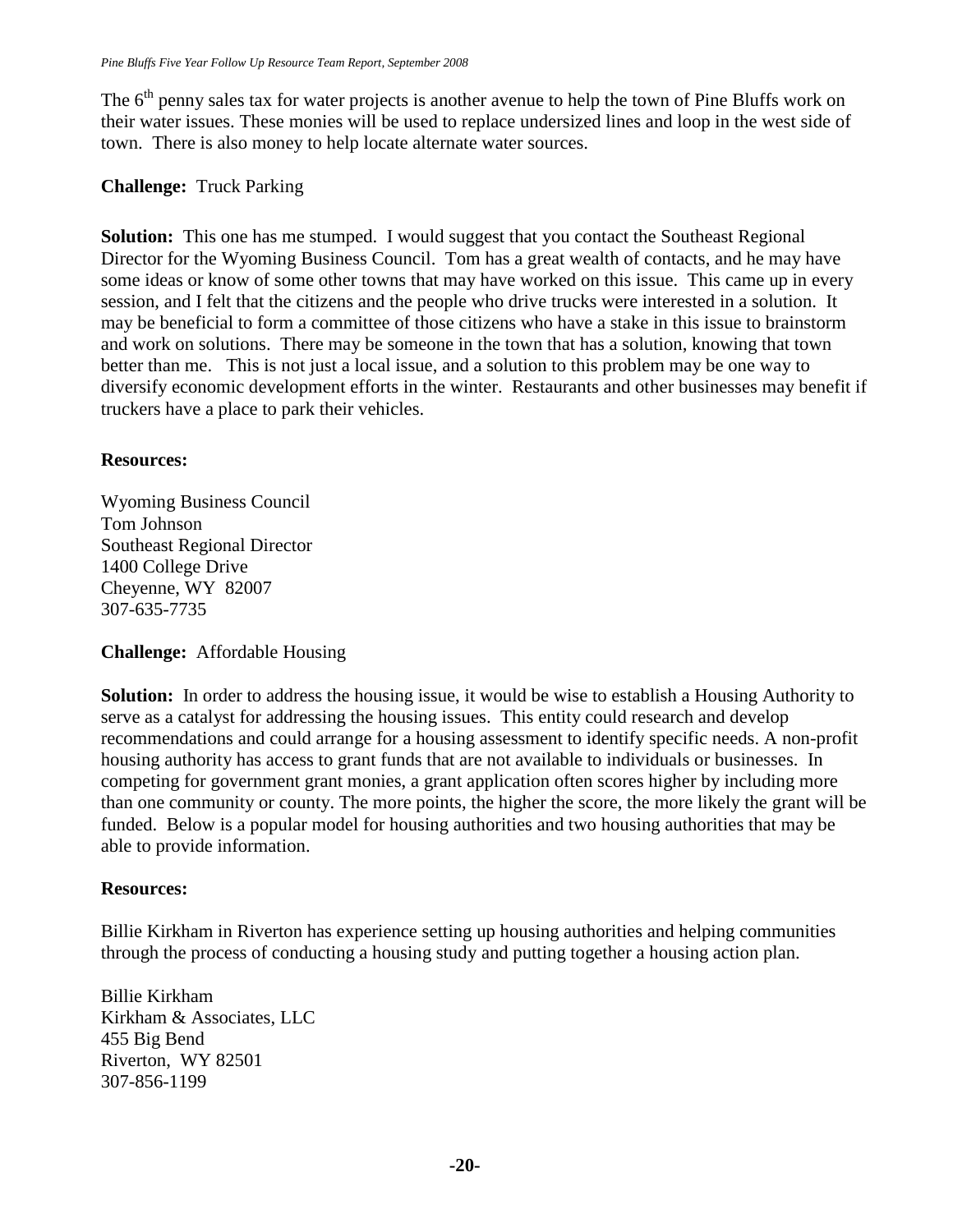The 6th penny sales tax for water projects is another avenue to help the town of Pine Bluffs work on their water issues. These monies will be used to replace undersized lines and loop in the west side of town. There is also money to help locate alternate water sources.

**Challenge:** Truck Parking

**Solution:** This one has me stumped. I would suggest that you contact the Southeast Regional Director for the Wyoming Business Council. Tom has a great wealth of contacts, and he may have some ideas or know of some other towns that may have worked on this issue. This came up in every session, and I felt that the citizens and the people who drive trucks were interested in a solution. It may be beneficial to form a committee of those citizens who have a stake in this issue to brainstorm and work on solutions. There may be someone in the town that has a solution, knowing that town better than me. This is not just a local issue, and a solution to this problem may be one way to diversify economic development efforts in the winter. Restaurants and other businesses may benefit if truckers have a place to park their vehicles.

**Resources:**

Wyoming Business Council
Tom Johnson
Southeast Regional Director
1400 College Drive
Cheyenne, WY 82007
307-635-7735

**Challenge:** Affordable Housing

**Solution:** In order to address the housing issue, it would be wise to establish a Housing Authority to serve as a catalyst for addressing the housing issues. This entity could research and develop recommendations and could arrange for a housing assessment to identify specific needs. A non-profit housing authority has access to grant funds that are not available to individuals or businesses. In competing for government grant monies, a grant application often scores higher by including more than one community or county. The more points, the higher the score, the more likely the grant will be funded. Below is a popular model for housing authorities and two housing authorities that may be able to provide information.

**Resources:**

Billie Kirkham in Riverton has experience setting up housing authorities and helping communities through the process of conducting a housing study and putting together a housing action plan.

Billie Kirkham
Kirkham & Associates, LLC
455 Big Bend
Riverton, WY 82501
307-856-1199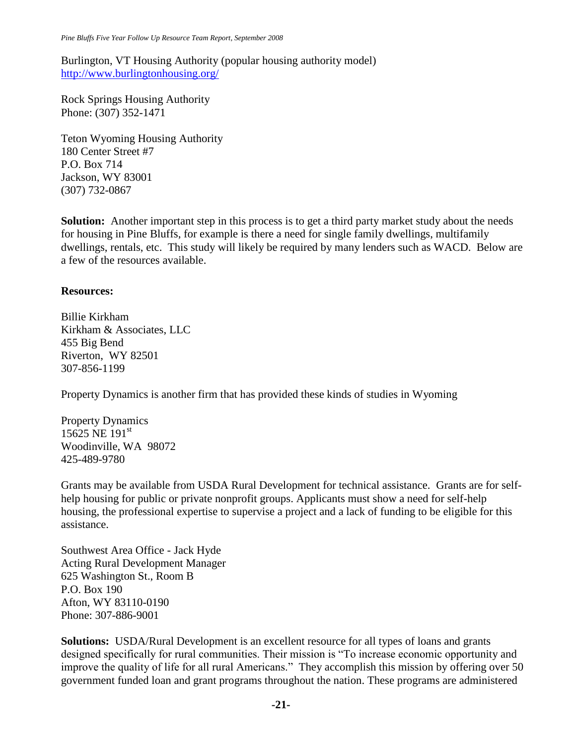Burlington, VT Housing Authority (popular housing authority model)
http://www.burlingtonhousing.org/

Rock Springs Housing Authority
Phone: (307) 352-1471

Teton Wyoming Housing Authority
180 Center Street #7
P.O. Box 714
Jackson, WY 83001
(307) 732-0867

**Solution:** Another important step in this process is to get a third party market study about the needs for housing in Pine Bluffs, for example is there a need for single family dwellings, multifamily dwellings, rentals, etc. This study will likely be required by many lenders such as WACD. Below are a few of the resources available.

**Resources:**

Billie Kirkham
Kirkham & Associates, LLC
455 Big Bend
Riverton, WY 82501
307-856-1199

Property Dynamics is another firm that has provided these kinds of studies in Wyoming

Property Dynamics
15625 NE 191st
Woodinville, WA 98072
425-489-9780

Grants may be available from USDA Rural Development for technical assistance. Grants are for self-help housing for public or private nonprofit groups. Applicants must show a need for self-help housing, the professional expertise to supervise a project and a lack of funding to be eligible for this assistance.

Southwest Area Office - Jack Hyde
Acting Rural Development Manager
625 Washington St., Room B
P.O. Box 190
Afton, WY 83110-0190
Phone: 307-886-9001

**Solutions:** USDA/Rural Development is an excellent resource for all types of loans and grants designed specifically for rural communities. Their mission is "To increase economic opportunity and improve the quality of life for all rural Americans." They accomplish this mission by offering over 50 government funded loan and grant programs throughout the nation. These programs are administered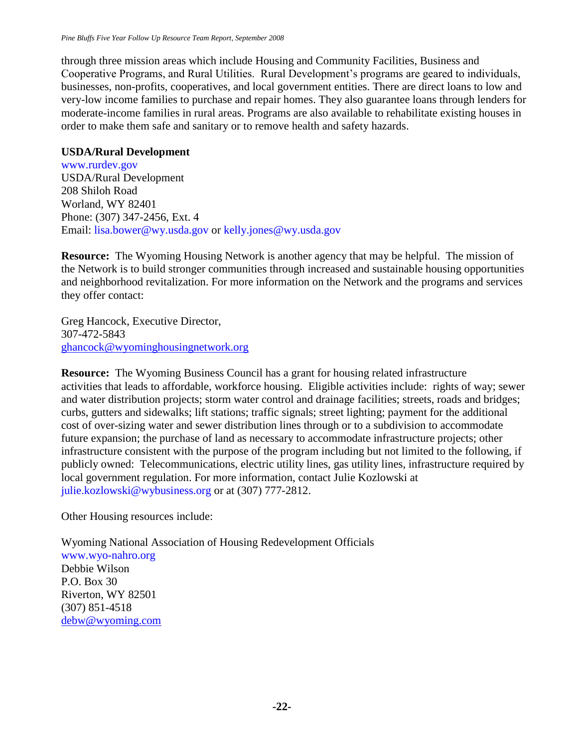through three mission areas which include Housing and Community Facilities, Business and Cooperative Programs, and Rural Utilities. Rural Development's programs are geared to individuals, businesses, non-profits, cooperatives, and local government entities. There are direct loans to low and very-low income families to purchase and repair homes. They also guarantee loans through lenders for moderate-income families in rural areas. Programs are also available to rehabilitate existing houses in order to make them safe and sanitary or to remove health and safety hazards.

**USDA/Rural Development**
www.rurdev.gov
USDA/Rural Development
208 Shiloh Road
Worland, WY 82401
Phone: (307) 347-2456, Ext. 4
Email: lisa.bower@wy.usda.gov or kelly.jones@wy.usda.gov

**Resource:** The Wyoming Housing Network is another agency that may be helpful. The mission of the Network is to build stronger communities through increased and sustainable housing opportunities and neighborhood revitalization. For more information on the Network and the programs and services they offer contact:

Greg Hancock, Executive Director,
307-472-5843
ghancock@wyominghousingnetwork.org

**Resource:** The Wyoming Business Council has a grant for housing related infrastructure activities that leads to affordable, workforce housing. Eligible activities include: rights of way; sewer and water distribution projects; storm water control and drainage facilities; streets, roads and bridges; curbs, gutters and sidewalks; lift stations; traffic signals; street lighting; payment for the additional cost of over-sizing water and sewer distribution lines through or to a subdivision to accommodate future expansion; the purchase of land as necessary to accommodate infrastructure projects; other infrastructure consistent with the purpose of the program including but not limited to the following, if publicly owned: Telecommunications, electric utility lines, gas utility lines, infrastructure required by local government regulation. For more information, contact Julie Kozlowski at julie.kozlowski@wybusiness.org or at (307) 777-2812.

Other Housing resources include:

Wyoming National Association of Housing Redevelopment Officials
www.wyo-nahro.org
Debbie Wilson
P.O. Box 30
Riverton, WY 82501
(307) 851-4518
debw@wyoming.com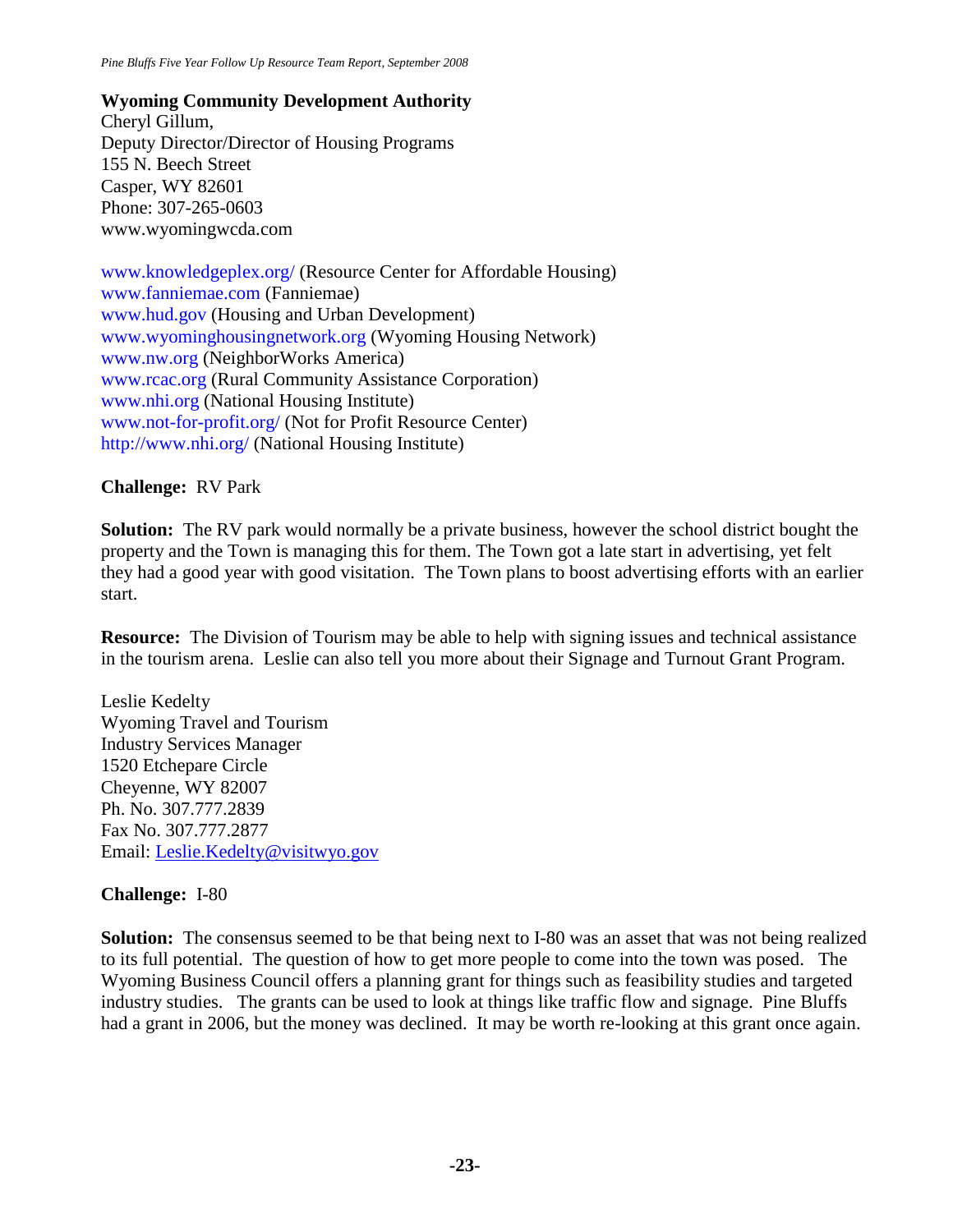**Wyoming Community Development Authority**
Cheryl Gillum,
Deputy Director/Director of Housing Programs
155 N. Beech Street
Casper, WY 82601
Phone: 307-265-0603
www.wyomingwcda.com

www.knowledgeplex.org/ (Resource Center for Affordable Housing)
www.fanniemae.com (Fanniemae)
www.hud.gov (Housing and Urban Development)
www.wyominghousingnetwork.org (Wyoming Housing Network)
www.nw.org (NeighborWorks America)
www.rcac.org (Rural Community Assistance Corporation)
www.nhi.org (National Housing Institute)
www.not-for-profit.org/ (Not for Profit Resource Center)
http://www.nhi.org/ (National Housing Institute)

**Challenge:** RV Park

**Solution:** The RV park would normally be a private business, however the school district bought the property and the Town is managing this for them. The Town got a late start in advertising, yet felt they had a good year with good visitation. The Town plans to boost advertising efforts with an earlier start.

**Resource:** The Division of Tourism may be able to help with signing issues and technical assistance in the tourism arena. Leslie can also tell you more about their Signage and Turnout Grant Program.

Leslie Kedelty
Wyoming Travel and Tourism
Industry Services Manager
1520 Etchepare Circle
Cheyenne, WY 82007
Ph. No. 307.777.2839
Fax No. 307.777.2877
Email: Leslie.Kedelty@visitwyo.gov

**Challenge:** I-80

**Solution:** The consensus seemed to be that being next to I-80 was an asset that was not being realized to its full potential. The question of how to get more people to come into the town was posed. The Wyoming Business Council offers a planning grant for things such as feasibility studies and targeted industry studies. The grants can be used to look at things like traffic flow and signage. Pine Bluffs had a grant in 2006, but the money was declined. It may be worth re-looking at this grant once again.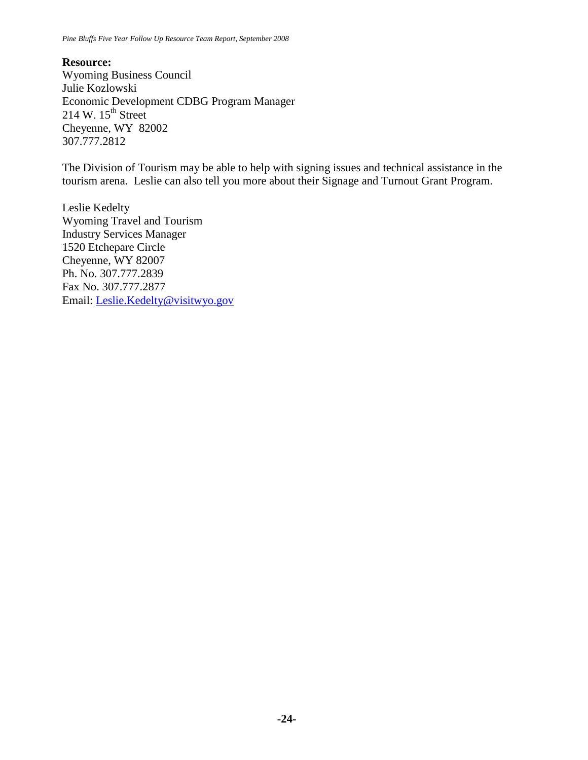**Resource:**
Wyoming Business Council
Julie Kozlowski
Economic Development CDBG Program Manager
214 W. 15th Street
Cheyenne, WY 82002
307.777.2812

The Division of Tourism may be able to help with signing issues and technical assistance in the tourism arena. Leslie can also tell you more about their Signage and Turnout Grant Program.

Leslie Kedelty
Wyoming Travel and Tourism
Industry Services Manager
1520 Etchepare Circle
Cheyenne, WY 82007
Ph. No. 307.777.2839
Fax No. 307.777.2877
Email: Leslie.Kedelty@visitwyo.gov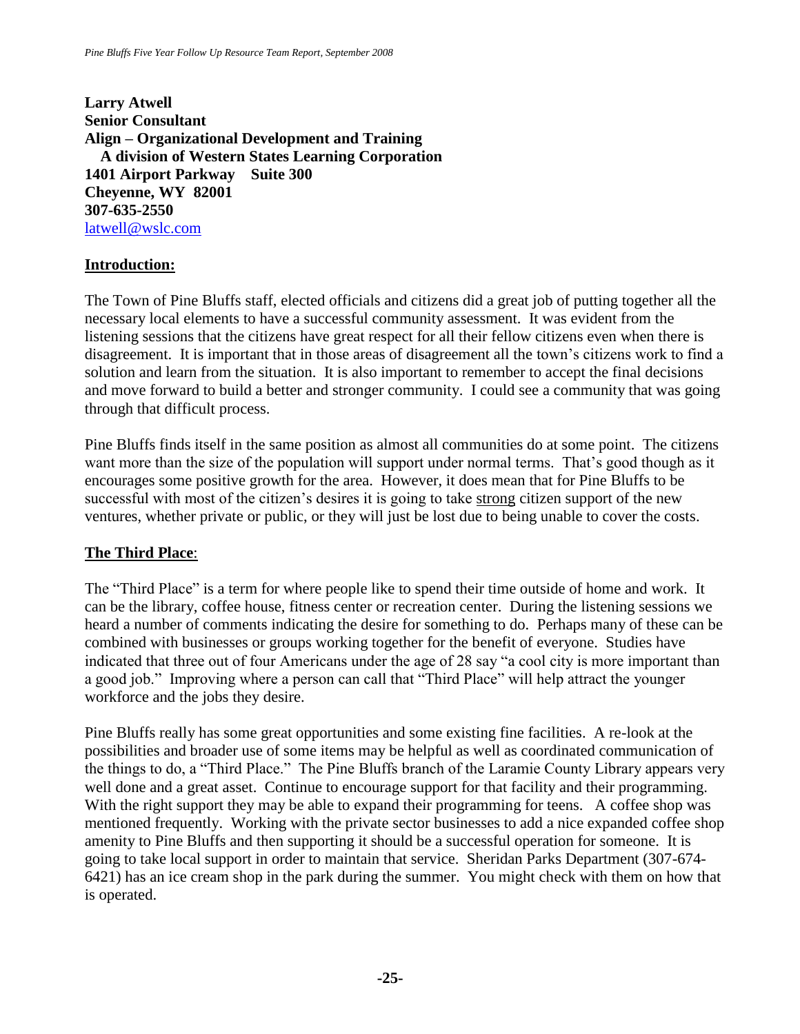**Larry Atwell**
**Senior Consultant**
**Align – Organizational Development and Training**
**A division of Western States Learning Corporation**
**1401 Airport Parkway Suite 300**
**Cheyenne, WY 82001**
**307-635-2550**
latwell@wslc.com

## Introduction:

The Town of Pine Bluffs staff, elected officials and citizens did a great job of putting together all the necessary local elements to have a successful community assessment. It was evident from the listening sessions that the citizens have great respect for all their fellow citizens even when there is disagreement. It is important that in those areas of disagreement all the town's citizens work to find a solution and learn from the situation. It is also important to remember to accept the final decisions and move forward to build a better and stronger community. I could see a community that was going through that difficult process.

Pine Bluffs finds itself in the same position as almost all communities do at some point. The citizens want more than the size of the population will support under normal terms. That's good though as it encourages some positive growth for the area. However, it does mean that for Pine Bluffs to be successful with most of the citizen's desires it is going to take strong citizen support of the new ventures, whether private or public, or they will just be lost due to being unable to cover the costs.

## The Third Place:

The "Third Place" is a term for where people like to spend their time outside of home and work. It can be the library, coffee house, fitness center or recreation center. During the listening sessions we heard a number of comments indicating the desire for something to do. Perhaps many of these can be combined with businesses or groups working together for the benefit of everyone. Studies have indicated that three out of four Americans under the age of 28 say "a cool city is more important than a good job." Improving where a person can call that "Third Place" will help attract the younger workforce and the jobs they desire.

Pine Bluffs really has some great opportunities and some existing fine facilities. A re-look at the possibilities and broader use of some items may be helpful as well as coordinated communication of the things to do, a "Third Place." The Pine Bluffs branch of the Laramie County Library appears very well done and a great asset. Continue to encourage support for that facility and their programming. With the right support they may be able to expand their programming for teens. A coffee shop was mentioned frequently. Working with the private sector businesses to add a nice expanded coffee shop amenity to Pine Bluffs and then supporting it should be a successful operation for someone. It is going to take local support in order to maintain that service. Sheridan Parks Department (307-674-6421) has an ice cream shop in the park during the summer. You might check with them on how that is operated.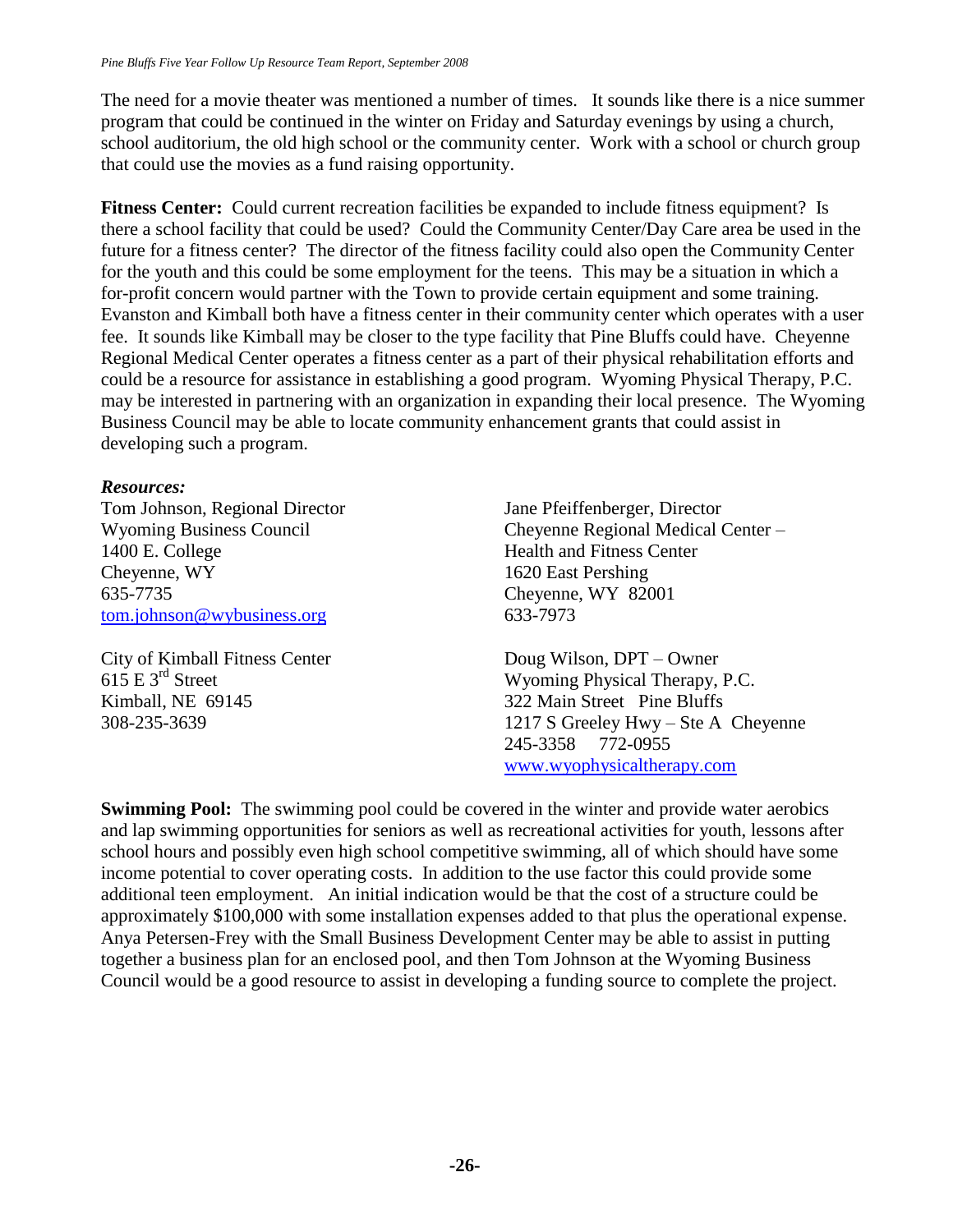The need for a movie theater was mentioned a number of times. It sounds like there is a nice summer program that could be continued in the winter on Friday and Saturday evenings by using a church, school auditorium, the old high school or the community center. Work with a school or church group that could use the movies as a fund raising opportunity.

**Fitness Center:** Could current recreation facilities be expanded to include fitness equipment? Is there a school facility that could be used? Could the Community Center/Day Care area be used in the future for a fitness center? The director of the fitness facility could also open the Community Center for the youth and this could be some employment for the teens. This may be a situation in which a for-profit concern would partner with the Town to provide certain equipment and some training. Evanston and Kimball both have a fitness center in their community center which operates with a user fee. It sounds like Kimball may be closer to the type facility that Pine Bluffs could have. Cheyenne Regional Medical Center operates a fitness center as a part of their physical rehabilitation efforts and could be a resource for assistance in establishing a good program. Wyoming Physical Therapy, P.C. may be interested in partnering with an organization in expanding their local presence. The Wyoming Business Council may be able to locate community enhancement grants that could assist in developing such a program.

***Resources:***

Tom Johnson, Regional Director
Wyoming Business Council
1400 E. College
Cheyenne, WY
635-7735
tom.johnson@wybusiness.org

City of Kimball Fitness Center
615 E 3rd Street
Kimball, NE 69145
308-235-3639

Jane Pfeiffenberger, Director
Cheyenne Regional Medical Center – Health and Fitness Center
1620 East Pershing
Cheyenne, WY 82001
633-7973

Doug Wilson, DPT – Owner
Wyoming Physical Therapy, P.C.
322 Main Street Pine Bluffs
1217 S Greeley Hwy – Ste A Cheyenne
245-3358 772-0955
www.wyophysicaltherapy.com

**Swimming Pool:** The swimming pool could be covered in the winter and provide water aerobics and lap swimming opportunities for seniors as well as recreational activities for youth, lessons after school hours and possibly even high school competitive swimming, all of which should have some income potential to cover operating costs. In addition to the use factor this could provide some additional teen employment. An initial indication would be that the cost of a structure could be approximately $100,000 with some installation expenses added to that plus the operational expense. Anya Petersen-Frey with the Small Business Development Center may be able to assist in putting together a business plan for an enclosed pool, and then Tom Johnson at the Wyoming Business Council would be a good resource to assist in developing a funding source to complete the project.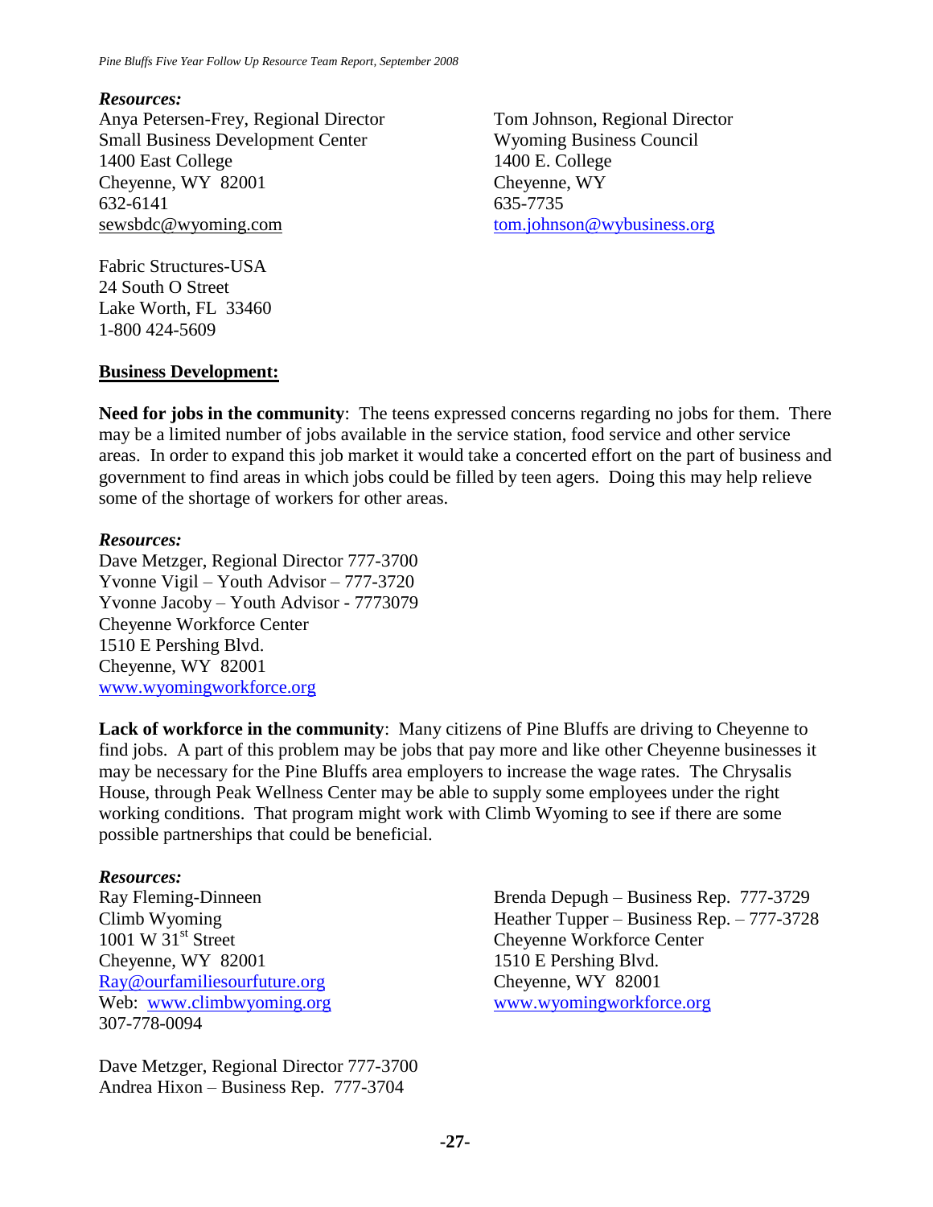***Resources:***

Anya Petersen-Frey, Regional Director
Small Business Development Center
1400 East College
Cheyenne, WY 82001
632-6141
sewsbdc@wyoming.com

Tom Johnson, Regional Director
Wyoming Business Council
1400 E. College
Cheyenne, WY
635-7735
tom.johnson@wybusiness.org

Fabric Structures-USA
24 South O Street
Lake Worth, FL 33460
1-800 424-5609

**Business Development:**

**Need for jobs in the community**: The teens expressed concerns regarding no jobs for them. There may be a limited number of jobs available in the service station, food service and other service areas. In order to expand this job market it would take a concerted effort on the part of business and government to find areas in which jobs could be filled by teen agers. Doing this may help relieve some of the shortage of workers for other areas.

***Resources:***

Dave Metzger, Regional Director 777-3700
Yvonne Vigil – Youth Advisor – 777-3720
Yvonne Jacoby – Youth Advisor - 7773079
Cheyenne Workforce Center
1510 E Pershing Blvd.
Cheyenne, WY 82001
www.wyomingworkforce.org

**Lack of workforce in the community**: Many citizens of Pine Bluffs are driving to Cheyenne to find jobs. A part of this problem may be jobs that pay more and like other Cheyenne businesses it may be necessary for the Pine Bluffs area employers to increase the wage rates. The Chrysalis House, through Peak Wellness Center may be able to supply some employees under the right working conditions. That program might work with Climb Wyoming to see if there are some possible partnerships that could be beneficial.

***Resources:***

Ray Fleming-Dinneen
Climb Wyoming
1001 W 31st Street
Cheyenne, WY 82001
Ray@ourfamiliesourfuture.org
Web: www.climbwyoming.org
307-778-0094

Brenda Depugh – Business Rep. 777-3729
Heather Tupper – Business Rep. – 777-3728
Cheyenne Workforce Center
1510 E Pershing Blvd.
Cheyenne, WY 82001
www.wyomingworkforce.org

Dave Metzger, Regional Director 777-3700
Andrea Hixon – Business Rep. 777-3704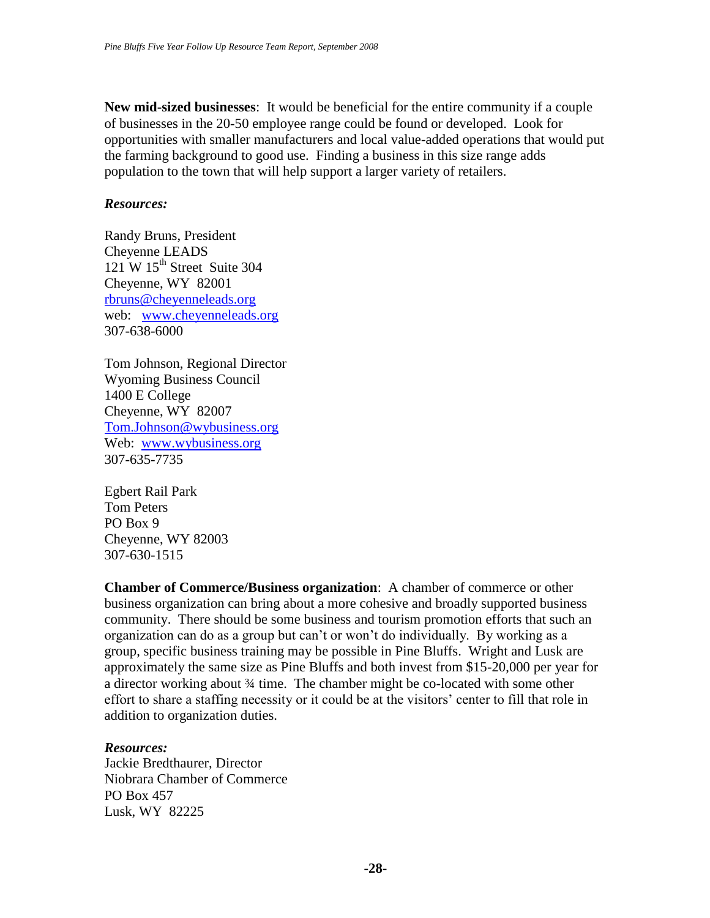**New mid-sized businesses**: It would be beneficial for the entire community if a couple of businesses in the 20-50 employee range could be found or developed. Look for opportunities with smaller manufacturers and local value-added operations that would put the farming background to good use. Finding a business in this size range adds population to the town that will help support a larger variety of retailers.

***Resources:***

Randy Bruns, President
Cheyenne LEADS
121 W 15th Street Suite 304
Cheyenne, WY 82001
rbruns@cheyenneleads.org
web: www.cheyenneleads.org
307-638-6000

Tom Johnson, Regional Director
Wyoming Business Council
1400 E College
Cheyenne, WY 82007
Tom.Johnson@wybusiness.org
Web: www.wybusiness.org
307-635-7735

Egbert Rail Park
Tom Peters
PO Box 9
Cheyenne, WY 82003
307-630-1515

**Chamber of Commerce/Business organization**: A chamber of commerce or other business organization can bring about a more cohesive and broadly supported business community. There should be some business and tourism promotion efforts that such an organization can do as a group but can't or won't do individually. By working as a group, specific business training may be possible in Pine Bluffs. Wright and Lusk are approximately the same size as Pine Bluffs and both invest from $15-20,000 per year for a director working about ¾ time. The chamber might be co-located with some other effort to share a staffing necessity or it could be at the visitors' center to fill that role in addition to organization duties.

***Resources:***

Jackie Bredthaurer, Director
Niobrara Chamber of Commerce
PO Box 457
Lusk, WY 82225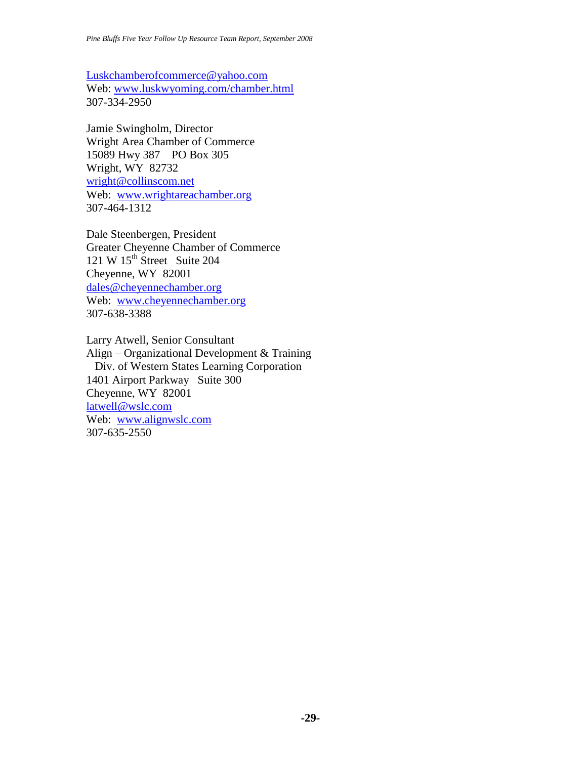Luskchamberofcommerce@yahoo.com
Web: www.luskwyoming.com/chamber.html
307-334-2950

Jamie Swingholm, Director
Wright Area Chamber of Commerce
15089 Hwy 387    PO Box 305
Wright, WY  82732
wright@collinscom.net
Web:  www.wrightareachamber.org
307-464-1312

Dale Steenbergen, President
Greater Cheyenne Chamber of Commerce
121 W 15th Street   Suite 204
Cheyenne, WY  82001
dales@cheyennechamber.org
Web:  www.cheyennechamber.org
307-638-3388

Larry Atwell, Senior Consultant
Align – Organizational Development & Training
  Div. of Western States Learning Corporation
1401 Airport Parkway   Suite 300
Cheyenne, WY  82001
latwell@wslc.com
Web:  www.alignwslc.com
307-635-2550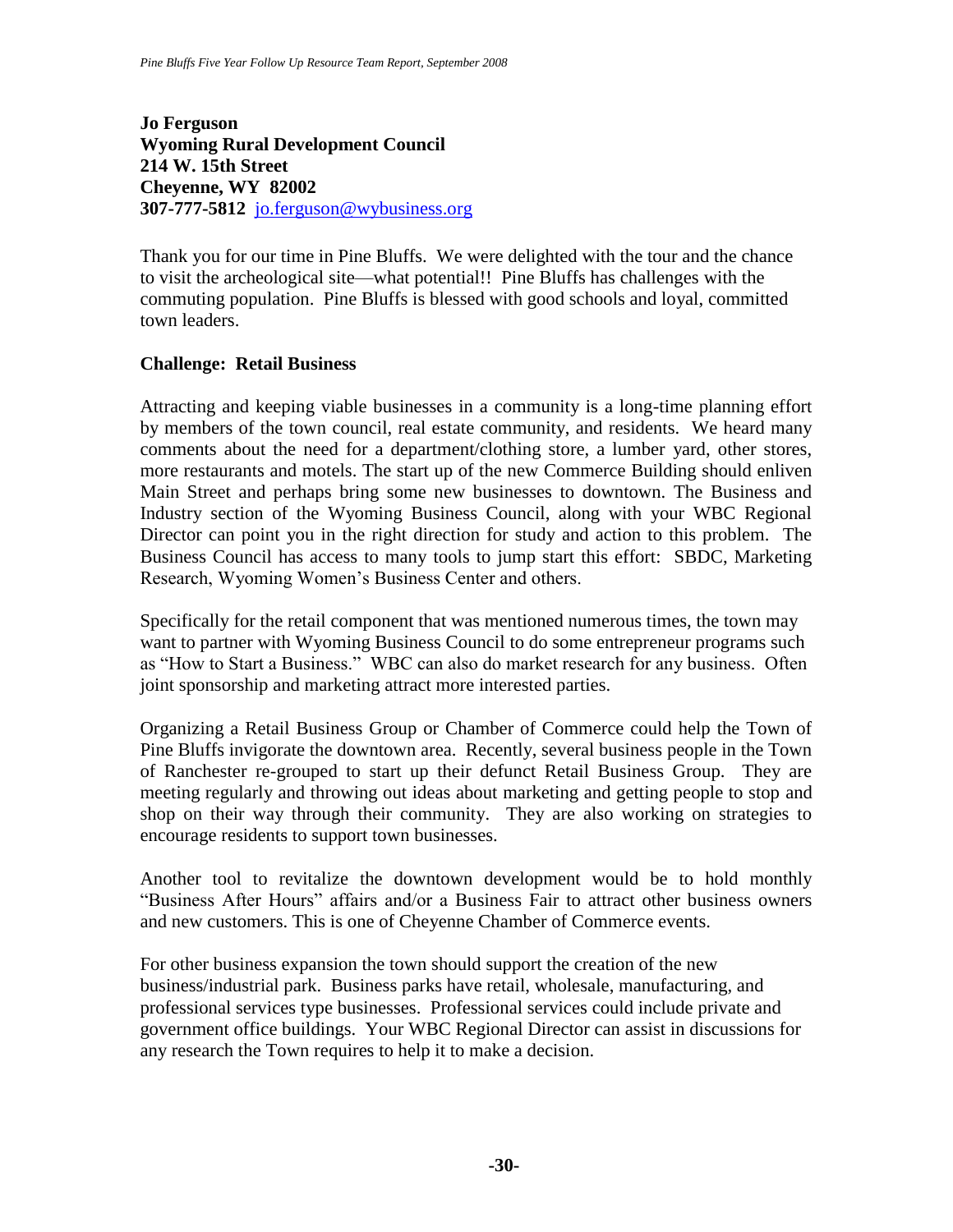**Jo Ferguson**
**Wyoming Rural Development Council**
**214 W. 15th Street**
**Cheyenne, WY 82002**
**307-777-5812** jo.ferguson@wybusiness.org

Thank you for our time in Pine Bluffs. We were delighted with the tour and the chance to visit the archeological site—what potential!! Pine Bluffs has challenges with the commuting population. Pine Bluffs is blessed with good schools and loyal, committed town leaders.

**Challenge: Retail Business**

Attracting and keeping viable businesses in a community is a long-time planning effort by members of the town council, real estate community, and residents. We heard many comments about the need for a department/clothing store, a lumber yard, other stores, more restaurants and motels. The start up of the new Commerce Building should enliven Main Street and perhaps bring some new businesses to downtown. The Business and Industry section of the Wyoming Business Council, along with your WBC Regional Director can point you in the right direction for study and action to this problem. The Business Council has access to many tools to jump start this effort: SBDC, Marketing Research, Wyoming Women's Business Center and others.

Specifically for the retail component that was mentioned numerous times, the town may want to partner with Wyoming Business Council to do some entrepreneur programs such as "How to Start a Business." WBC can also do market research for any business. Often joint sponsorship and marketing attract more interested parties.

Organizing a Retail Business Group or Chamber of Commerce could help the Town of Pine Bluffs invigorate the downtown area. Recently, several business people in the Town of Ranchester re-grouped to start up their defunct Retail Business Group. They are meeting regularly and throwing out ideas about marketing and getting people to stop and shop on their way through their community. They are also working on strategies to encourage residents to support town businesses.

Another tool to revitalize the downtown development would be to hold monthly "Business After Hours" affairs and/or a Business Fair to attract other business owners and new customers. This is one of Cheyenne Chamber of Commerce events.

For other business expansion the town should support the creation of the new business/industrial park. Business parks have retail, wholesale, manufacturing, and professional services type businesses. Professional services could include private and government office buildings. Your WBC Regional Director can assist in discussions for any research the Town requires to help it to make a decision.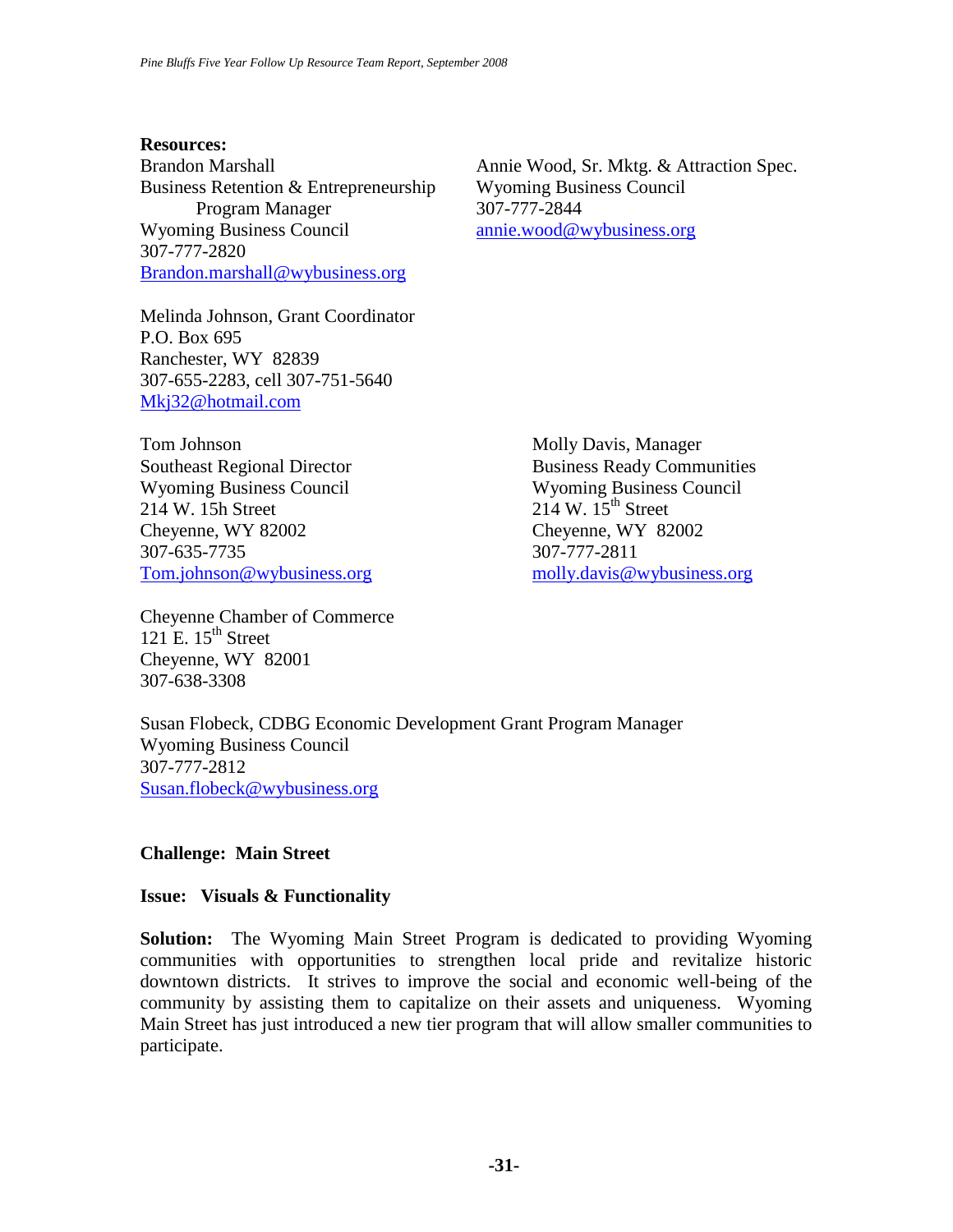**Resources:**

Brandon Marshall
Business Retention & Entrepreneurship Program Manager
Wyoming Business Council
307-777-2820
Brandon.marshall@wybusiness.org

Annie Wood, Sr. Mktg. & Attraction Spec.
Wyoming Business Council
307-777-2844
annie.wood@wybusiness.org

Melinda Johnson, Grant Coordinator
P.O. Box 695
Ranchester, WY 82839
307-655-2283, cell 307-751-5640
Mkj32@hotmail.com

Tom Johnson
Southeast Regional Director
Wyoming Business Council
214 W. 15h Street
Cheyenne, WY 82002
307-635-7735
Tom.johnson@wybusiness.org

Molly Davis, Manager
Business Ready Communities
Wyoming Business Council
214 W. 15th Street
Cheyenne, WY 82002
307-777-2811
molly.davis@wybusiness.org

Cheyenne Chamber of Commerce
121 E. 15th Street
Cheyenne, WY 82001
307-638-3308

Susan Flobeck, CDBG Economic Development Grant Program Manager
Wyoming Business Council
307-777-2812
Susan.flobeck@wybusiness.org

**Challenge: Main Street**

**Issue: Visuals & Functionality**

**Solution:** The Wyoming Main Street Program is dedicated to providing Wyoming communities with opportunities to strengthen local pride and revitalize historic downtown districts. It strives to improve the social and economic well-being of the community by assisting them to capitalize on their assets and uniqueness. Wyoming Main Street has just introduced a new tier program that will allow smaller communities to participate.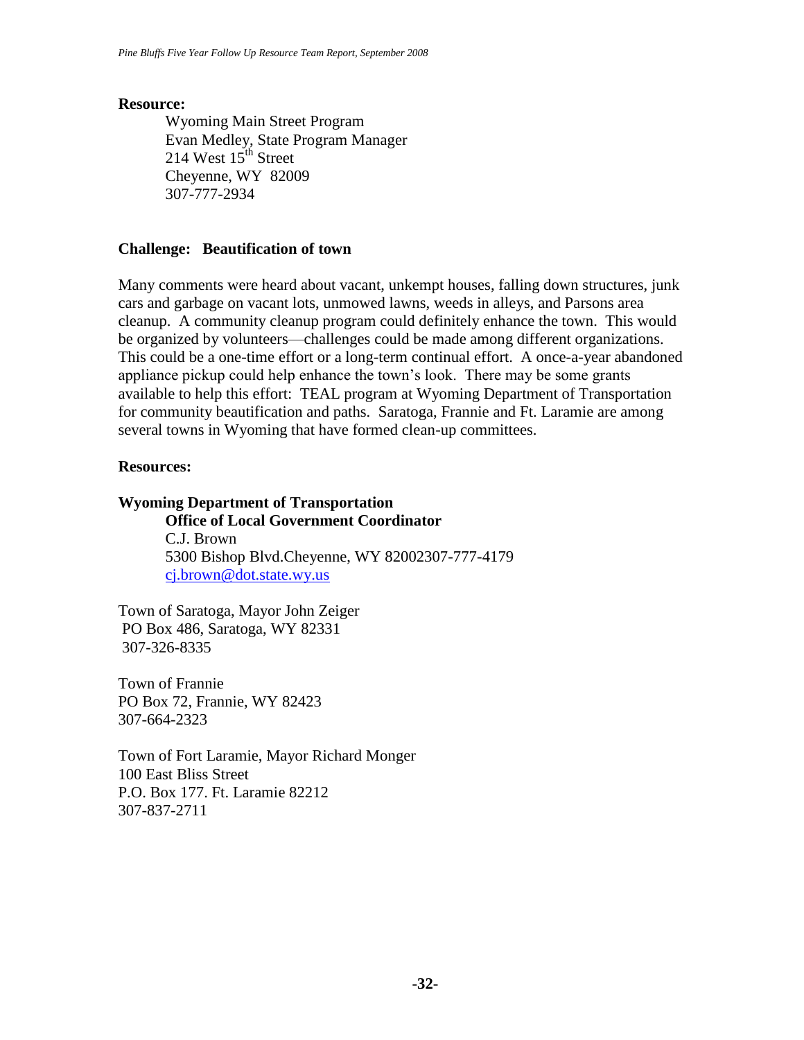**Resource:**

Wyoming Main Street Program
Evan Medley, State Program Manager
214 West 15th Street
Cheyenne, WY 82009
307-777-2934

**Challenge: Beautification of town**

Many comments were heard about vacant, unkempt houses, falling down structures, junk cars and garbage on vacant lots, unmowed lawns, weeds in alleys, and Parsons area cleanup. A community cleanup program could definitely enhance the town. This would be organized by volunteers—challenges could be made among different organizations. This could be a one-time effort or a long-term continual effort. A once-a-year abandoned appliance pickup could help enhance the town's look. There may be some grants available to help this effort: TEAL program at Wyoming Department of Transportation for community beautification and paths. Saratoga, Frannie and Ft. Laramie are among several towns in Wyoming that have formed clean-up committees.

**Resources:**

**Wyoming Department of Transportation**

**Office of Local Government Coordinator**
C.J. Brown
5300 Bishop Blvd.Cheyenne, WY 82002307-777-4179
cj.brown@dot.state.wy.us

Town of Saratoga, Mayor John Zeiger
PO Box 486, Saratoga, WY 82331
307-326-8335

Town of Frannie
PO Box 72, Frannie, WY 82423
307-664-2323

Town of Fort Laramie, Mayor Richard Monger
100 East Bliss Street
P.O. Box 177. Ft. Laramie 82212
307-837-2711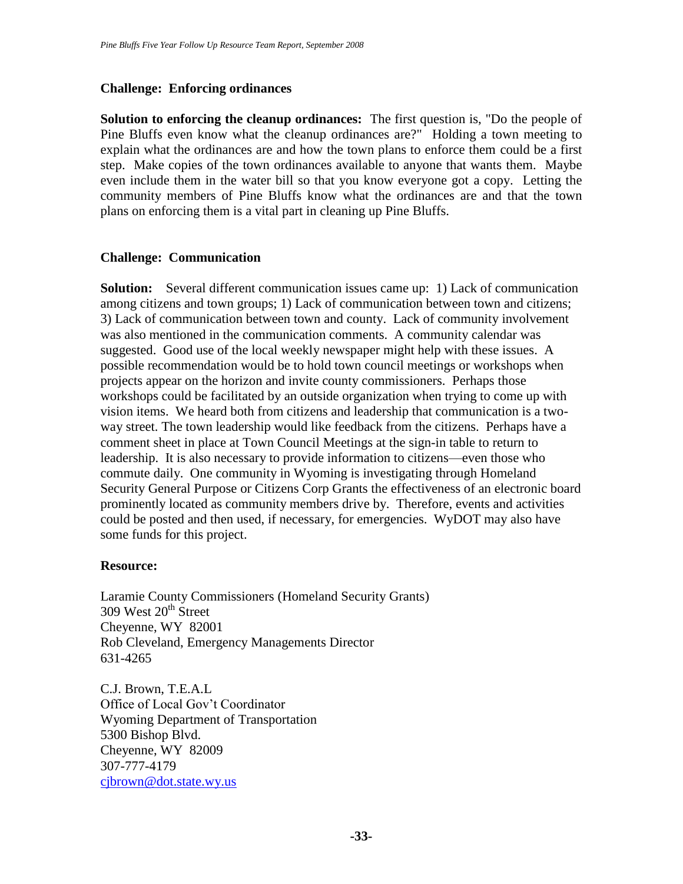**Challenge: Enforcing ordinances**

**Solution to enforcing the cleanup ordinances:** The first question is, "Do the people of Pine Bluffs even know what the cleanup ordinances are?" Holding a town meeting to explain what the ordinances are and how the town plans to enforce them could be a first step. Make copies of the town ordinances available to anyone that wants them. Maybe even include them in the water bill so that you know everyone got a copy. Letting the community members of Pine Bluffs know what the ordinances are and that the town plans on enforcing them is a vital part in cleaning up Pine Bluffs.

**Challenge: Communication**

**Solution:** Several different communication issues came up: 1) Lack of communication among citizens and town groups; 1) Lack of communication between town and citizens; 3) Lack of communication between town and county. Lack of community involvement was also mentioned in the communication comments. A community calendar was suggested. Good use of the local weekly newspaper might help with these issues. A possible recommendation would be to hold town council meetings or workshops when projects appear on the horizon and invite county commissioners. Perhaps those workshops could be facilitated by an outside organization when trying to come up with vision items. We heard both from citizens and leadership that communication is a two-way street. The town leadership would like feedback from the citizens. Perhaps have a comment sheet in place at Town Council Meetings at the sign-in table to return to leadership. It is also necessary to provide information to citizens—even those who commute daily. One community in Wyoming is investigating through Homeland Security General Purpose or Citizens Corp Grants the effectiveness of an electronic board prominently located as community members drive by. Therefore, events and activities could be posted and then used, if necessary, for emergencies. WyDOT may also have some funds for this project.

**Resource:**

Laramie County Commissioners (Homeland Security Grants)
309 West 20th Street
Cheyenne, WY 82001
Rob Cleveland, Emergency Managements Director
631-4265

C.J. Brown, T.E.A.L
Office of Local Gov't Coordinator
Wyoming Department of Transportation
5300 Bishop Blvd.
Cheyenne, WY 82009
307-777-4179
cjbrown@dot.state.wy.us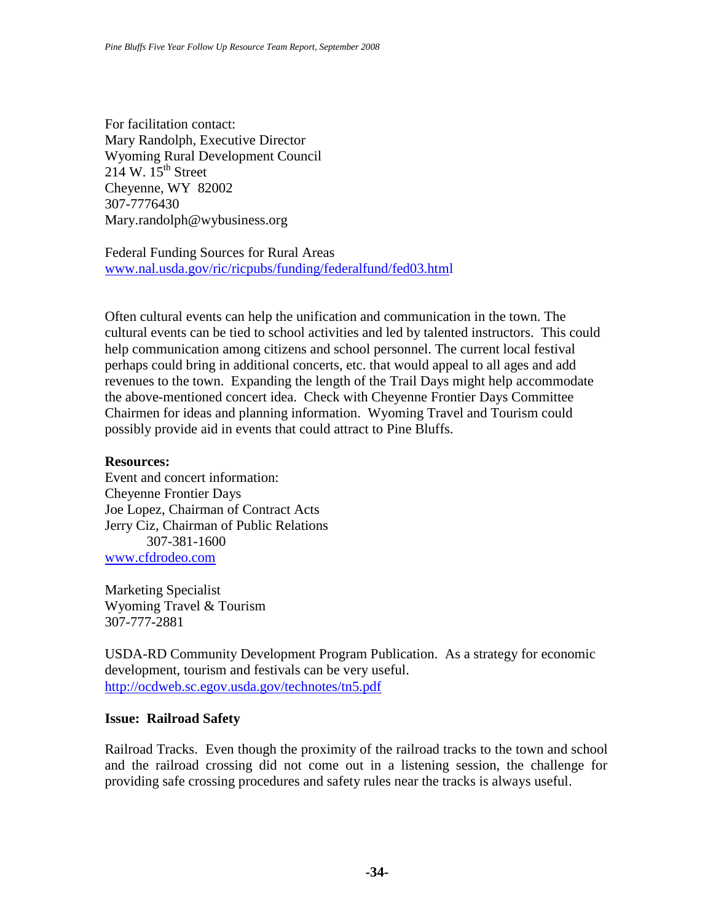For facilitation contact:
Mary Randolph, Executive Director
Wyoming Rural Development Council
214 W. 15th Street
Cheyenne, WY 82002
307-7776430
Mary.randolph@wybusiness.org

Federal Funding Sources for Rural Areas
www.nal.usda.gov/ric/ricpubs/funding/federalfund/fed03.html

Often cultural events can help the unification and communication in the town. The cultural events can be tied to school activities and led by talented instructors. This could help communication among citizens and school personnel. The current local festival perhaps could bring in additional concerts, etc. that would appeal to all ages and add revenues to the town. Expanding the length of the Trail Days might help accommodate the above-mentioned concert idea. Check with Cheyenne Frontier Days Committee Chairmen for ideas and planning information. Wyoming Travel and Tourism could possibly provide aid in events that could attract to Pine Bluffs.

**Resources:**
Event and concert information:
Cheyenne Frontier Days
Joe Lopez, Chairman of Contract Acts
Jerry Ciz, Chairman of Public Relations
307-381-1600
www.cfdrodeo.com

Marketing Specialist
Wyoming Travel & Tourism
307-777-2881

USDA-RD Community Development Program Publication. As a strategy for economic development, tourism and festivals can be very useful.
http://ocdweb.sc.egov.usda.gov/technotes/tn5.pdf

**Issue: Railroad Safety**

Railroad Tracks. Even though the proximity of the railroad tracks to the town and school and the railroad crossing did not come out in a listening session, the challenge for providing safe crossing procedures and safety rules near the tracks is always useful.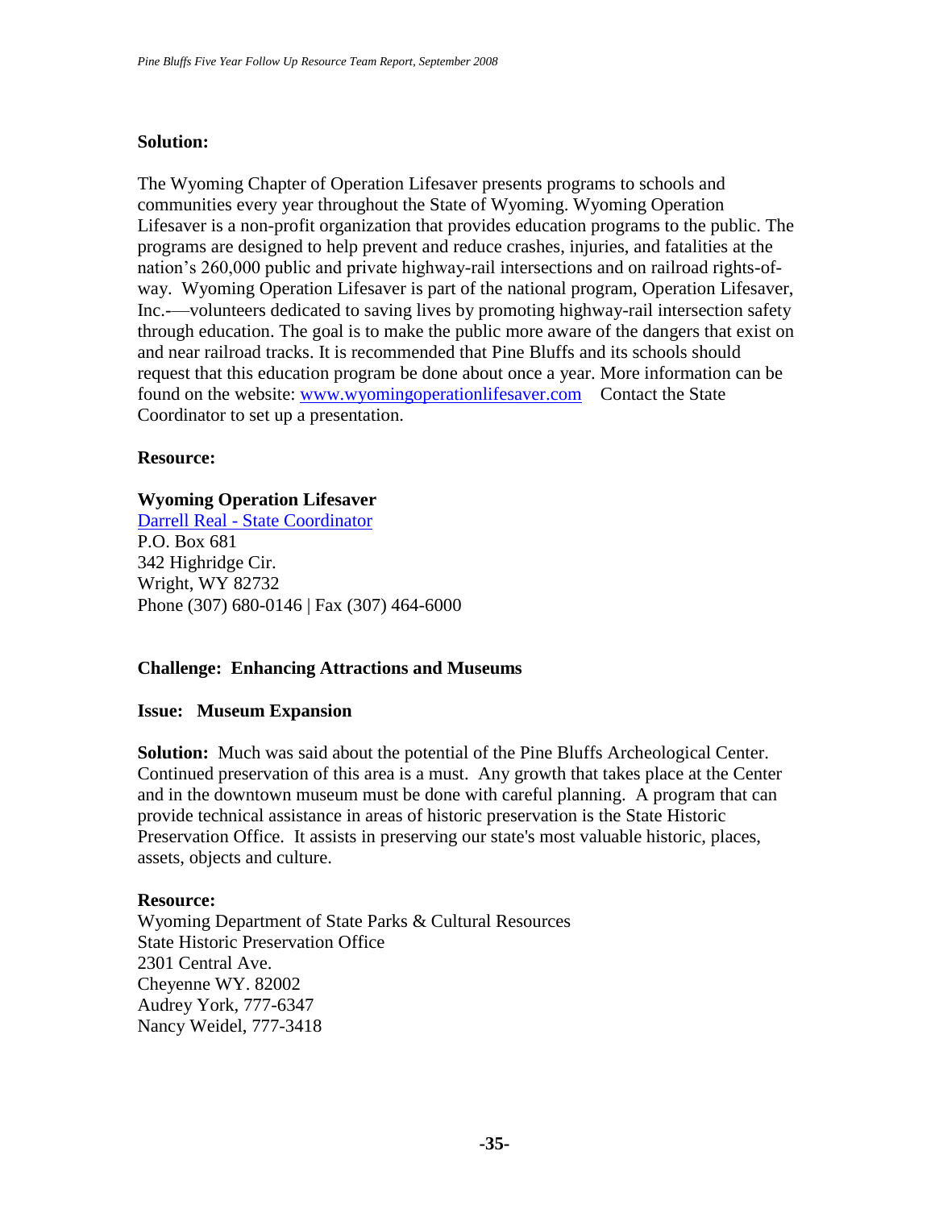**Solution:**

The Wyoming Chapter of Operation Lifesaver presents programs to schools and communities every year throughout the State of Wyoming. Wyoming Operation Lifesaver is a non-profit organization that provides education programs to the public. The programs are designed to help prevent and reduce crashes, injuries, and fatalities at the nation's 260,000 public and private highway-rail intersections and on railroad rights-of-way. Wyoming Operation Lifesaver is part of the national program, Operation Lifesaver, Inc.-—volunteers dedicated to saving lives by promoting highway-rail intersection safety through education. The goal is to make the public more aware of the dangers that exist on and near railroad tracks. It is recommended that Pine Bluffs and its schools should request that this education program be done about once a year. More information can be found on the website: www.wyomingoperationlifesaver.com Contact the State Coordinator to set up a presentation.

**Resource:**

**Wyoming Operation Lifesaver**
Darrell Real - State Coordinator
P.O. Box 681
342 Highridge Cir.
Wright, WY 82732
Phone (307) 680-0146 | Fax (307) 464-6000

**Challenge: Enhancing Attractions and Museums**

**Issue: Museum Expansion**

**Solution:** Much was said about the potential of the Pine Bluffs Archeological Center. Continued preservation of this area is a must. Any growth that takes place at the Center and in the downtown museum must be done with careful planning. A program that can provide technical assistance in areas of historic preservation is the State Historic Preservation Office. It assists in preserving our state's most valuable historic, places, assets, objects and culture.

**Resource:**
Wyoming Department of State Parks & Cultural Resources
State Historic Preservation Office
2301 Central Ave.
Cheyenne WY. 82002
Audrey York, 777-6347
Nancy Weidel, 777-3418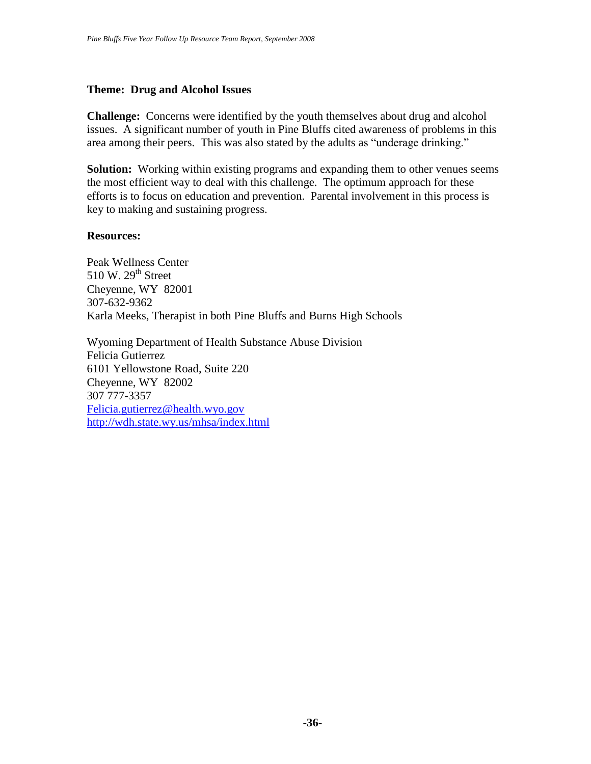**Theme: Drug and Alcohol Issues**

**Challenge:** Concerns were identified by the youth themselves about drug and alcohol issues. A significant number of youth in Pine Bluffs cited awareness of problems in this area among their peers. This was also stated by the adults as "underage drinking."

**Solution:** Working within existing programs and expanding them to other venues seems the most efficient way to deal with this challenge. The optimum approach for these efforts is to focus on education and prevention. Parental involvement in this process is key to making and sustaining progress.

**Resources:**

Peak Wellness Center
510 W. 29th Street
Cheyenne, WY 82001
307-632-9362
Karla Meeks, Therapist in both Pine Bluffs and Burns High Schools

Wyoming Department of Health Substance Abuse Division
Felicia Gutierrez
6101 Yellowstone Road, Suite 220
Cheyenne, WY 82002
307 777-3357
Felicia.gutierrez@health.wyo.gov
http://wdh.state.wy.us/mhsa/index.html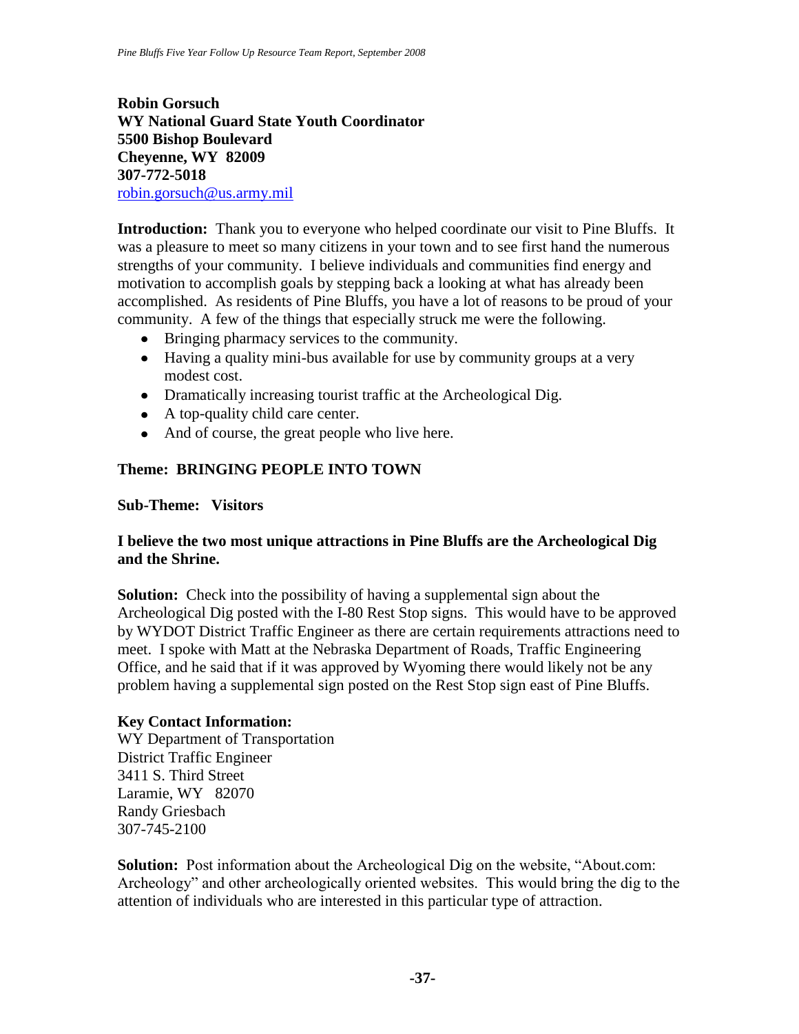**Robin Gorsuch**
**WY National Guard State Youth Coordinator**
**5500 Bishop Boulevard**
**Cheyenne, WY 82009**
**307-772-5018**
robin.gorsuch@us.army.mil

**Introduction:** Thank you to everyone who helped coordinate our visit to Pine Bluffs. It was a pleasure to meet so many citizens in your town and to see first hand the numerous strengths of your community. I believe individuals and communities find energy and motivation to accomplish goals by stepping back a looking at what has already been accomplished. As residents of Pine Bluffs, you have a lot of reasons to be proud of your community. A few of the things that especially struck me were the following.

- Bringing pharmacy services to the community.
- Having a quality mini-bus available for use by community groups at a very modest cost.
- Dramatically increasing tourist traffic at the Archeological Dig.
- A top-quality child care center.
- And of course, the great people who live here.

**Theme: BRINGING PEOPLE INTO TOWN**

**Sub-Theme: Visitors**

**I believe the two most unique attractions in Pine Bluffs are the Archeological Dig and the Shrine.**

**Solution:** Check into the possibility of having a supplemental sign about the Archeological Dig posted with the I-80 Rest Stop signs. This would have to be approved by WYDOT District Traffic Engineer as there are certain requirements attractions need to meet. I spoke with Matt at the Nebraska Department of Roads, Traffic Engineering Office, and he said that if it was approved by Wyoming there would likely not be any problem having a supplemental sign posted on the Rest Stop sign east of Pine Bluffs.

**Key Contact Information:**
WY Department of Transportation
District Traffic Engineer
3411 S. Third Street
Laramie, WY 82070
Randy Griesbach
307-745-2100

**Solution:** Post information about the Archeological Dig on the website, "About.com: Archeology" and other archeologically oriented websites. This would bring the dig to the attention of individuals who are interested in this particular type of attraction.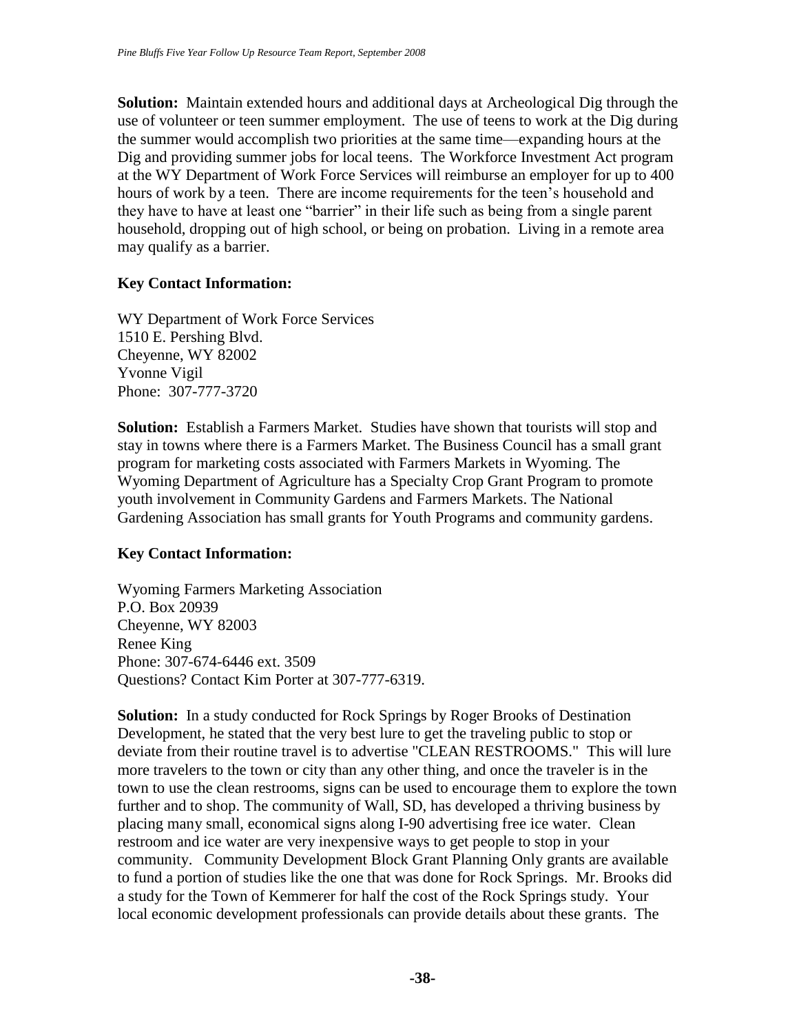**Solution:** Maintain extended hours and additional days at Archeological Dig through the use of volunteer or teen summer employment. The use of teens to work at the Dig during the summer would accomplish two priorities at the same time—expanding hours at the Dig and providing summer jobs for local teens. The Workforce Investment Act program at the WY Department of Work Force Services will reimburse an employer for up to 400 hours of work by a teen. There are income requirements for the teen's household and they have to have at least one "barrier" in their life such as being from a single parent household, dropping out of high school, or being on probation. Living in a remote area may qualify as a barrier.

**Key Contact Information:**

WY Department of Work Force Services
1510 E. Pershing Blvd.
Cheyenne, WY 82002
Yvonne Vigil
Phone: 307-777-3720

**Solution:** Establish a Farmers Market. Studies have shown that tourists will stop and stay in towns where there is a Farmers Market. The Business Council has a small grant program for marketing costs associated with Farmers Markets in Wyoming. The Wyoming Department of Agriculture has a Specialty Crop Grant Program to promote youth involvement in Community Gardens and Farmers Markets. The National Gardening Association has small grants for Youth Programs and community gardens.

**Key Contact Information:**

Wyoming Farmers Marketing Association
P.O. Box 20939
Cheyenne, WY 82003
Renee King
Phone: 307-674-6446 ext. 3509
Questions? Contact Kim Porter at 307-777-6319.

**Solution:** In a study conducted for Rock Springs by Roger Brooks of Destination Development, he stated that the very best lure to get the traveling public to stop or deviate from their routine travel is to advertise "CLEAN RESTROOMS." This will lure more travelers to the town or city than any other thing, and once the traveler is in the town to use the clean restrooms, signs can be used to encourage them to explore the town further and to shop. The community of Wall, SD, has developed a thriving business by placing many small, economical signs along I-90 advertising free ice water. Clean restroom and ice water are very inexpensive ways to get people to stop in your community. Community Development Block Grant Planning Only grants are available to fund a portion of studies like the one that was done for Rock Springs. Mr. Brooks did a study for the Town of Kemmerer for half the cost of the Rock Springs study. Your local economic development professionals can provide details about these grants. The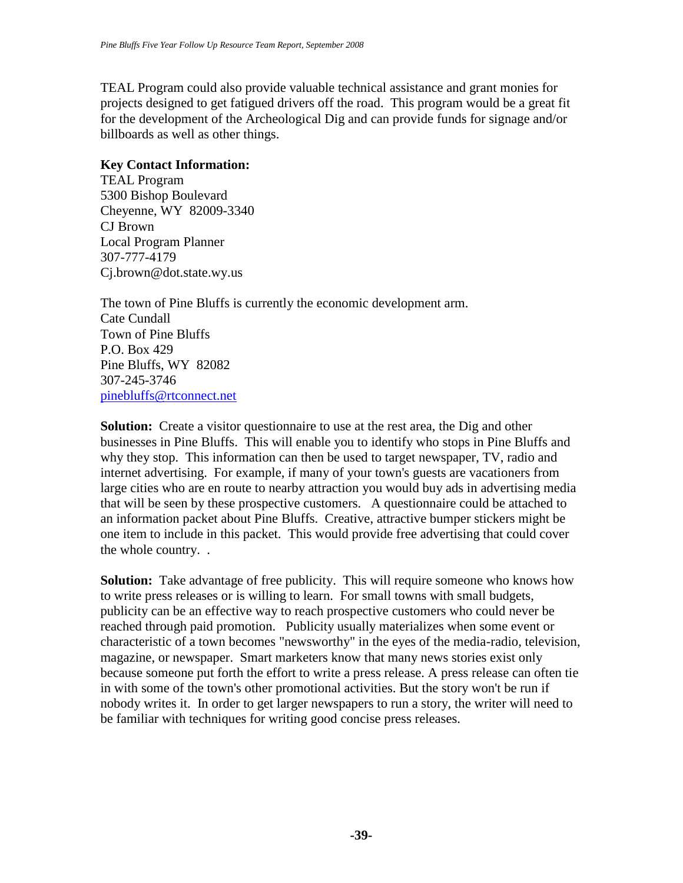TEAL Program could also provide valuable technical assistance and grant monies for projects designed to get fatigued drivers off the road. This program would be a great fit for the development of the Archeological Dig and can provide funds for signage and/or billboards as well as other things.

**Key Contact Information:**
TEAL Program
5300 Bishop Boulevard
Cheyenne, WY 82009-3340
CJ Brown
Local Program Planner
307-777-4179
Cj.brown@dot.state.wy.us

The town of Pine Bluffs is currently the economic development arm.
Cate Cundall
Town of Pine Bluffs
P.O. Box 429
Pine Bluffs, WY 82082
307-245-3746
pinebluffs@rtconnect.net

**Solution:** Create a visitor questionnaire to use at the rest area, the Dig and other businesses in Pine Bluffs. This will enable you to identify who stops in Pine Bluffs and why they stop. This information can then be used to target newspaper, TV, radio and internet advertising. For example, if many of your town's guests are vacationers from large cities who are en route to nearby attraction you would buy ads in advertising media that will be seen by these prospective customers. A questionnaire could be attached to an information packet about Pine Bluffs. Creative, attractive bumper stickers might be one item to include in this packet. This would provide free advertising that could cover the whole country. .

**Solution:** Take advantage of free publicity. This will require someone who knows how to write press releases or is willing to learn. For small towns with small budgets, publicity can be an effective way to reach prospective customers who could never be reached through paid promotion. Publicity usually materializes when some event or characteristic of a town becomes "newsworthy" in the eyes of the media-radio, television, magazine, or newspaper. Smart marketers know that many news stories exist only because someone put forth the effort to write a press release. A press release can often tie in with some of the town's other promotional activities. But the story won't be run if nobody writes it. In order to get larger newspapers to run a story, the writer will need to be familiar with techniques for writing good concise press releases.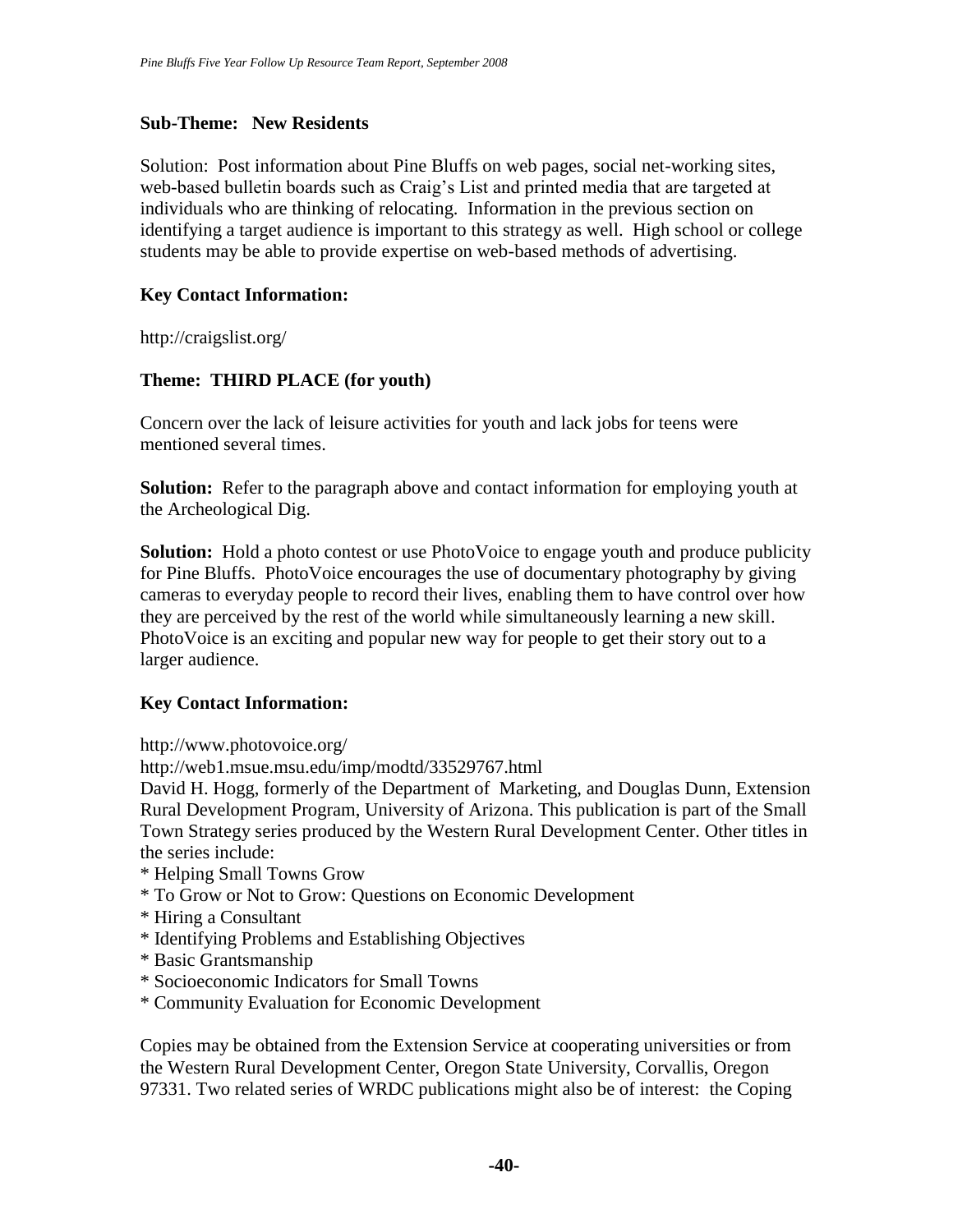**Sub-Theme: New Residents**

Solution: Post information about Pine Bluffs on web pages, social net-working sites, web-based bulletin boards such as Craig's List and printed media that are targeted at individuals who are thinking of relocating. Information in the previous section on identifying a target audience is important to this strategy as well. High school or college students may be able to provide expertise on web-based methods of advertising.

**Key Contact Information:**

http://craigslist.org/

**Theme: THIRD PLACE (for youth)**

Concern over the lack of leisure activities for youth and lack jobs for teens were mentioned several times.

**Solution:** Refer to the paragraph above and contact information for employing youth at the Archeological Dig.

**Solution:** Hold a photo contest or use PhotoVoice to engage youth and produce publicity for Pine Bluffs. PhotoVoice encourages the use of documentary photography by giving cameras to everyday people to record their lives, enabling them to have control over how they are perceived by the rest of the world while simultaneously learning a new skill. PhotoVoice is an exciting and popular new way for people to get their story out to a larger audience.

**Key Contact Information:**

http://www.photovoice.org/
http://web1.msue.msu.edu/imp/modtd/33529767.html
David H. Hogg, formerly of the Department of Marketing, and Douglas Dunn, Extension Rural Development Program, University of Arizona. This publication is part of the Small Town Strategy series produced by the Western Rural Development Center. Other titles in the series include:

* Helping Small Towns Grow
* To Grow or Not to Grow: Questions on Economic Development
* Hiring a Consultant
* Identifying Problems and Establishing Objectives
* Basic Grantsmanship
* Socioeconomic Indicators for Small Towns
* Community Evaluation for Economic Development

Copies may be obtained from the Extension Service at cooperating universities or from the Western Rural Development Center, Oregon State University, Corvallis, Oregon 97331. Two related series of WRDC publications might also be of interest: the Coping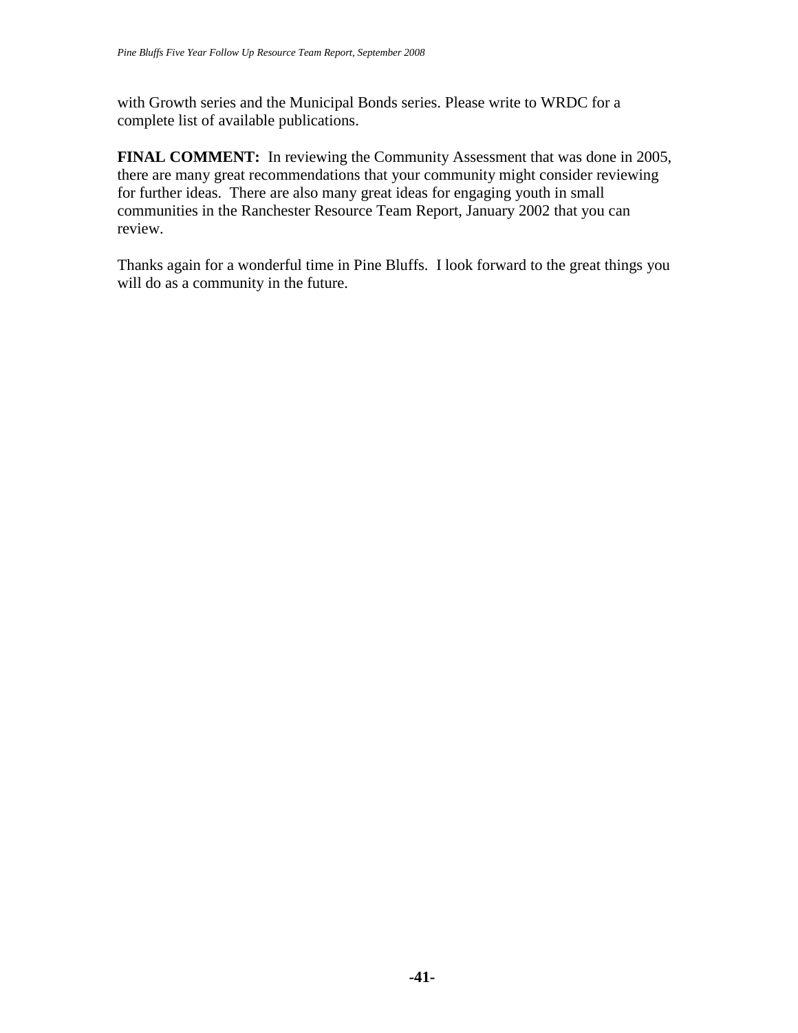with Growth series and the Municipal Bonds series. Please write to WRDC for a complete list of available publications.

**FINAL COMMENT:** In reviewing the Community Assessment that was done in 2005, there are many great recommendations that your community might consider reviewing for further ideas. There are also many great ideas for engaging youth in small communities in the Ranchester Resource Team Report, January 2002 that you can review.

Thanks again for a wonderful time in Pine Bluffs. I look forward to the great things you will do as a community in the future.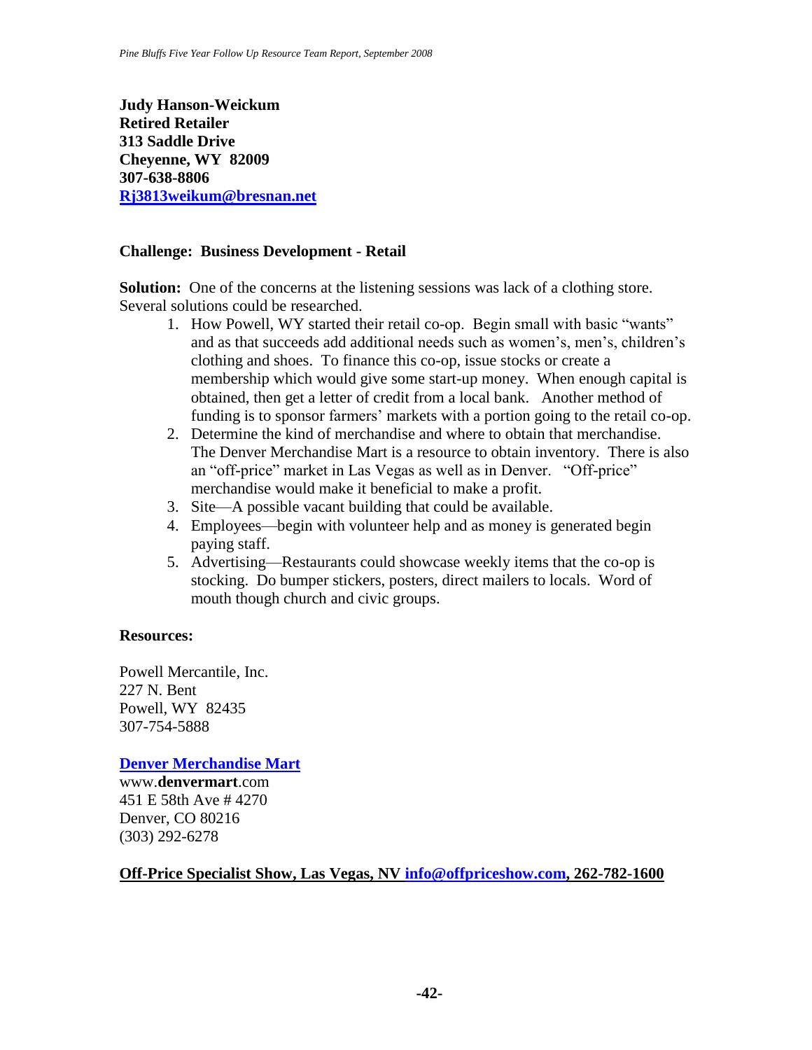**Judy Hanson-Weickum**
**Retired Retailer**
**313 Saddle Drive**
**Cheyenne, WY 82009**
**307-638-8806**
**Rj3813weikum@bresnan.net**

**Challenge: Business Development - Retail**

**Solution:** One of the concerns at the listening sessions was lack of a clothing store. Several solutions could be researched.

1. How Powell, WY started their retail co-op. Begin small with basic "wants" and as that succeeds add additional needs such as women's, men's, children's clothing and shoes. To finance this co-op, issue stocks or create a membership which would give some start-up money. When enough capital is obtained, then get a letter of credit from a local bank. Another method of funding is to sponsor farmers' markets with a portion going to the retail co-op.
2. Determine the kind of merchandise and where to obtain that merchandise. The Denver Merchandise Mart is a resource to obtain inventory. There is also an "off-price" market in Las Vegas as well as in Denver. "Off-price" merchandise would make it beneficial to make a profit.
3. Site—A possible vacant building that could be available.
4. Employees—begin with volunteer help and as money is generated begin paying staff.
5. Advertising—Restaurants could showcase weekly items that the co-op is stocking. Do bumper stickers, posters, direct mailers to locals. Word of mouth though church and civic groups.

**Resources:**

Powell Mercantile, Inc.
227 N. Bent
Powell, WY 82435
307-754-5888

**Denver Merchandise Mart**
www.**denvermart**.com
451 E 58th Ave # 4270
Denver, CO 80216
(303) 292-6278

**Off-Price Specialist Show, Las Vegas, NV info@offpriceshow.com, 262-782-1600**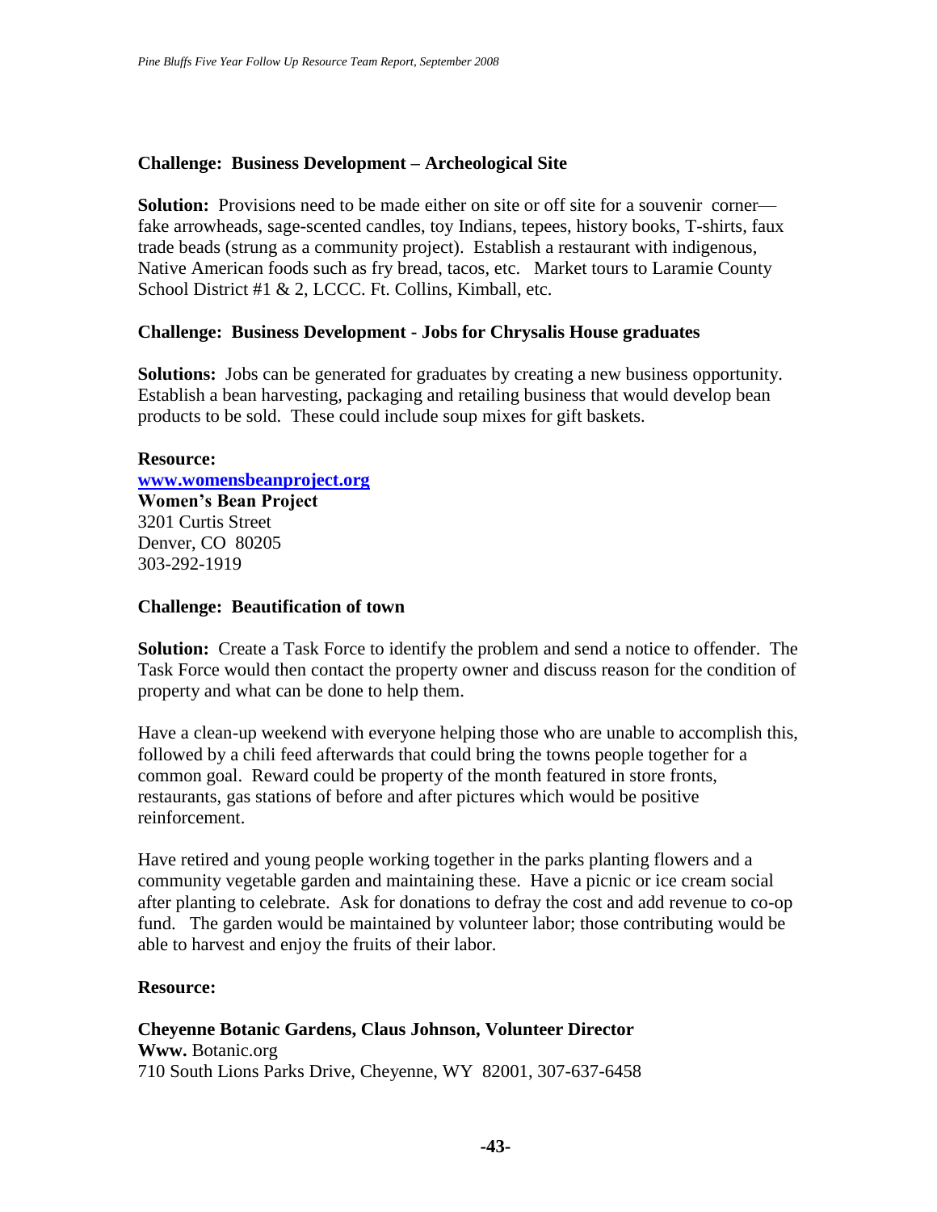**Challenge: Business Development – Archeological Site**

**Solution:** Provisions need to be made either on site or off site for a souvenir corner—fake arrowheads, sage-scented candles, toy Indians, tepees, history books, T-shirts, faux trade beads (strung as a community project). Establish a restaurant with indigenous, Native American foods such as fry bread, tacos, etc. Market tours to Laramie County School District #1 & 2, LCCC. Ft. Collins, Kimball, etc.

**Challenge: Business Development - Jobs for Chrysalis House graduates**

**Solutions:** Jobs can be generated for graduates by creating a new business opportunity. Establish a bean harvesting, packaging and retailing business that would develop bean products to be sold. These could include soup mixes for gift baskets.

**Resource:**
**www.womensbeanproject.org**
**Women's Bean Project**
3201 Curtis Street
Denver, CO 80205
303-292-1919

**Challenge: Beautification of town**

**Solution:** Create a Task Force to identify the problem and send a notice to offender. The Task Force would then contact the property owner and discuss reason for the condition of property and what can be done to help them.

Have a clean-up weekend with everyone helping those who are unable to accomplish this, followed by a chili feed afterwards that could bring the towns people together for a common goal. Reward could be property of the month featured in store fronts, restaurants, gas stations of before and after pictures which would be positive reinforcement.

Have retired and young people working together in the parks planting flowers and a community vegetable garden and maintaining these. Have a picnic or ice cream social after planting to celebrate. Ask for donations to defray the cost and add revenue to co-op fund. The garden would be maintained by volunteer labor; those contributing would be able to harvest and enjoy the fruits of their labor.

**Resource:**

**Cheyenne Botanic Gardens, Claus Johnson, Volunteer Director**
**Www.** Botanic.org
710 South Lions Parks Drive, Cheyenne, WY 82001, 307-637-6458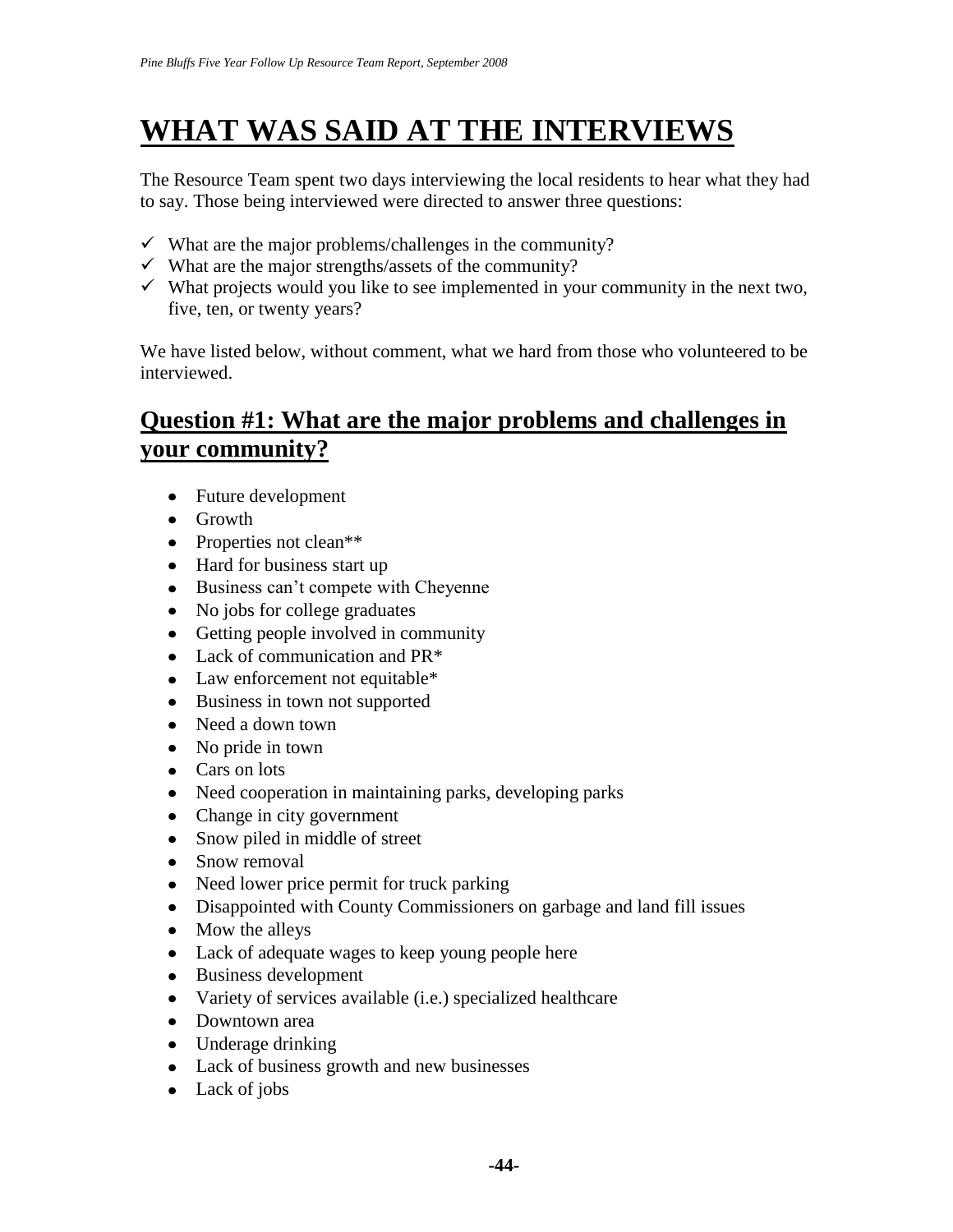# WHAT WAS SAID AT THE INTERVIEWS

The Resource Team spent two days interviewing the local residents to hear what they had to say. Those being interviewed were directed to answer three questions:

- ✓ What are the major problems/challenges in the community?
- ✓ What are the major strengths/assets of the community?
- ✓ What projects would you like to see implemented in your community in the next two, five, ten, or twenty years?

We have listed below, without comment, what we hard from those who volunteered to be interviewed.

## Question #1: What are the major problems and challenges in your community?

- Future development
- Growth
- Properties not clean**
- Hard for business start up
- Business can't compete with Cheyenne
- No jobs for college graduates
- Getting people involved in community
- Lack of communication and PR*
- Law enforcement not equitable*
- Business in town not supported
- Need a down town
- No pride in town
- Cars on lots
- Need cooperation in maintaining parks, developing parks
- Change in city government
- Snow piled in middle of street
- Snow removal
- Need lower price permit for truck parking
- Disappointed with County Commissioners on garbage and land fill issues
- Mow the alleys
- Lack of adequate wages to keep young people here
- Business development
- Variety of services available (i.e.) specialized healthcare
- Downtown area
- Underage drinking
- Lack of business growth and new businesses
- Lack of jobs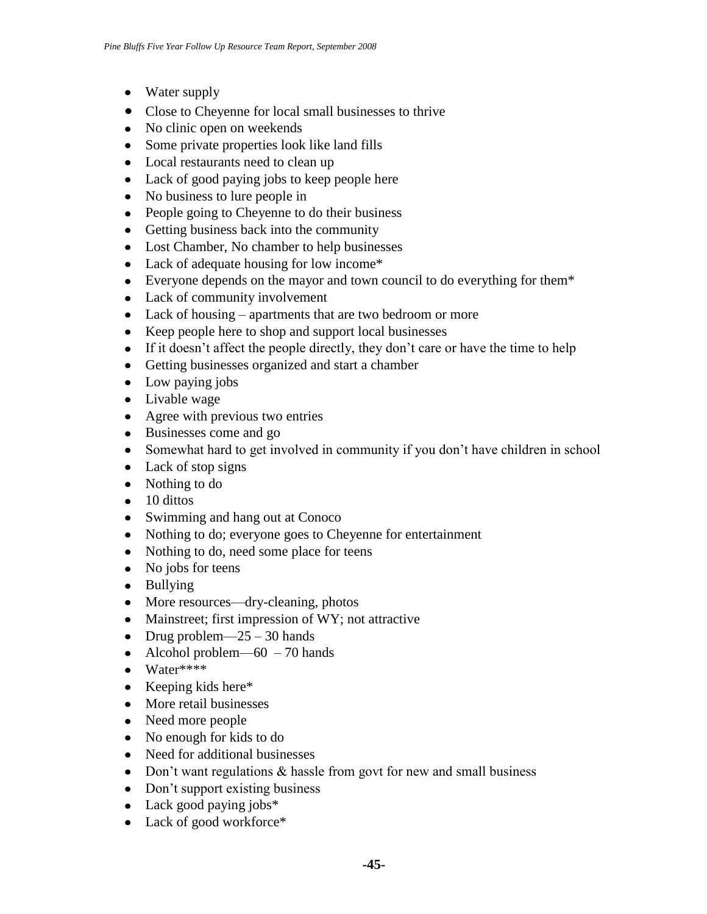- Water supply
- Close to Cheyenne for local small businesses to thrive
- No clinic open on weekends
- Some private properties look like land fills
- Local restaurants need to clean up
- Lack of good paying jobs to keep people here
- No business to lure people in
- People going to Cheyenne to do their business
- Getting business back into the community
- Lost Chamber, No chamber to help businesses
- Lack of adequate housing for low income*
- Everyone depends on the mayor and town council to do everything for them*
- Lack of community involvement
- Lack of housing – apartments that are two bedroom or more
- Keep people here to shop and support local businesses
- If it doesn't affect the people directly, they don't care or have the time to help
- Getting businesses organized and start a chamber
- Low paying jobs
- Livable wage
- Agree with previous two entries
- Businesses come and go
- Somewhat hard to get involved in community if you don't have children in school
- Lack of stop signs
- Nothing to do
- 10 dittos
- Swimming and hang out at Conoco
- Nothing to do; everyone goes to Cheyenne for entertainment
- Nothing to do, need some place for teens
- No jobs for teens
- Bullying
- More resources—dry-cleaning, photos
- Mainstreet; first impression of WY; not attractive
- Drug problem—25 – 30 hands
- Alcohol problem—60 – 70 hands
- Water****
- Keeping kids here*
- More retail businesses
- Need more people
- No enough for kids to do
- Need for additional businesses
- Don't want regulations & hassle from govt for new and small business
- Don't support existing business
- Lack good paying jobs*
- Lack of good workforce*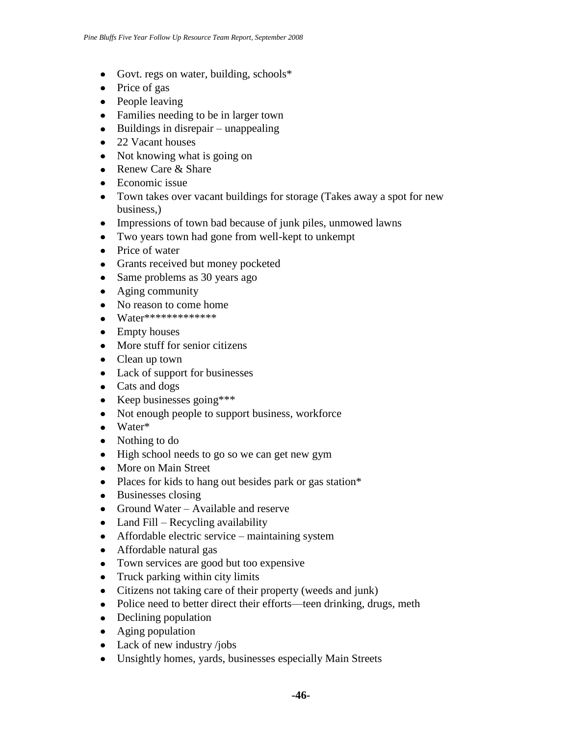- Govt. regs on water, building, schools*
- Price of gas
- People leaving
- Families needing to be in larger town
- Buildings in disrepair – unappealing
- 22 Vacant houses
- Not knowing what is going on
- Renew Care & Share
- Economic issue
- Town takes over vacant buildings for storage (Takes away a spot for new business,)
- Impressions of town bad because of junk piles, unmowed lawns
- Two years town had gone from well-kept to unkempt
- Price of water
- Grants received but money pocketed
- Same problems as 30 years ago
- Aging community
- No reason to come home
- Water*************
- Empty houses
- More stuff for senior citizens
- Clean up town
- Lack of support for businesses
- Cats and dogs
- Keep businesses going***
- Not enough people to support business, workforce
- Water*
- Nothing to do
- High school needs to go so we can get new gym
- More on Main Street
- Places for kids to hang out besides park or gas station*
- Businesses closing
- Ground Water – Available and reserve
- Land Fill – Recycling availability
- Affordable electric service – maintaining system
- Affordable natural gas
- Town services are good but too expensive
- Truck parking within city limits
- Citizens not taking care of their property (weeds and junk)
- Police need to better direct their efforts—teen drinking, drugs, meth
- Declining population
- Aging population
- Lack of new industry /jobs
- Unsightly homes, yards, businesses especially Main Streets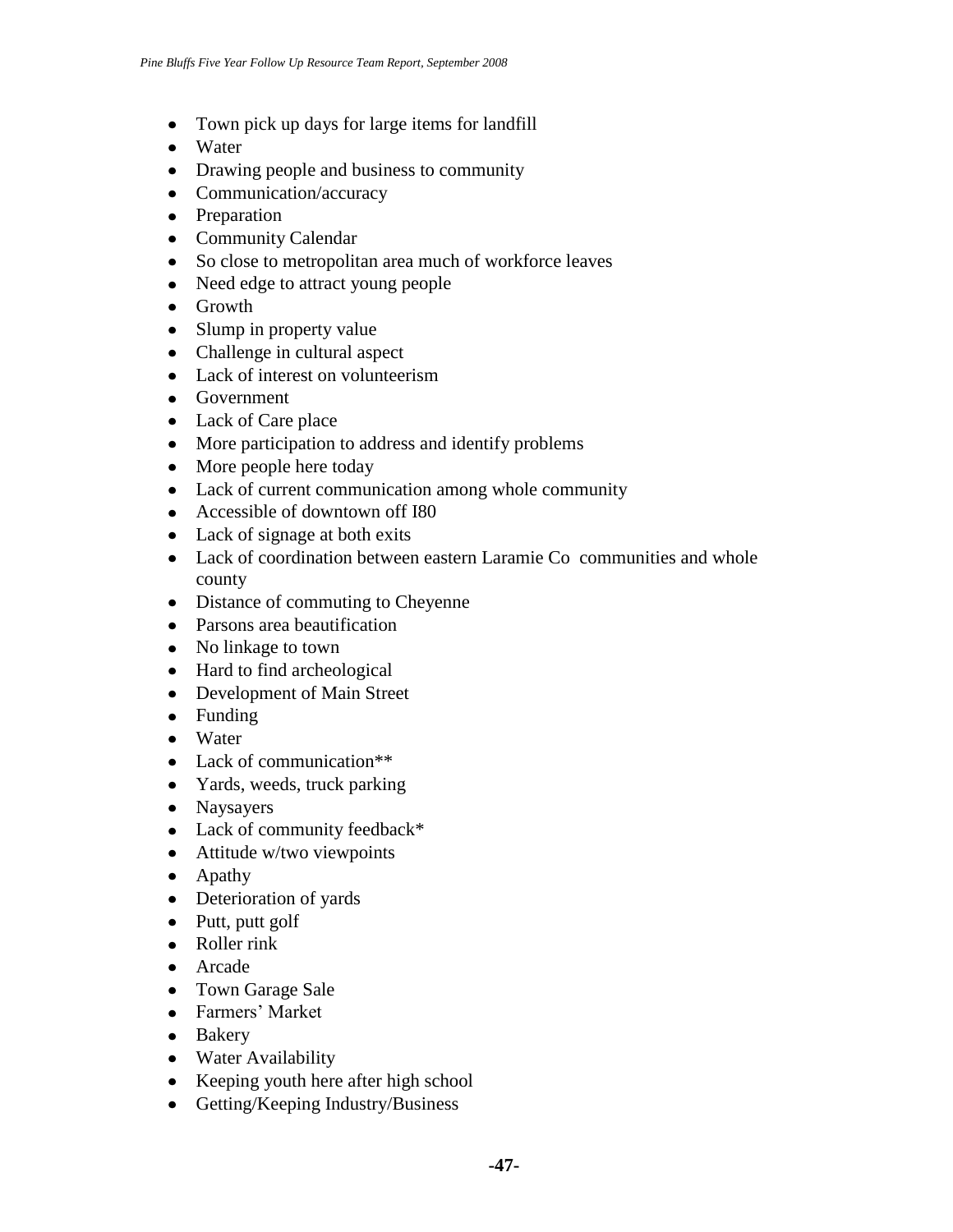- Town pick up days for large items for landfill
- Water
- Drawing people and business to community
- Communication/accuracy
- Preparation
- Community Calendar
- So close to metropolitan area much of workforce leaves
- Need edge to attract young people
- Growth
- Slump in property value
- Challenge in cultural aspect
- Lack of interest on volunteerism
- Government
- Lack of Care place
- More participation to address and identify problems
- More people here today
- Lack of current communication among whole community
- Accessible of downtown off I80
- Lack of signage at both exits
- Lack of coordination between eastern Laramie Co communities and whole county
- Distance of commuting to Cheyenne
- Parsons area beautification
- No linkage to town
- Hard to find archeological
- Development of Main Street
- Funding
- Water
- Lack of communication**
- Yards, weeds, truck parking
- Naysayers
- Lack of community feedback*
- Attitude w/two viewpoints
- Apathy
- Deterioration of yards
- Putt, putt golf
- Roller rink
- Arcade
- Town Garage Sale
- Farmers' Market
- Bakery
- Water Availability
- Keeping youth here after high school
- Getting/Keeping Industry/Business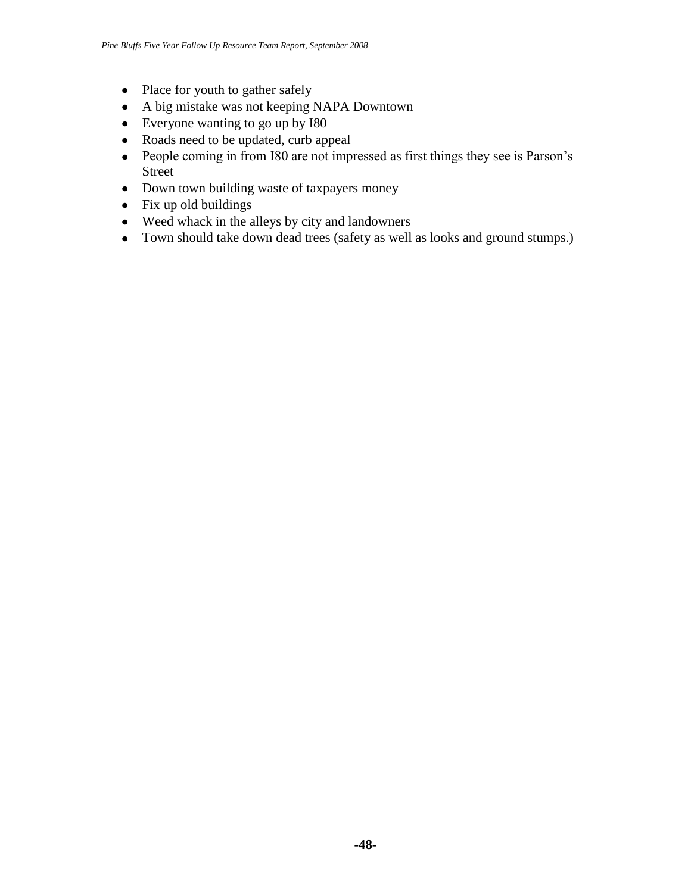- Place for youth to gather safely
- A big mistake was not keeping NAPA Downtown
- Everyone wanting to go up by I80
- Roads need to be updated, curb appeal
- People coming in from I80 are not impressed as first things they see is Parson's Street
- Down town building waste of taxpayers money
- Fix up old buildings
- Weed whack in the alleys by city and landowners
- Town should take down dead trees (safety as well as looks and ground stumps.)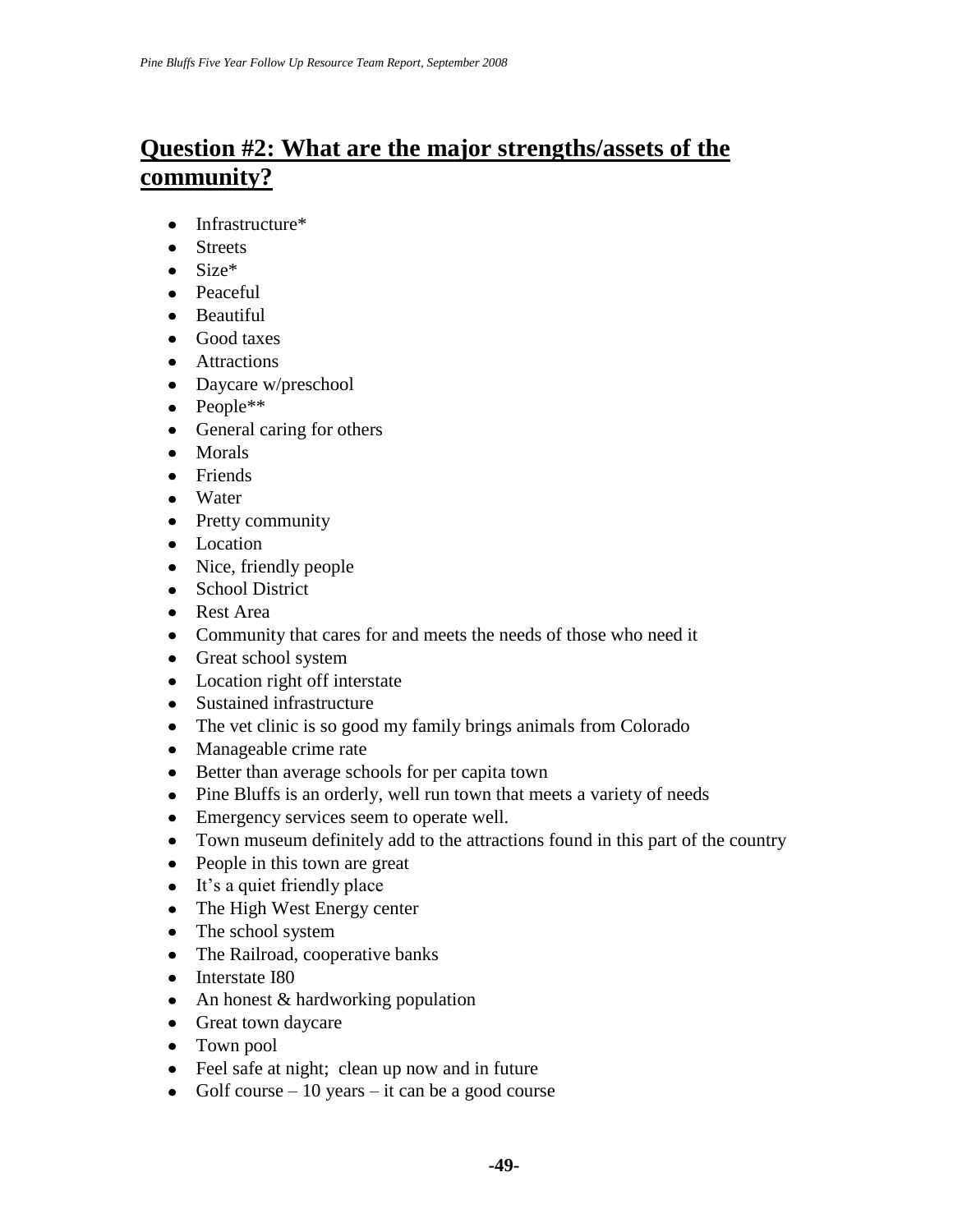## Question #2: What are the major strengths/assets of the community?

- Infrastructure*
- Streets
- Size*
- Peaceful
- Beautiful
- Good taxes
- Attractions
- Daycare w/preschool
- People**
- General caring for others
- Morals
- Friends
- Water
- Pretty community
- Location
- Nice, friendly people
- School District
- Rest Area
- Community that cares for and meets the needs of those who need it
- Great school system
- Location right off interstate
- Sustained infrastructure
- The vet clinic is so good my family brings animals from Colorado
- Manageable crime rate
- Better than average schools for per capita town
- Pine Bluffs is an orderly, well run town that meets a variety of needs
- Emergency services seem to operate well.
- Town museum definitely add to the attractions found in this part of the country
- People in this town are great
- It's a quiet friendly place
- The High West Energy center
- The school system
- The Railroad, cooperative banks
- Interstate I80
- An honest & hardworking population
- Great town daycare
- Town pool
- Feel safe at night; clean up now and in future
- Golf course – 10 years – it can be a good course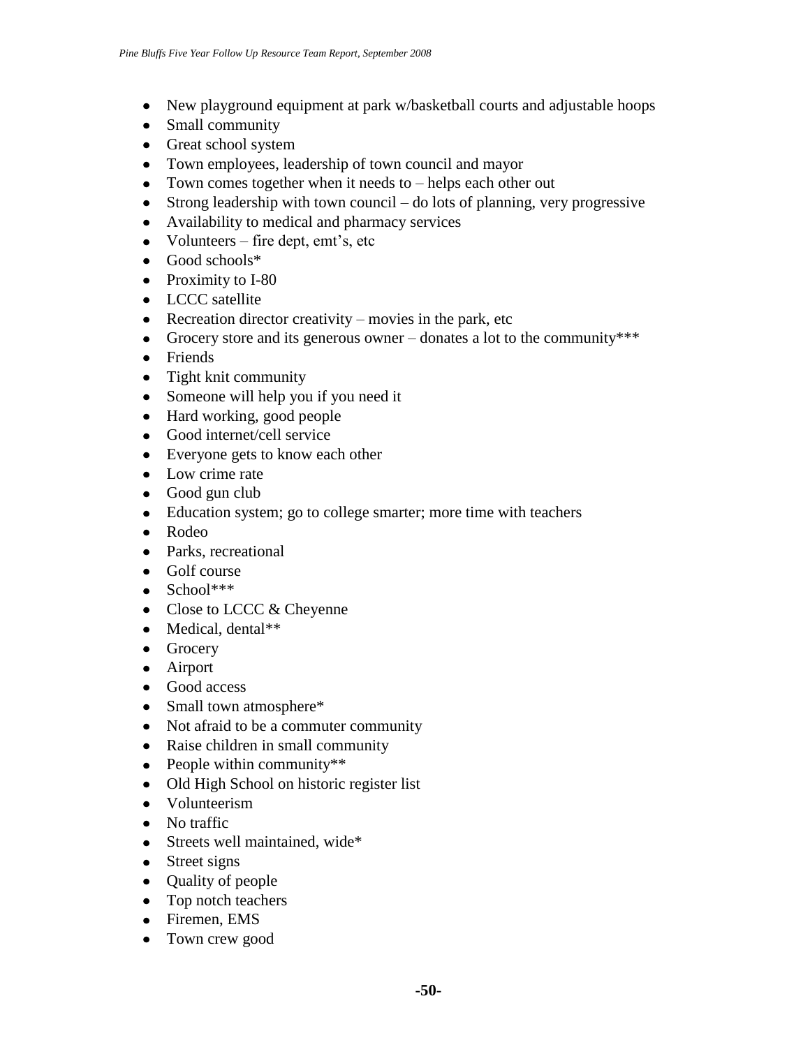- New playground equipment at park w/basketball courts and adjustable hoops
- Small community
- Great school system
- Town employees, leadership of town council and mayor
- Town comes together when it needs to – helps each other out
- Strong leadership with town council – do lots of planning, very progressive
- Availability to medical and pharmacy services
- Volunteers – fire dept, emt's, etc
- Good schools*
- Proximity to I-80
- LCCC satellite
- Recreation director creativity – movies in the park, etc
- Grocery store and its generous owner – donates a lot to the community***
- Friends
- Tight knit community
- Someone will help you if you need it
- Hard working, good people
- Good internet/cell service
- Everyone gets to know each other
- Low crime rate
- Good gun club
- Education system; go to college smarter; more time with teachers
- Rodeo
- Parks, recreational
- Golf course
- School***
- Close to LCCC & Cheyenne
- Medical, dental**
- Grocery
- Airport
- Good access
- Small town atmosphere*
- Not afraid to be a commuter community
- Raise children in small community
- People within community**
- Old High School on historic register list
- Volunteerism
- No traffic
- Streets well maintained, wide*
- Street signs
- Quality of people
- Top notch teachers
- Firemen, EMS
- Town crew good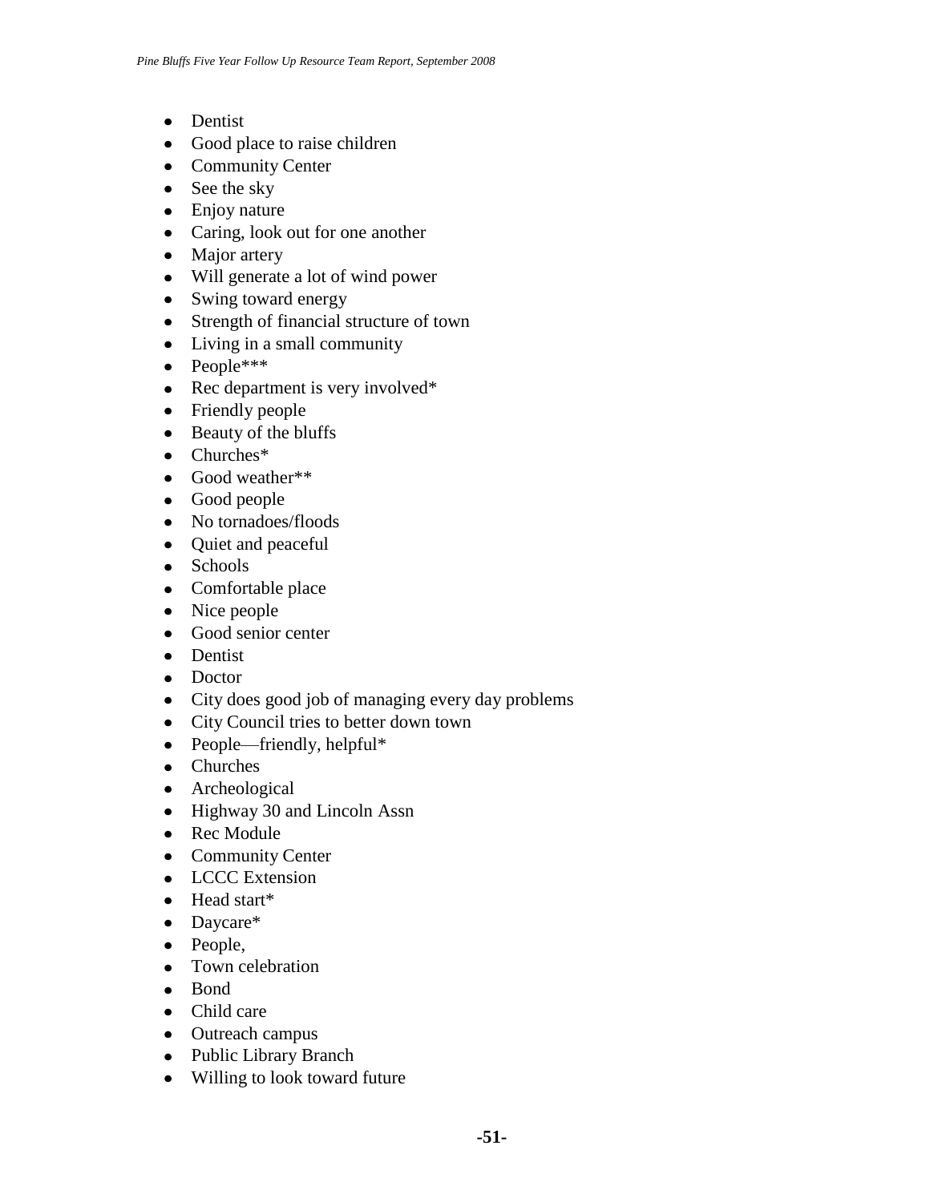- Dentist
- Good place to raise children
- Community Center
- See the sky
- Enjoy nature
- Caring, look out for one another
- Major artery
- Will generate a lot of wind power
- Swing toward energy
- Strength of financial structure of town
- Living in a small community
- People***
- Rec department is very involved*
- Friendly people
- Beauty of the bluffs
- Churches*
- Good weather**
- Good people
- No tornadoes/floods
- Quiet and peaceful
- Schools
- Comfortable place
- Nice people
- Good senior center
- Dentist
- Doctor
- City does good job of managing every day problems
- City Council tries to better down town
- People—friendly, helpful*
- Churches
- Archeological
- Highway 30 and Lincoln Assn
- Rec Module
- Community Center
- LCCC Extension
- Head start*
- Daycare*
- People,
- Town celebration
- Bond
- Child care
- Outreach campus
- Public Library Branch
- Willing to look toward future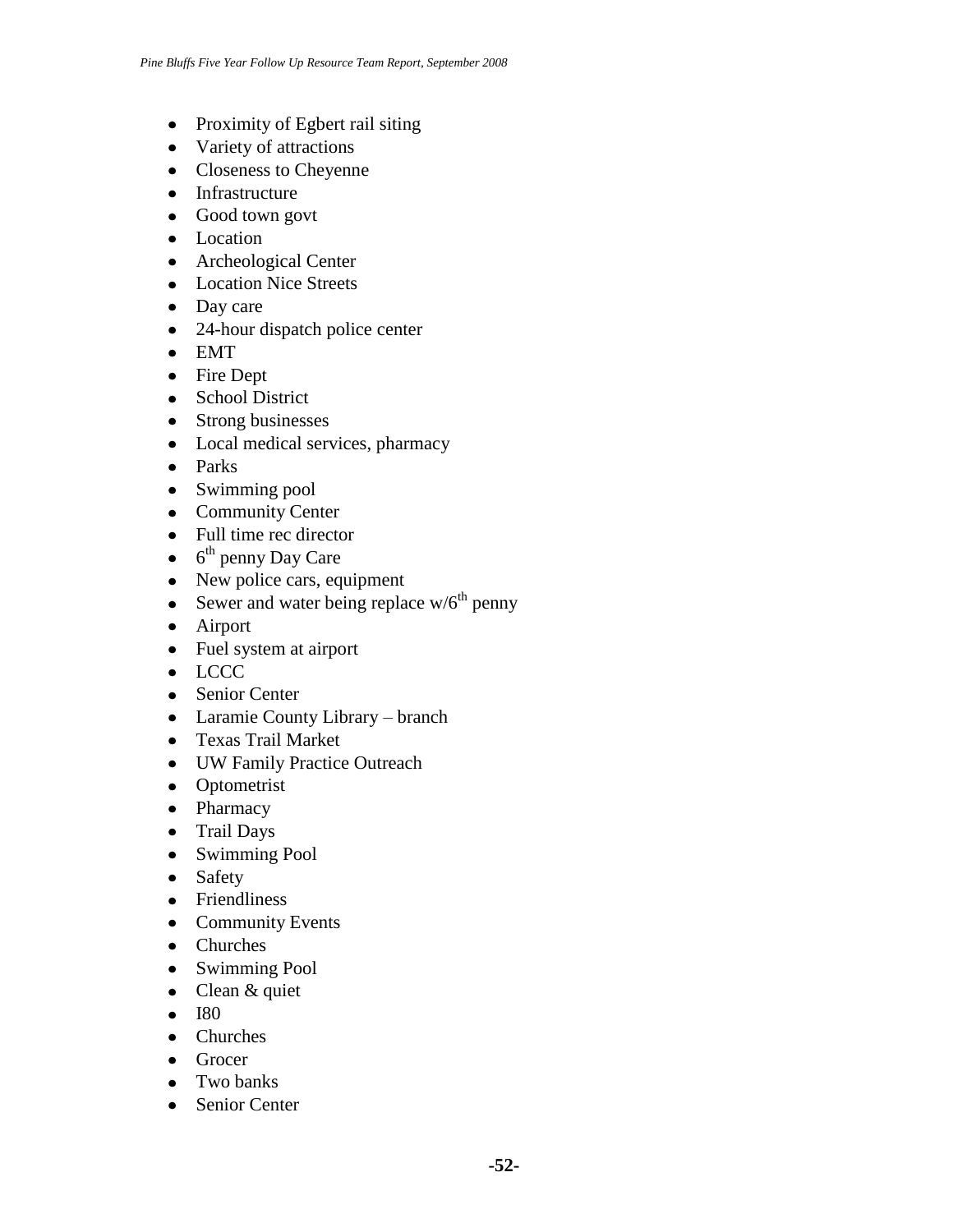- Proximity of Egbert rail siting
- Variety of attractions
- Closeness to Cheyenne
- Infrastructure
- Good town govt
- Location
- Archeological Center
- Location Nice Streets
- Day care
- 24-hour dispatch police center
- EMT
- Fire Dept
- School District
- Strong businesses
- Local medical services, pharmacy
- Parks
- Swimming pool
- Community Center
- Full time rec director
- 6th penny Day Care
- New police cars, equipment
- Sewer and water being replace w/6th penny
- Airport
- Fuel system at airport
- LCCC
- Senior Center
- Laramie County Library – branch
- Texas Trail Market
- UW Family Practice Outreach
- Optometrist
- Pharmacy
- Trail Days
- Swimming Pool
- Safety
- Friendliness
- Community Events
- Churches
- Swimming Pool
- Clean & quiet
- I80
- Churches
- Grocer
- Two banks
- Senior Center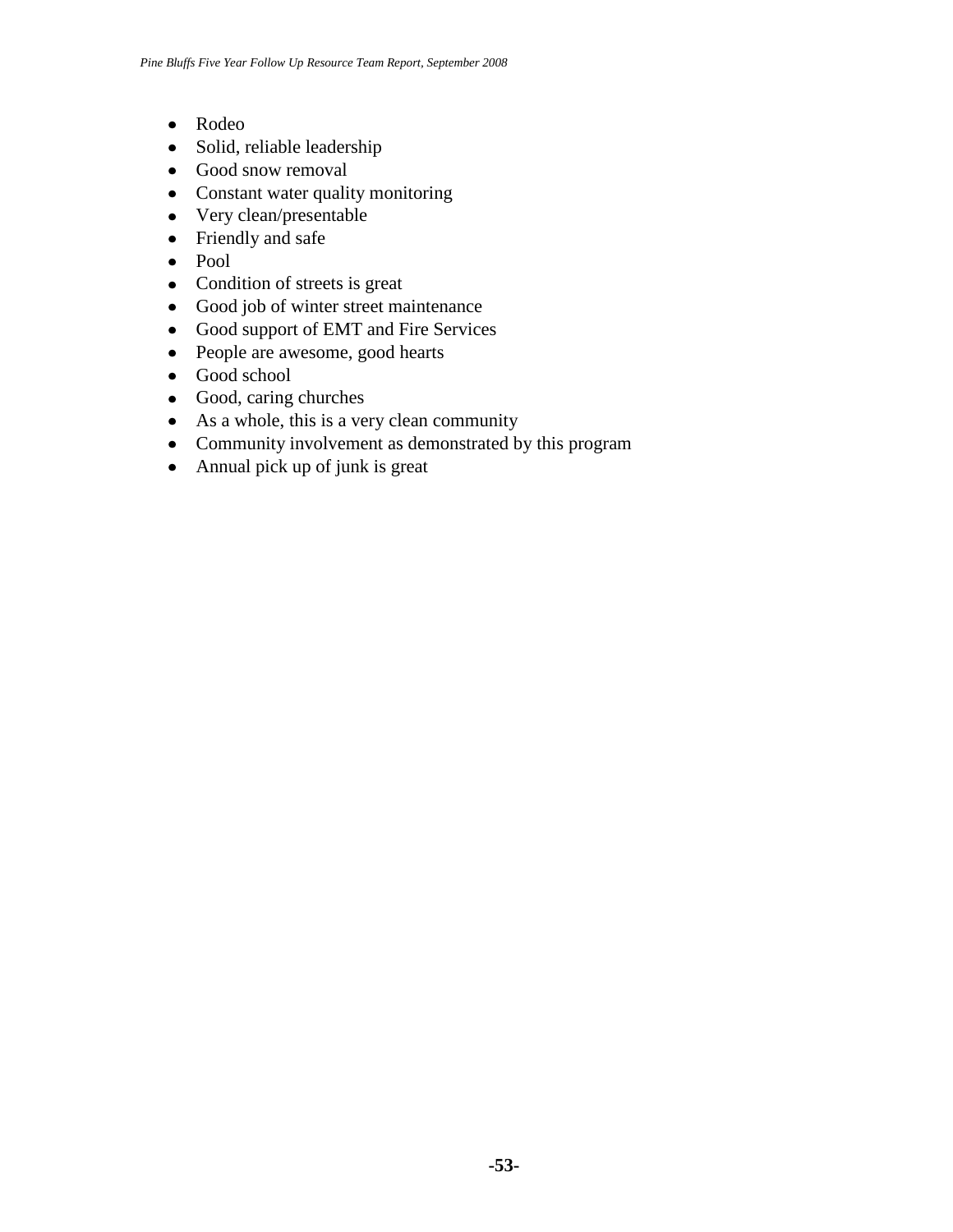- Rodeo
- Solid, reliable leadership
- Good snow removal
- Constant water quality monitoring
- Very clean/presentable
- Friendly and safe
- Pool
- Condition of streets is great
- Good job of winter street maintenance
- Good support of EMT and Fire Services
- People are awesome, good hearts
- Good school
- Good, caring churches
- As a whole, this is a very clean community
- Community involvement as demonstrated by this program
- Annual pick up of junk is great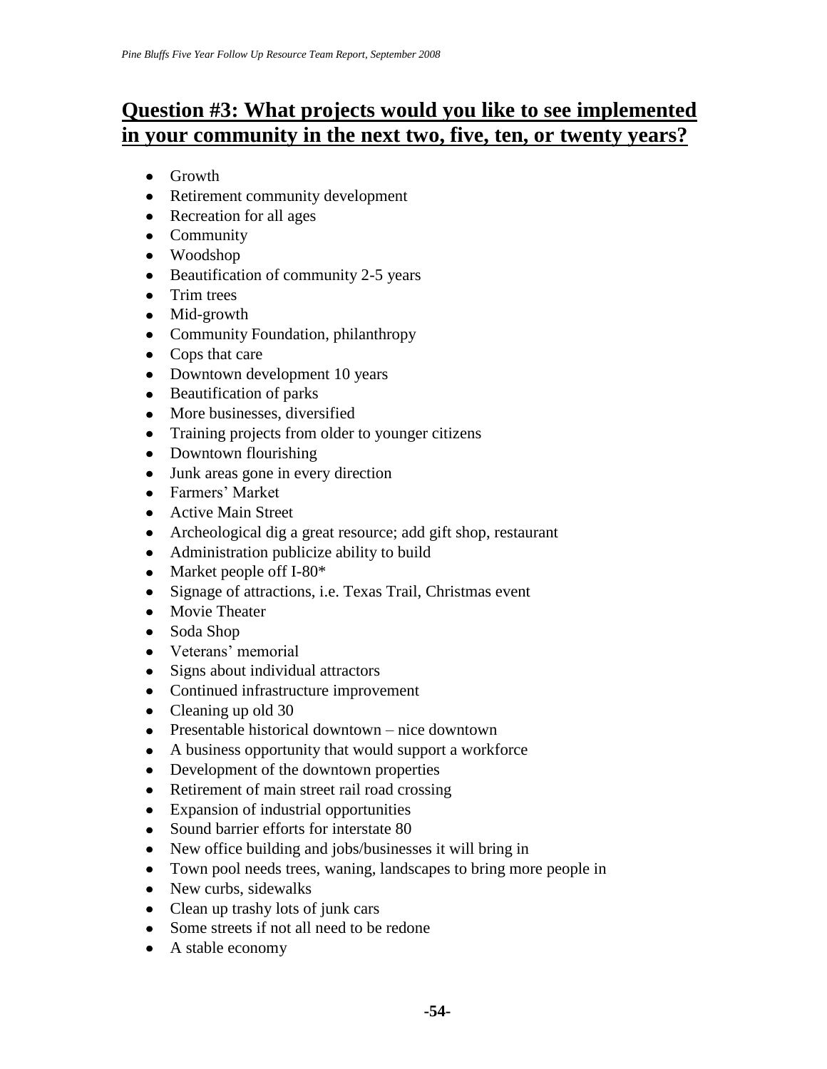## Question #3: What projects would you like to see implemented in your community in the next two, five, ten, or twenty years?

- Growth
- Retirement community development
- Recreation for all ages
- Community
- Woodshop
- Beautification of community 2-5 years
- Trim trees
- Mid-growth
- Community Foundation, philanthropy
- Cops that care
- Downtown development 10 years
- Beautification of parks
- More businesses, diversified
- Training projects from older to younger citizens
- Downtown flourishing
- Junk areas gone in every direction
- Farmers' Market
- Active Main Street
- Archeological dig a great resource; add gift shop, restaurant
- Administration publicize ability to build
- Market people off I-80*
- Signage of attractions, i.e. Texas Trail, Christmas event
- Movie Theater
- Soda Shop
- Veterans' memorial
- Signs about individual attractors
- Continued infrastructure improvement
- Cleaning up old 30
- Presentable historical downtown – nice downtown
- A business opportunity that would support a workforce
- Development of the downtown properties
- Retirement of main street rail road crossing
- Expansion of industrial opportunities
- Sound barrier efforts for interstate 80
- New office building and jobs/businesses it will bring in
- Town pool needs trees, waning, landscapes to bring more people in
- New curbs, sidewalks
- Clean up trashy lots of junk cars
- Some streets if not all need to be redone
- A stable economy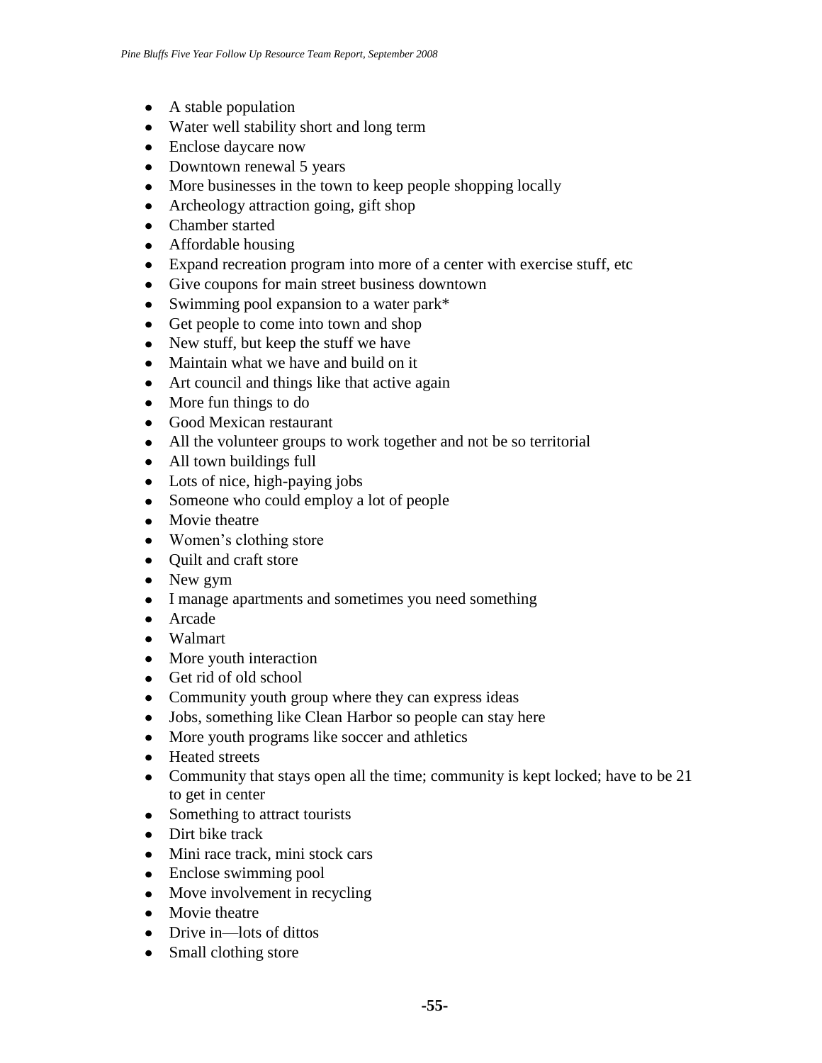- A stable population
- Water well stability short and long term
- Enclose daycare now
- Downtown renewal 5 years
- More businesses in the town to keep people shopping locally
- Archeology attraction going, gift shop
- Chamber started
- Affordable housing
- Expand recreation program into more of a center with exercise stuff, etc
- Give coupons for main street business downtown
- Swimming pool expansion to a water park*
- Get people to come into town and shop
- New stuff, but keep the stuff we have
- Maintain what we have and build on it
- Art council and things like that active again
- More fun things to do
- Good Mexican restaurant
- All the volunteer groups to work together and not be so territorial
- All town buildings full
- Lots of nice, high-paying jobs
- Someone who could employ a lot of people
- Movie theatre
- Women's clothing store
- Quilt and craft store
- New gym
- I manage apartments and sometimes you need something
- Arcade
- Walmart
- More youth interaction
- Get rid of old school
- Community youth group where they can express ideas
- Jobs, something like Clean Harbor so people can stay here
- More youth programs like soccer and athletics
- Heated streets
- Community that stays open all the time; community is kept locked; have to be 21 to get in center
- Something to attract tourists
- Dirt bike track
- Mini race track, mini stock cars
- Enclose swimming pool
- Move involvement in recycling
- Movie theatre
- Drive in—lots of dittos
- Small clothing store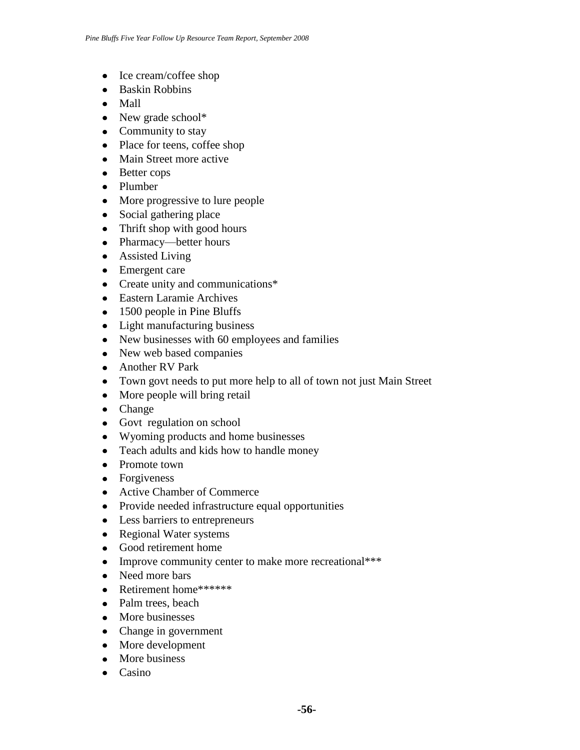- Ice cream/coffee shop
- Baskin Robbins
- Mall
- New grade school*
- Community to stay
- Place for teens, coffee shop
- Main Street more active
- Better cops
- Plumber
- More progressive to lure people
- Social gathering place
- Thrift shop with good hours
- Pharmacy—better hours
- Assisted Living
- Emergent care
- Create unity and communications*
- Eastern Laramie Archives
- 1500 people in Pine Bluffs
- Light manufacturing business
- New businesses with 60 employees and families
- New web based companies
- Another RV Park
- Town govt needs to put more help to all of town not just Main Street
- More people will bring retail
- Change
- Govt regulation on school
- Wyoming products and home businesses
- Teach adults and kids how to handle money
- Promote town
- Forgiveness
- Active Chamber of Commerce
- Provide needed infrastructure equal opportunities
- Less barriers to entrepreneurs
- Regional Water systems
- Good retirement home
- Improve community center to make more recreational***
- Need more bars
- Retirement home******
- Palm trees, beach
- More businesses
- Change in government
- More development
- More business
- Casino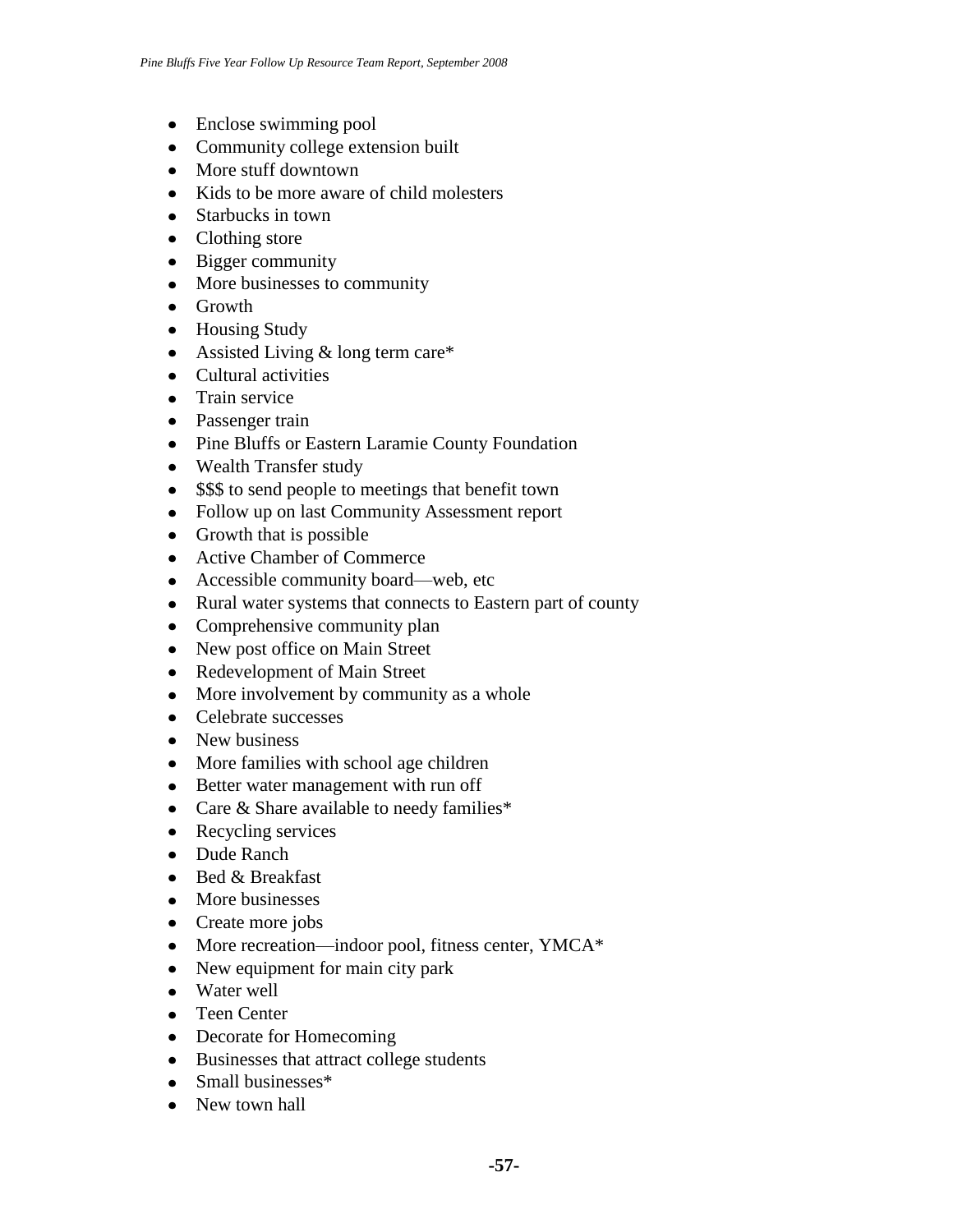- Enclose swimming pool
- Community college extension built
- More stuff downtown
- Kids to be more aware of child molesters
- Starbucks in town
- Clothing store
- Bigger community
- More businesses to community
- Growth
- Housing Study
- Assisted Living & long term care*
- Cultural activities
- Train service
- Passenger train
- Pine Bluffs or Eastern Laramie County Foundation
- Wealth Transfer study
- $$$ to send people to meetings that benefit town
- Follow up on last Community Assessment report
- Growth that is possible
- Active Chamber of Commerce
- Accessible community board—web, etc
- Rural water systems that connects to Eastern part of county
- Comprehensive community plan
- New post office on Main Street
- Redevelopment of Main Street
- More involvement by community as a whole
- Celebrate successes
- New business
- More families with school age children
- Better water management with run off
- Care & Share available to needy families*
- Recycling services
- Dude Ranch
- Bed & Breakfast
- More businesses
- Create more jobs
- More recreation—indoor pool, fitness center, YMCA*
- New equipment for main city park
- Water well
- Teen Center
- Decorate for Homecoming
- Businesses that attract college students
- Small businesses*
- New town hall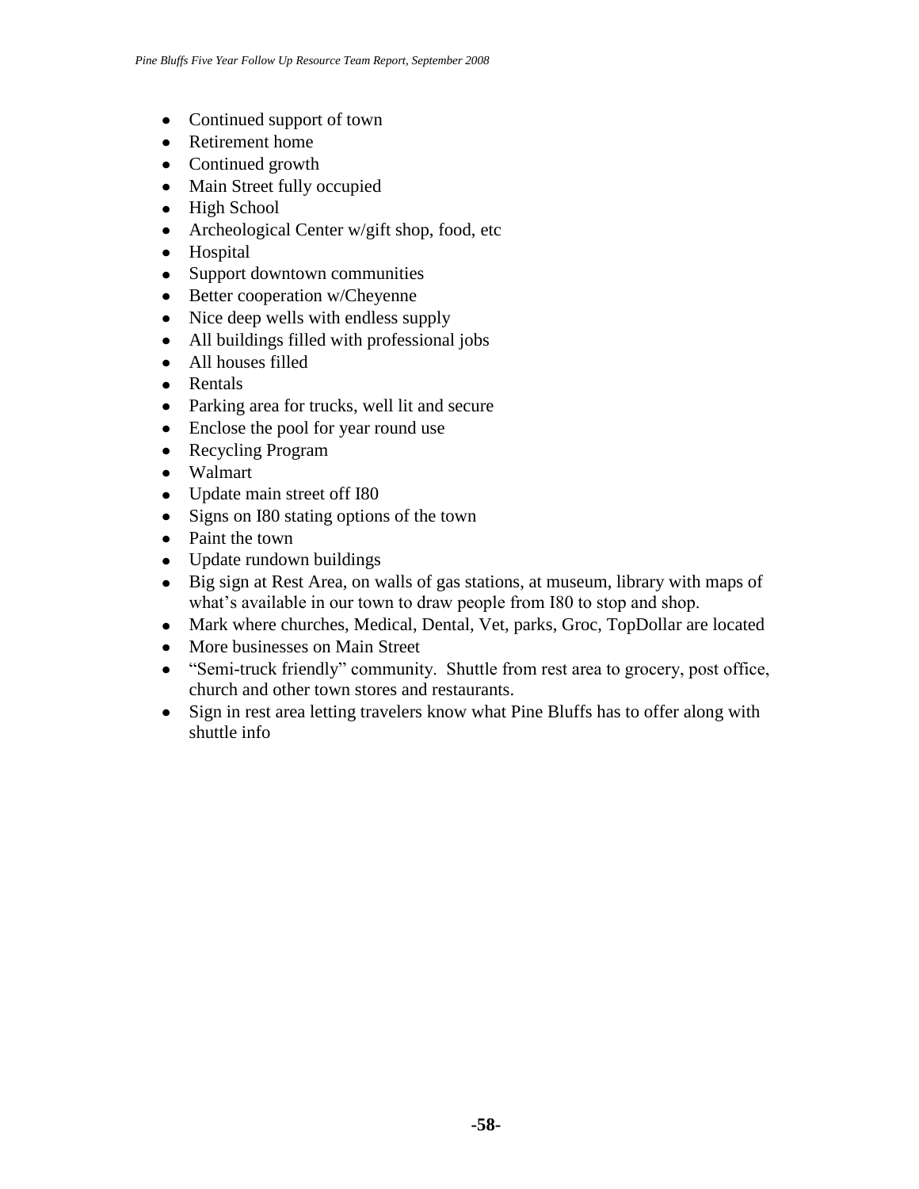- Continued support of town
- Retirement home
- Continued growth
- Main Street fully occupied
- High School
- Archeological Center w/gift shop, food, etc
- Hospital
- Support downtown communities
- Better cooperation w/Cheyenne
- Nice deep wells with endless supply
- All buildings filled with professional jobs
- All houses filled
- Rentals
- Parking area for trucks, well lit and secure
- Enclose the pool for year round use
- Recycling Program
- Walmart
- Update main street off I80
- Signs on I80 stating options of the town
- Paint the town
- Update rundown buildings
- Big sign at Rest Area, on walls of gas stations, at museum, library with maps of what's available in our town to draw people from I80 to stop and shop.
- Mark where churches, Medical, Dental, Vet, parks, Groc, TopDollar are located
- More businesses on Main Street
- "Semi-truck friendly" community. Shuttle from rest area to grocery, post office, church and other town stores and restaurants.
- Sign in rest area letting travelers know what Pine Bluffs has to offer along with shuttle info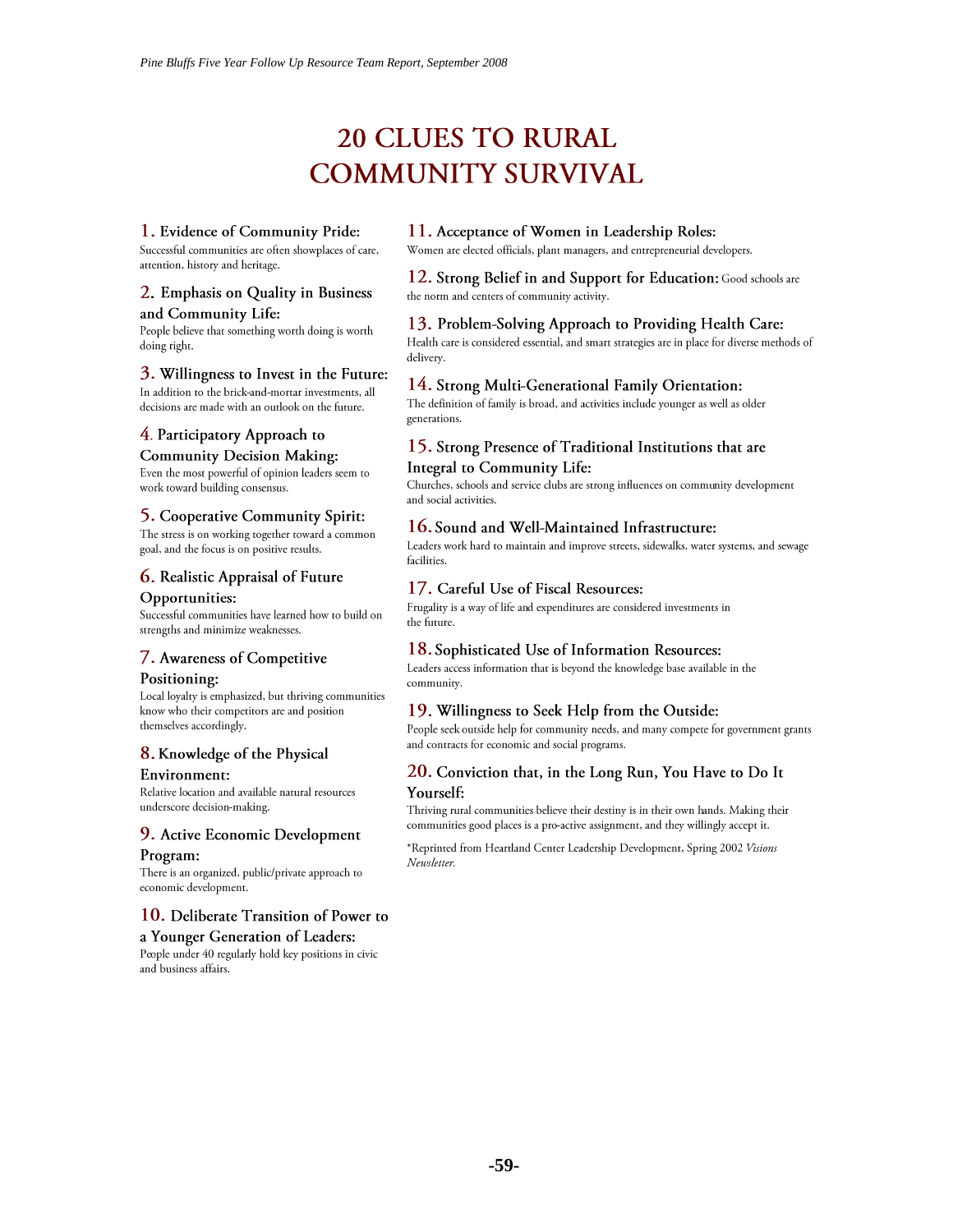# 20 CLUES TO RURAL COMMUNITY SURVIVAL

### 1. Evidence of Community Pride:

Successful communities are often showplaces of care, attention, history and heritage.

### 2. Emphasis on Quality in Business and Community Life:

People believe that something worth doing is worth doing right.

### 3. Willingness to Invest in the Future:

In addition to the brick-and-mortar investments, all decisions are made with an outlook on the future.

### 4. Participatory Approach to Community Decision Making:

Even the most powerful of opinion leaders seem to work toward building consensus.

### 5. Cooperative Community Spirit:

The stress is on working together toward a common goal, and the focus is on positive results.

### 6. Realistic Appraisal of Future Opportunities:

Successful communities have learned how to build on strengths and minimize weaknesses.

### 7. Awareness of Competitive Positioning:

Local loyalty is emphasized, but thriving communities know who their competitors are and position themselves accordingly.

### 8. Knowledge of the Physical Environment:

Relative location and available natural resources underscore decision-making.

### 9. Active Economic Development Program:

There is an organized, public/private approach to economic development.

### 10. Deliberate Transition of Power to a Younger Generation of Leaders:

People under 40 regularly hold key positions in civic and business affairs.

### 11. Acceptance of Women in Leadership Roles:

Women are elected officials, plant managers, and entrepreneurial developers.

### 12. Strong Belief in and Support for Education:

Good schools are the norm and centers of community activity.

### 13. Problem-Solving Approach to Providing Health Care:

Health care is considered essential, and smart strategies are in place for diverse methods of delivery.

### 14. Strong Multi-Generational Family Orientation:

The definition of family is broad, and activities include younger as well as older generations.

### 15. Strong Presence of Traditional Institutions that are Integral to Community Life:

Churches, schools and service clubs are strong influences on community development and social activities.

### 16. Sound and Well-Maintained Infrastructure:

Leaders work hard to maintain and improve streets, sidewalks, water systems, and sewage facilities.

### 17. Careful Use of Fiscal Resources:

Frugality is a way of life and expenditures are considered investments in the future.

### 18. Sophisticated Use of Information Resources:

Leaders access information that is beyond the knowledge base available in the community.

### 19. Willingness to Seek Help from the Outside:

People seek outside help for community needs, and many compete for government grants and contracts for economic and social programs.

### 20. Conviction that, in the Long Run, You Have to Do It Yourself:

Thriving rural communities believe their destiny is in their own hands. Making their communities good places is a pro-active assignment, and they willingly accept it.

*Reprinted from Heartland Center Leadership Development, Spring 2002 *Visions Newsletter*.